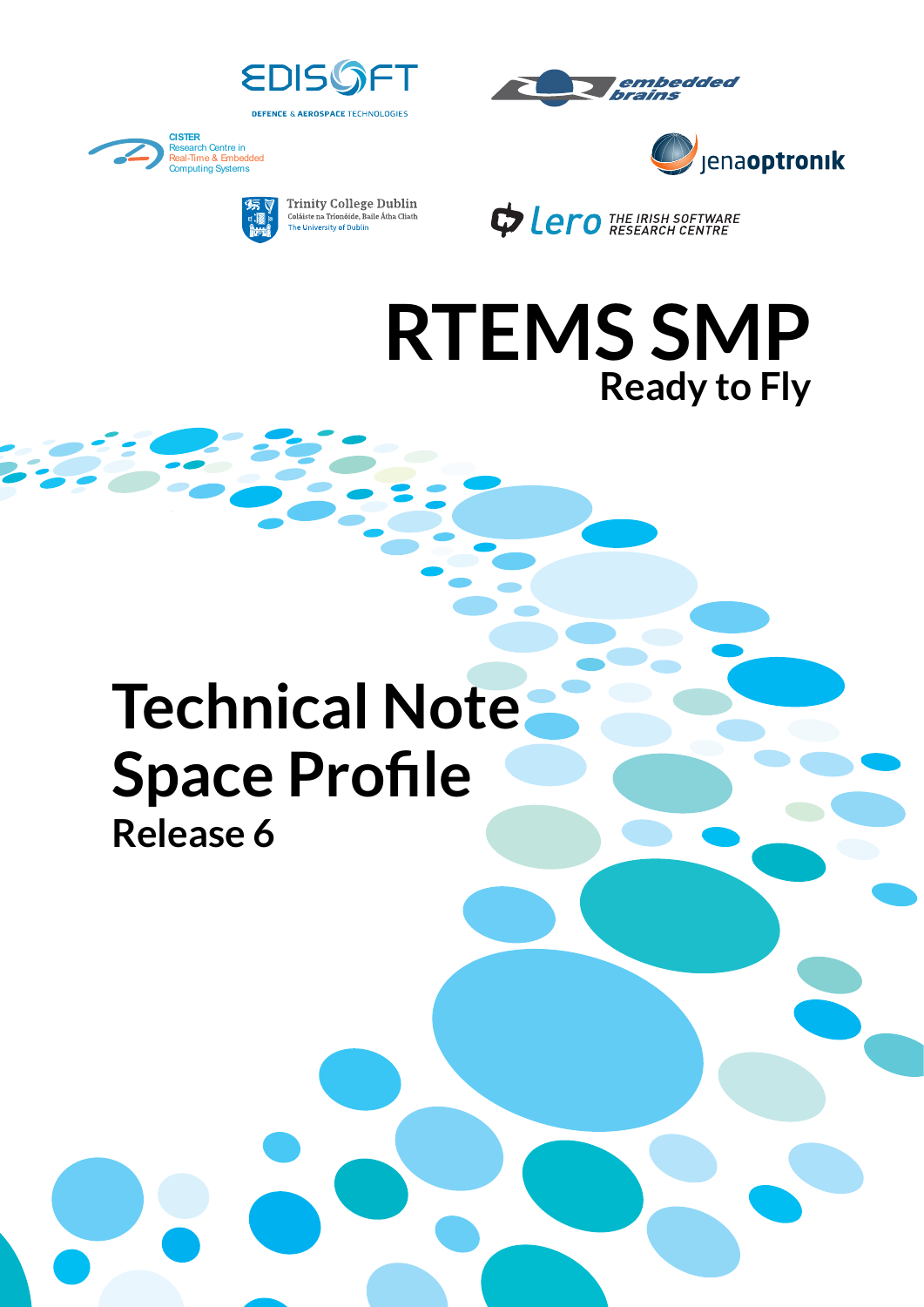EDISOFT

DEFENCE & AEROSPACE TECHNOLOGIES

embedded brains

CISTER
Research Centre in
Real-Time & Embedded
Computing Systems

jenaoptronik

Trinity College Dublin
Coláiste na Tríonóide, Baile Átha Cliath
The University of Dublin

lero THE IRISH SOFTWARE RESEARCH CENTRE

# RTEMS SMP

## Ready to Fly

# Technical Note
# Space Profile

## Release 6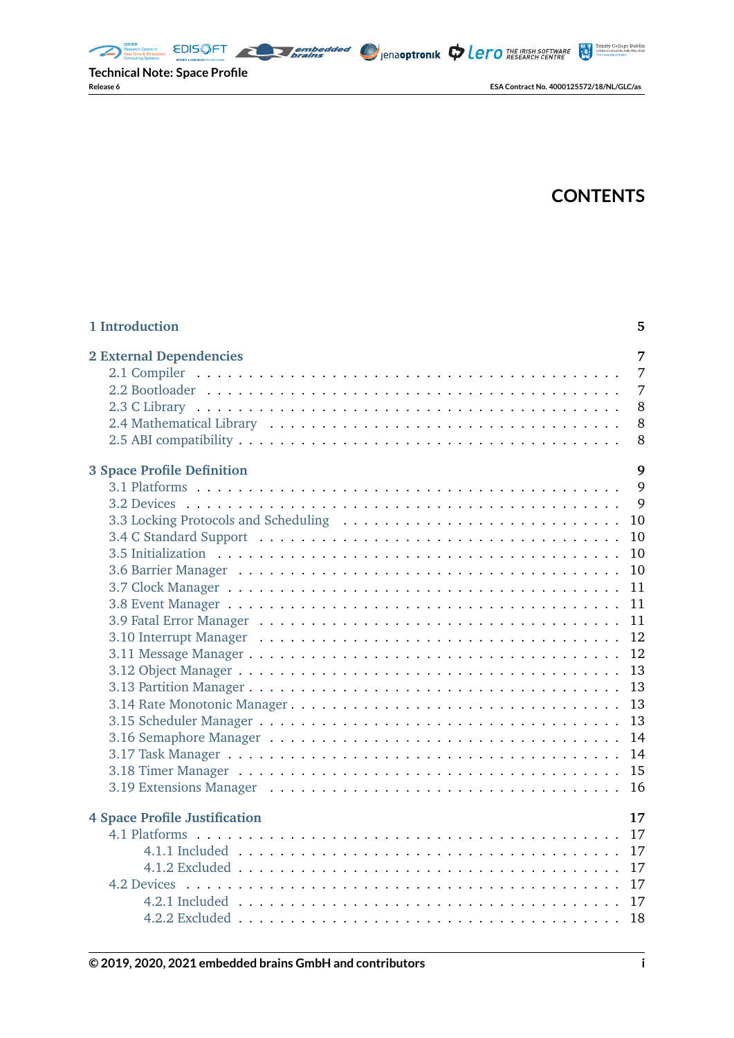# CONTENTS

**1 Introduction** 5

**2 External Dependencies** 7
- 2.1 Compiler 7
- 2.2 Bootloader 7
- 2.3 C Library 8
- 2.4 Mathematical Library 8
- 2.5 ABI compatibility 8

**3 Space Profile Definition** 9
- 3.1 Platforms 9
- 3.2 Devices 9
- 3.3 Locking Protocols and Scheduling 10
- 3.4 C Standard Support 10
- 3.5 Initialization 10
- 3.6 Barrier Manager 10
- 3.7 Clock Manager 11
- 3.8 Event Manager 11
- 3.9 Fatal Error Manager 11
- 3.10 Interrupt Manager 12
- 3.11 Message Manager 12
- 3.12 Object Manager 13
- 3.13 Partition Manager 13
- 3.14 Rate Monotonic Manager 13
- 3.15 Scheduler Manager 13
- 3.16 Semaphore Manager 14
- 3.17 Task Manager 14
- 3.18 Timer Manager 15
- 3.19 Extensions Manager 16

**4 Space Profile Justification** 17
- 4.1 Platforms 17
  - 4.1.1 Included 17
  - 4.1.2 Excluded 17
- 4.2 Devices 17
  - 4.2.1 Included 17
  - 4.2.2 Excluded 18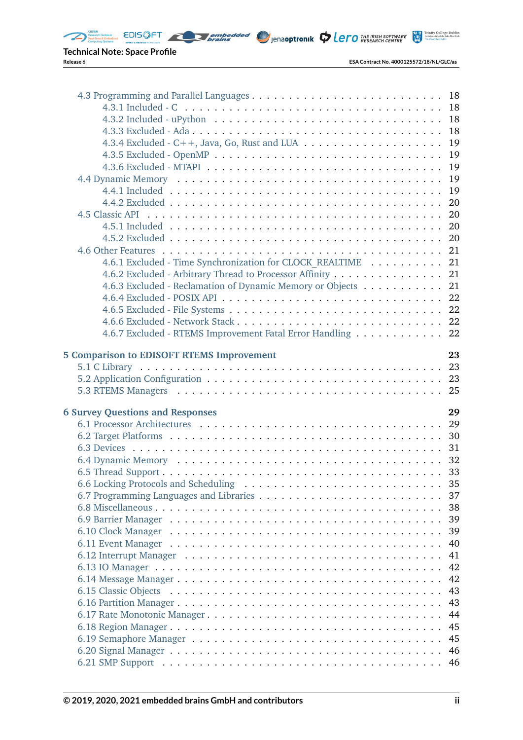- 4.3 Programming and Parallel Languages . . . 18
  - 4.3.1 Included - C . . . 18
  - 4.3.2 Included - uPython . . . 18
  - 4.3.3 Excluded - Ada . . . 18
  - 4.3.4 Excluded - C++, Java, Go, Rust and LUA . . . 19
  - 4.3.5 Excluded - OpenMP . . . 19
  - 4.3.6 Excluded - MTAPI . . . 19
- 4.4 Dynamic Memory . . . 19
  - 4.4.1 Included . . . 19
  - 4.4.2 Excluded . . . 20
- 4.5 Classic API . . . 20
  - 4.5.1 Included . . . 20
  - 4.5.2 Excluded . . . 20
- 4.6 Other Features . . . 21
  - 4.6.1 Excluded - Time Synchronization for CLOCK_REALTIME . . . 21
  - 4.6.2 Excluded - Arbitrary Thread to Processor Affinity . . . 21
  - 4.6.3 Excluded - Reclamation of Dynamic Memory or Objects . . . 21
  - 4.6.4 Excluded - POSIX API . . . 22
  - 4.6.5 Excluded - File Systems . . . 22
  - 4.6.6 Excluded - Network Stack . . . 22
  - 4.6.7 Excluded - RTEMS Improvement Fatal Error Handling . . . 22

**5 Comparison to EDISOFT RTEMS Improvement** **23**
- 5.1 C Library . . . 23
- 5.2 Application Configuration . . . 23
- 5.3 RTEMS Managers . . . 25

**6 Survey Questions and Responses** **29**
- 6.1 Processor Architectures . . . 29
- 6.2 Target Platforms . . . 30
- 6.3 Devices . . . 31
- 6.4 Dynamic Memory . . . 32
- 6.5 Thread Support . . . 33
- 6.6 Locking Protocols and Scheduling . . . 35
- 6.7 Programming Languages and Libraries . . . 37
- 6.8 Miscellaneous . . . 38
- 6.9 Barrier Manager . . . 39
- 6.10 Clock Manager . . . 39
- 6.11 Event Manager . . . 40
- 6.12 Interrupt Manager . . . 41
- 6.13 IO Manager . . . 42
- 6.14 Message Manager . . . 42
- 6.15 Classic Objects . . . 43
- 6.16 Partition Manager . . . 43
- 6.17 Rate Monotonic Manager . . . 44
- 6.18 Region Manager . . . 45
- 6.19 Semaphore Manager . . . 45
- 6.20 Signal Manager . . . 46
- 6.21 SMP Support . . . 46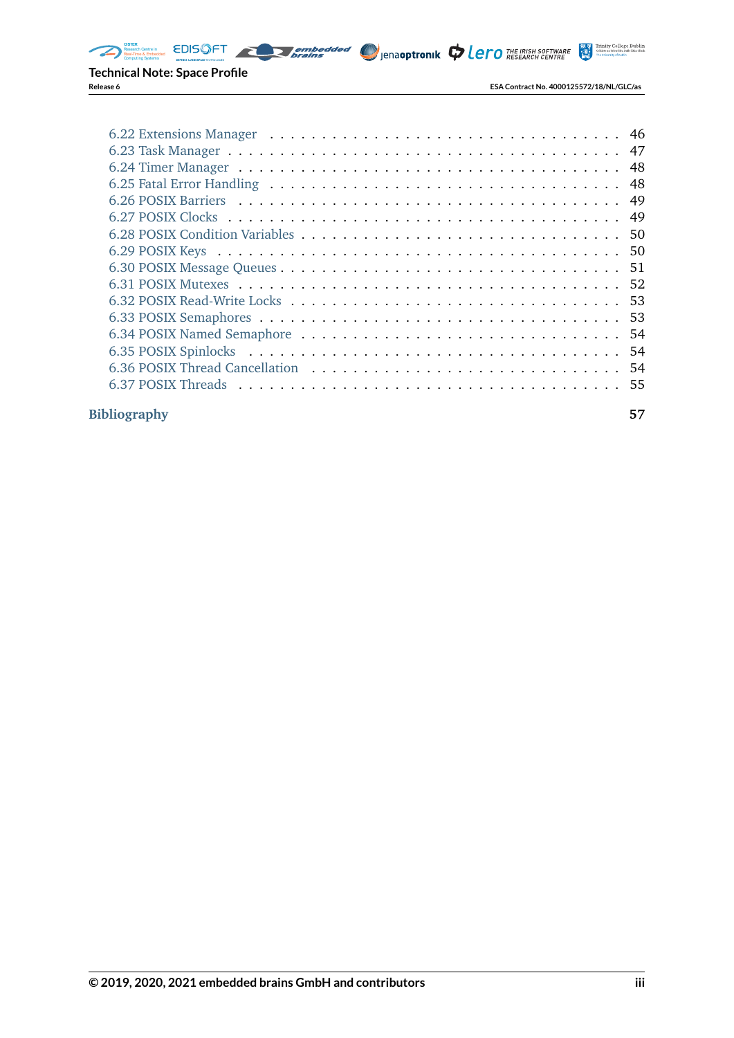6.22 Extensions Manager . . . . . . . . . . . . . . . . . . . . . . . . . . . . . . . 46
6.23 Task Manager . . . . . . . . . . . . . . . . . . . . . . . . . . . . . . . . . . . 47
6.24 Timer Manager . . . . . . . . . . . . . . . . . . . . . . . . . . . . . . . . . . 48
6.25 Fatal Error Handling . . . . . . . . . . . . . . . . . . . . . . . . . . . . . . . 48
6.26 POSIX Barriers . . . . . . . . . . . . . . . . . . . . . . . . . . . . . . . . . . 49
6.27 POSIX Clocks . . . . . . . . . . . . . . . . . . . . . . . . . . . . . . . . . . . 49
6.28 POSIX Condition Variables . . . . . . . . . . . . . . . . . . . . . . . . . . . . 50
6.29 POSIX Keys . . . . . . . . . . . . . . . . . . . . . . . . . . . . . . . . . . . . 50
6.30 POSIX Message Queues . . . . . . . . . . . . . . . . . . . . . . . . . . . . . . 51
6.31 POSIX Mutexes . . . . . . . . . . . . . . . . . . . . . . . . . . . . . . . . . . 52
6.32 POSIX Read-Write Locks . . . . . . . . . . . . . . . . . . . . . . . . . . . . . 53
6.33 POSIX Semaphores . . . . . . . . . . . . . . . . . . . . . . . . . . . . . . . . 53
6.34 POSIX Named Semaphore . . . . . . . . . . . . . . . . . . . . . . . . . . . . . 54
6.35 POSIX Spinlocks . . . . . . . . . . . . . . . . . . . . . . . . . . . . . . . . . 54
6.36 POSIX Thread Cancellation . . . . . . . . . . . . . . . . . . . . . . . . . . . . 54
6.37 POSIX Threads . . . . . . . . . . . . . . . . . . . . . . . . . . . . . . . . . . 55

**Bibliography** **57**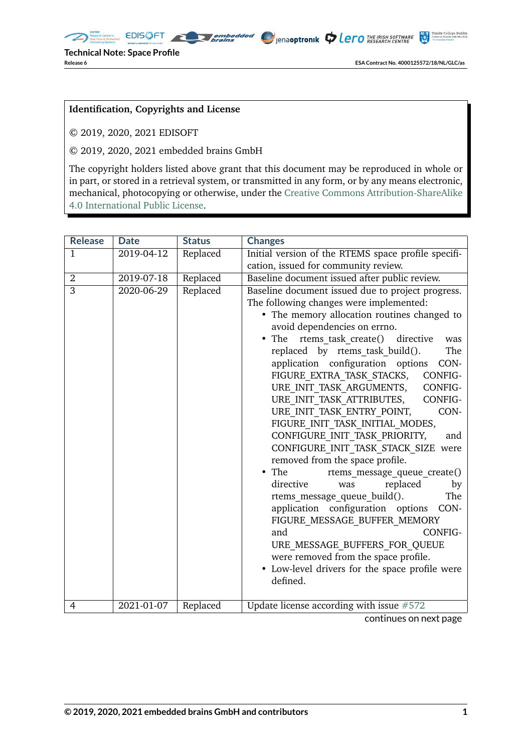**Identification, Copyrights and License**

© 2019, 2020, 2021 EDISOFT

© 2019, 2020, 2021 embedded brains GmbH

The copyright holders listed above grant that this document may be reproduced in whole or in part, or stored in a retrieval system, or transmitted in any form, or by any means electronic, mechanical, photocopying or otherwise, under the Creative Commons Attribution-ShareAlike 4.0 International Public License.

| Release | Date | Status | Changes |
|---|---|---|---|
| 1 | 2019-04-12 | Replaced | Initial version of the RTEMS space profile specification, issued for community review. |
| 2 | 2019-07-18 | Replaced | Baseline document issued after public review. |
| 3 | 2020-06-29 | Replaced | Baseline document issued due to project progress. The following changes were implemented: <br>• The memory allocation routines changed to avoid dependencies on errno. <br>• The rtems_task_create() directive was replaced by rtems_task_build(). The application configuration options CONFIGURE_EXTRA_TASK_STACKS, CONFIGURE_INIT_TASK_ARGUMENTS, CONFIGURE_INIT_TASK_ATTRIBUTES, CONFIGURE_INIT_TASK_ENTRY_POINT, CONFIGURE_INIT_TASK_INITIAL_MODES, CONFIGURE_INIT_TASK_PRIORITY, and CONFIGURE_INIT_TASK_STACK_SIZE were removed from the space profile. <br>• The rtems_message_queue_create() directive was replaced by rtems_message_queue_build(). The application configuration options CONFIGURE_MESSAGE_BUFFER_MEMORY and CONFIGURE_MESSAGE_BUFFERS_FOR_QUEUE were removed from the space profile. <br>• Low-level drivers for the space profile were defined. |
| 4 | 2021-01-07 | Replaced | Update license according with issue #572 |

continues on next page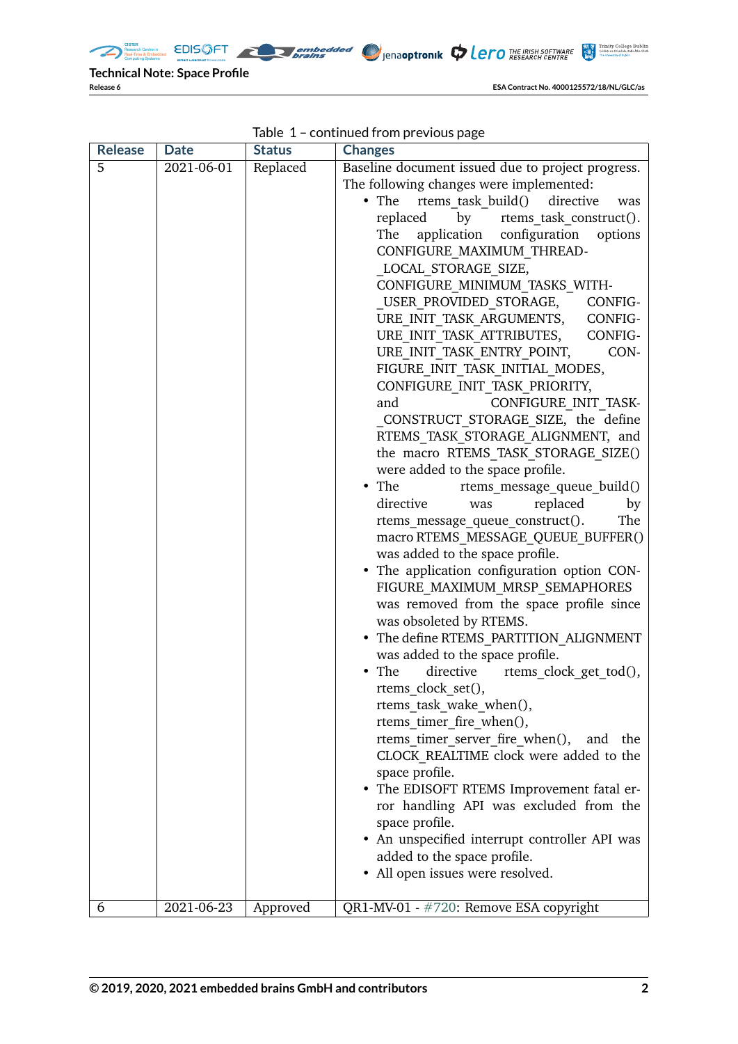Table 1 – continued from previous page

| Release | Date | Status | Changes |
|---|---|---|---|
| 5 | 2021-06-01 | Replaced | Baseline document issued due to project progress. The following changes were implemented:<br>• The rtems_task_build() directive was replaced by rtems_task_construct(). The application configuration options CONFIGURE_MAXIMUM_THREAD_LOCAL_STORAGE_SIZE, CONFIGURE_MINIMUM_TASKS_WITH_USER_PROVIDED_STORAGE, CONFIGURE_INIT_TASK_ARGUMENTS, CONFIGURE_INIT_TASK_ATTRIBUTES, CONFIGURE_INIT_TASK_ENTRY_POINT, CONFIGURE_INIT_TASK_INITIAL_MODES, CONFIGURE_INIT_TASK_PRIORITY, and CONFIGURE_INIT_TASK_CONSTRUCT_STORAGE_SIZE, the define RTEMS_TASK_STORAGE_ALIGNMENT, and the macro RTEMS_TASK_STORAGE_SIZE() were added to the space profile.<br>• The rtems_message_queue_build() directive was replaced by rtems_message_queue_construct(). The macro RTEMS_MESSAGE_QUEUE_BUFFER() was added to the space profile.<br>• The application configuration option CONFIGURE_MAXIMUM_MRSP_SEMAPHORES was removed from the space profile since was obsoleted by RTEMS.<br>• The define RTEMS_PARTITION_ALIGNMENT was added to the space profile.<br>• The directive rtems_clock_get_tod(), rtems_clock_set(), rtems_task_wake_when(), rtems_timer_fire_when(), rtems_timer_server_fire_when(), and the CLOCK_REALTIME clock were added to the space profile.<br>• The EDISOFT RTEMS Improvement fatal error handling API was excluded from the space profile.<br>• An unspecified interrupt controller API was added to the space profile.<br>• All open issues were resolved. |
| 6 | 2021-06-23 | Approved | QR1-MV-01 - #720: Remove ESA copyright |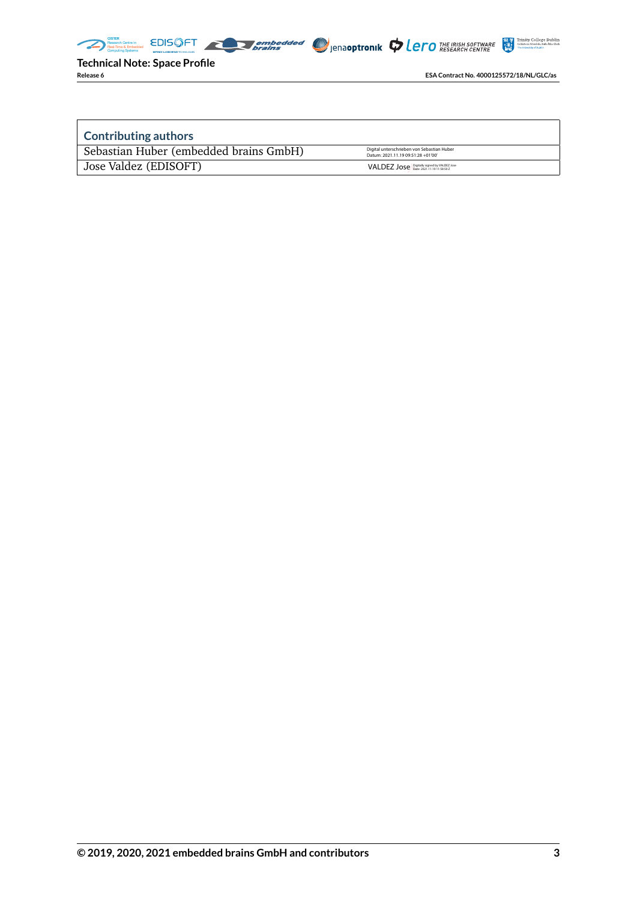| Contributing authors | |
| --- | --- |
| Sebastian Huber (embedded brains GmbH) | Digital unterschrieben von Sebastian Huber Datum: 2021.11.19 09:51:28 +01'00' |
| Jose Valdez (EDISOFT) | VALDEZ Jose Digitally signed by VALDEZ Jose Date: 2021.11.19 11:58:50 Z |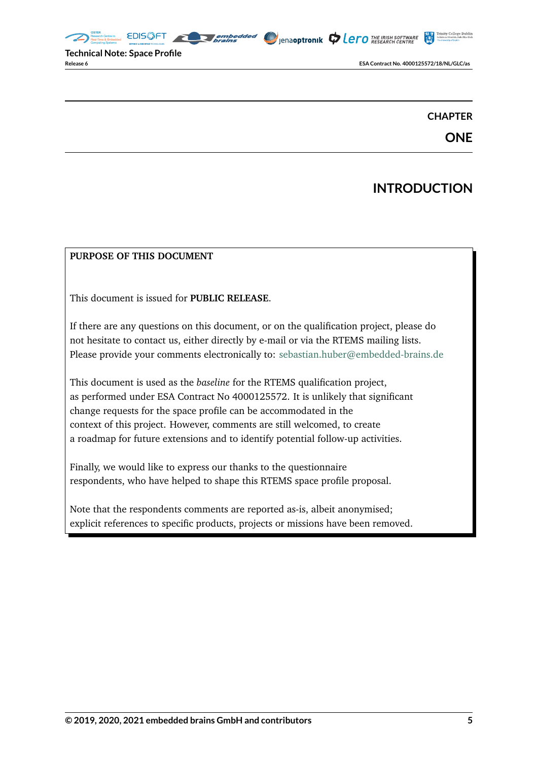# CHAPTER ONE

# INTRODUCTION

**PURPOSE OF THIS DOCUMENT**

This document is issued for **PUBLIC RELEASE**.

If there are any questions on this document, or on the qualification project, please do not hesitate to contact us, either directly by e-mail or via the RTEMS mailing lists. Please provide your comments electronically to: sebastian.huber@embedded-brains.de

This document is used as the *baseline* for the RTEMS qualification project, as performed under ESA Contract No 4000125572. It is unlikely that significant change requests for the space profile can be accommodated in the context of this project. However, comments are still welcomed, to create a roadmap for future extensions and to identify potential follow-up activities.

Finally, we would like to express our thanks to the questionnaire respondents, who have helped to shape this RTEMS space profile proposal.

Note that the respondents comments are reported as-is, albeit anonymised; explicit references to specific products, projects or missions have been removed.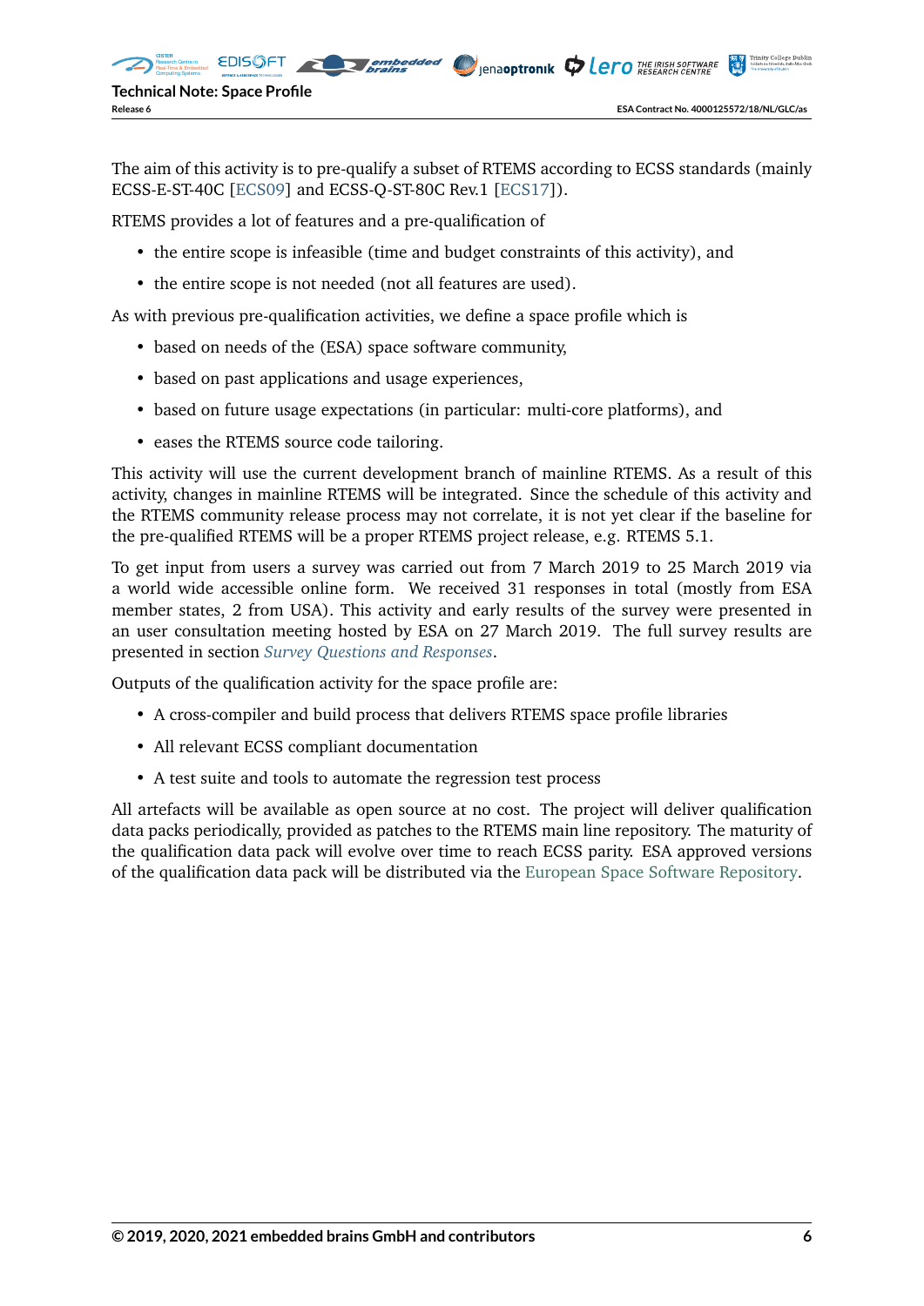The aim of this activity is to pre-qualify a subset of RTEMS according to ECSS standards (mainly ECSS-E-ST-40C [ECS09] and ECSS-Q-ST-80C Rev.1 [ECS17]).

RTEMS provides a lot of features and a pre-qualification of

- the entire scope is infeasible (time and budget constraints of this activity), and
- the entire scope is not needed (not all features are used).

As with previous pre-qualification activities, we define a space profile which is

- based on needs of the (ESA) space software community,
- based on past applications and usage experiences,
- based on future usage expectations (in particular: multi-core platforms), and
- eases the RTEMS source code tailoring.

This activity will use the current development branch of mainline RTEMS. As a result of this activity, changes in mainline RTEMS will be integrated. Since the schedule of this activity and the RTEMS community release process may not correlate, it is not yet clear if the baseline for the pre-qualified RTEMS will be a proper RTEMS project release, e.g. RTEMS 5.1.

To get input from users a survey was carried out from 7 March 2019 to 25 March 2019 via a world wide accessible online form. We received 31 responses in total (mostly from ESA member states, 2 from USA). This activity and early results of the survey were presented in an user consultation meeting hosted by ESA on 27 March 2019. The full survey results are presented in section *Survey Questions and Responses*.

Outputs of the qualification activity for the space profile are:

- A cross-compiler and build process that delivers RTEMS space profile libraries
- All relevant ECSS compliant documentation
- A test suite and tools to automate the regression test process

All artefacts will be available as open source at no cost. The project will deliver qualification data packs periodically, provided as patches to the RTEMS main line repository. The maturity of the qualification data pack will evolve over time to reach ECSS parity. ESA approved versions of the qualification data pack will be distributed via the European Space Software Repository.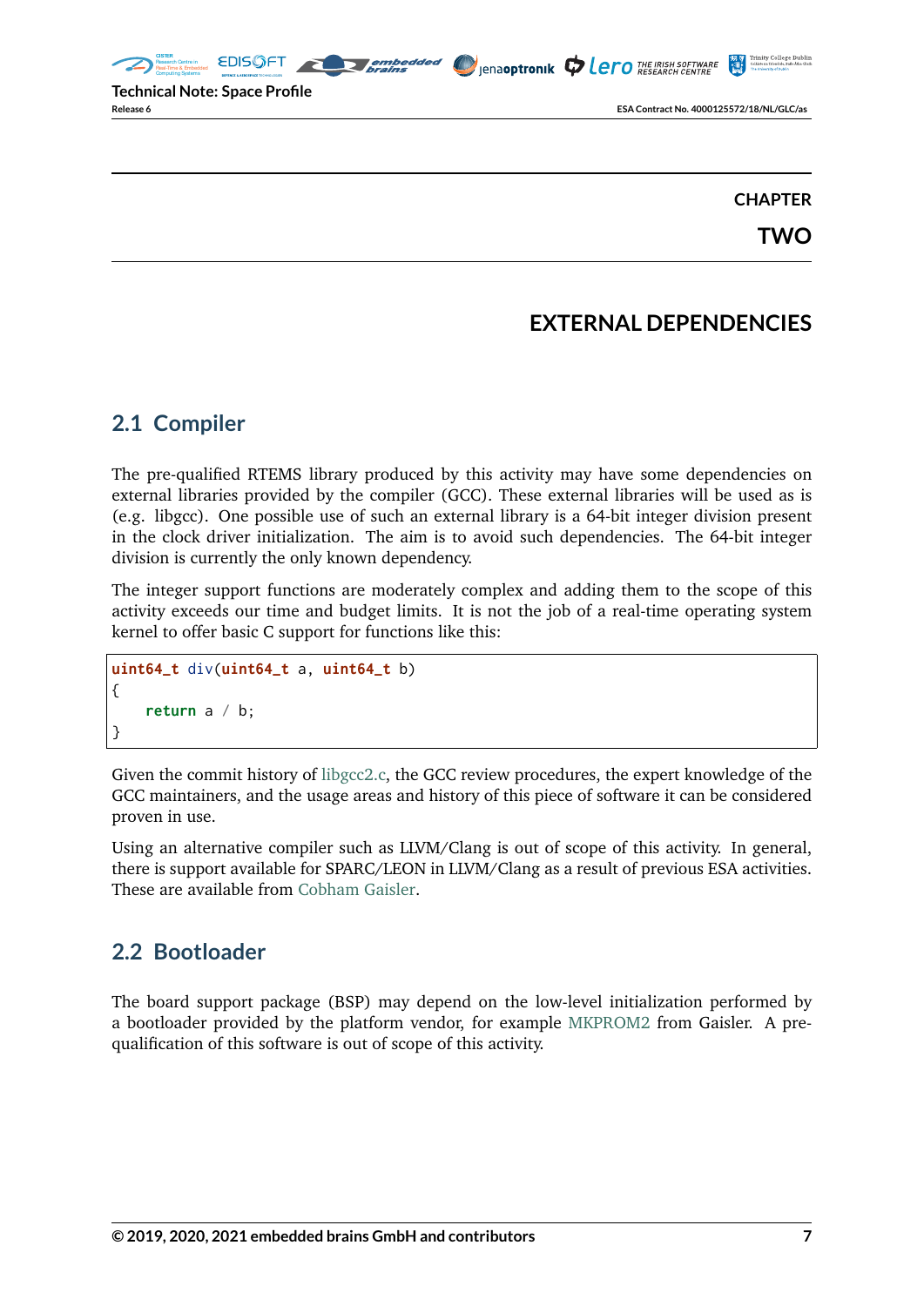# CHAPTER TWO

# EXTERNAL DEPENDENCIES

## 2.1 Compiler

The pre-qualified RTEMS library produced by this activity may have some dependencies on external libraries provided by the compiler (GCC). These external libraries will be used as is (e.g. libgcc). One possible use of such an external library is a 64-bit integer division present in the clock driver initialization. The aim is to avoid such dependencies. The 64-bit integer division is currently the only known dependency.

The integer support functions are moderately complex and adding them to the scope of this activity exceeds our time and budget limits. It is not the job of a real-time operating system kernel to offer basic C support for functions like this:

```
uint64_t div(uint64_t a, uint64_t b)
{
    return a / b;
}
```

Given the commit history of libgcc2.c, the GCC review procedures, the expert knowledge of the GCC maintainers, and the usage areas and history of this piece of software it can be considered proven in use.

Using an alternative compiler such as LLVM/Clang is out of scope of this activity. In general, there is support available for SPARC/LEON in LLVM/Clang as a result of previous ESA activities. These are available from Cobham Gaisler.

## 2.2 Bootloader

The board support package (BSP) may depend on the low-level initialization performed by a bootloader provided by the platform vendor, for example MKPROM2 from Gaisler. A pre-qualification of this software is out of scope of this activity.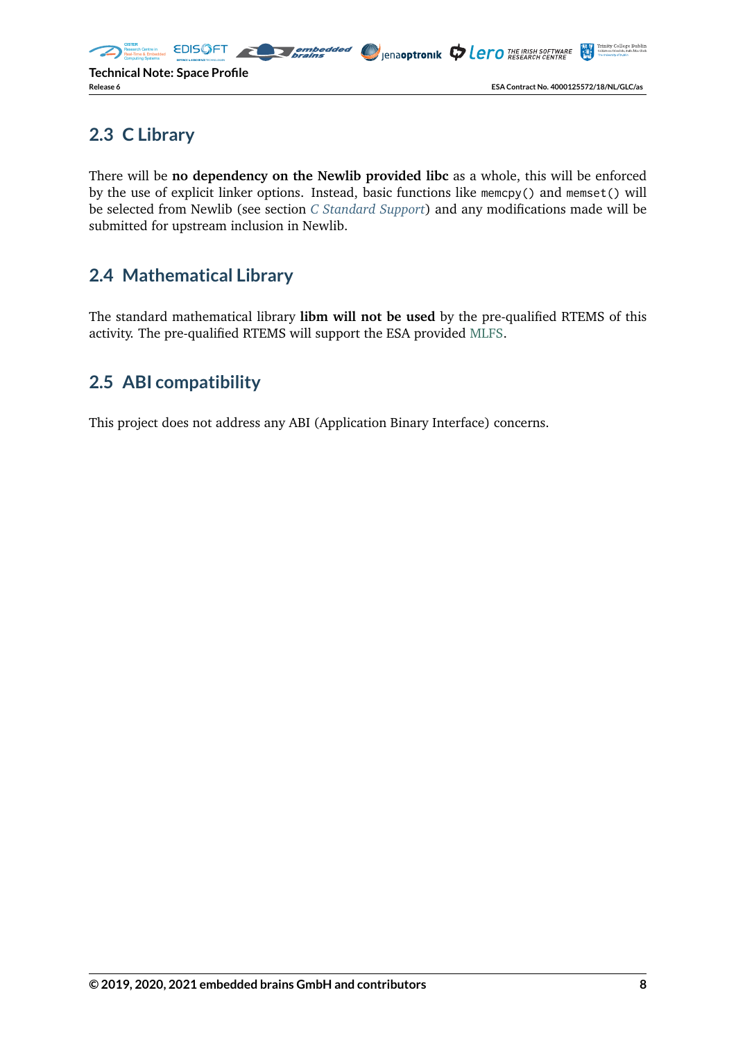## 2.3 C Library

There will be **no dependency on the Newlib provided libc** as a whole, this will be enforced by the use of explicit linker options. Instead, basic functions like `memcpy()` and `memset()` will be selected from Newlib (see section *C Standard Support*) and any modifications made will be submitted for upstream inclusion in Newlib.

## 2.4 Mathematical Library

The standard mathematical library **libm will not be used** by the pre-qualified RTEMS of this activity. The pre-qualified RTEMS will support the ESA provided MLFS.

## 2.5 ABI compatibility

This project does not address any ABI (Application Binary Interface) concerns.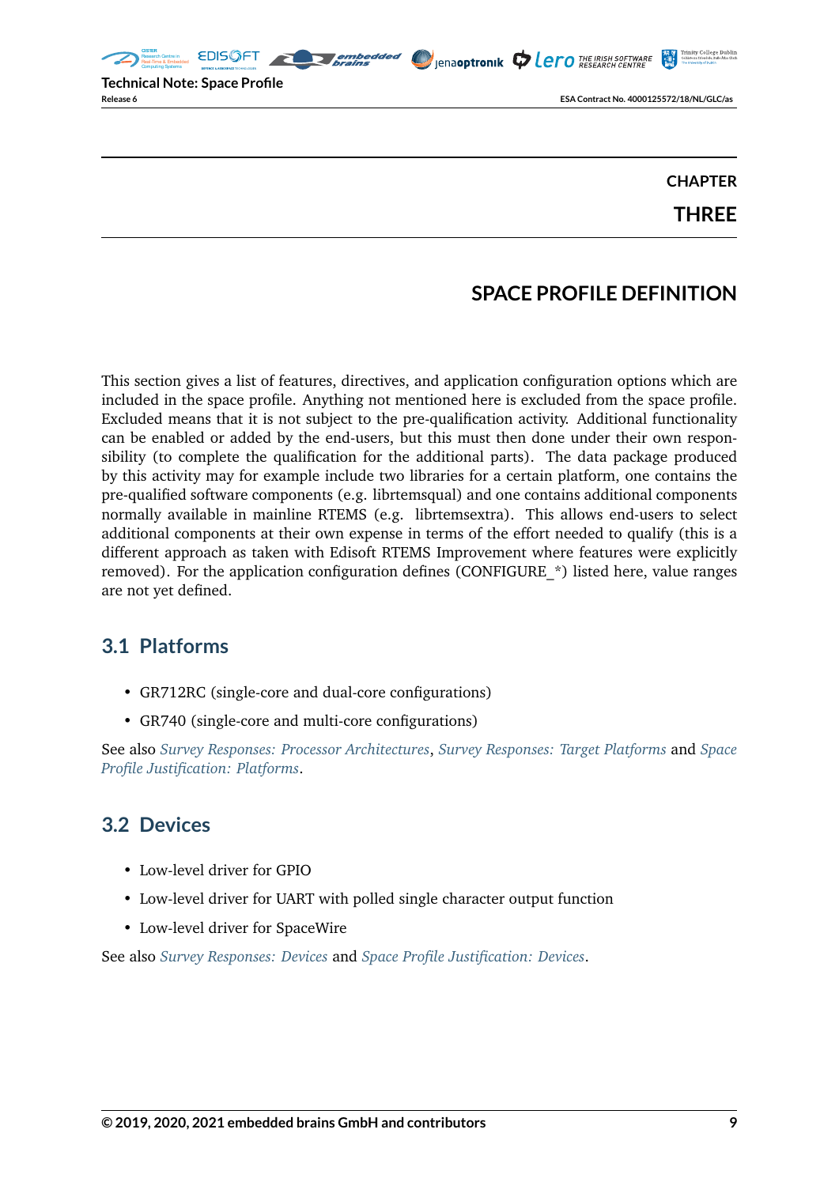# CHAPTER THREE

# SPACE PROFILE DEFINITION

This section gives a list of features, directives, and application configuration options which are included in the space profile. Anything not mentioned here is excluded from the space profile. Excluded means that it is not subject to the pre-qualification activity. Additional functionality can be enabled or added by the end-users, but this must then done under their own responsibility (to complete the qualification for the additional parts). The data package produced by this activity may for example include two libraries for a certain platform, one contains the pre-qualified software components (e.g. librtemsqual) and one contains additional components normally available in mainline RTEMS (e.g. librtemsextra). This allows end-users to select additional components at their own expense in terms of the effort needed to qualify (this is a different approach as taken with Edisoft RTEMS Improvement where features were explicitly removed). For the application configuration defines (CONFIGURE_*) listed here, value ranges are not yet defined.

## 3.1 Platforms

- GR712RC (single-core and dual-core configurations)
- GR740 (single-core and multi-core configurations)

See also *Survey Responses: Processor Architectures*, *Survey Responses: Target Platforms* and *Space Profile Justification: Platforms*.

## 3.2 Devices

- Low-level driver for GPIO
- Low-level driver for UART with polled single character output function
- Low-level driver for SpaceWire

See also *Survey Responses: Devices* and *Space Profile Justification: Devices*.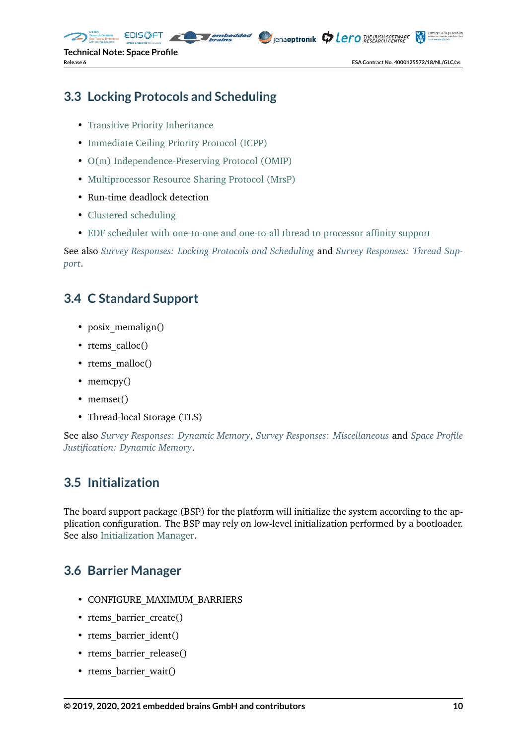## 3.3 Locking Protocols and Scheduling

- Transitive Priority Inheritance
- Immediate Ceiling Priority Protocol (ICPP)
- O(m) Independence-Preserving Protocol (OMIP)
- Multiprocessor Resource Sharing Protocol (MrsP)
- Run-time deadlock detection
- Clustered scheduling
- EDF scheduler with one-to-one and one-to-all thread to processor affinity support

See also *Survey Responses: Locking Protocols and Scheduling* and *Survey Responses: Thread Support*.

## 3.4 C Standard Support

- posix_memalign()
- rtems_calloc()
- rtems_malloc()
- memcpy()
- memset()
- Thread-local Storage (TLS)

See also *Survey Responses: Dynamic Memory*, *Survey Responses: Miscellaneous* and *Space Profile Justification: Dynamic Memory*.

## 3.5 Initialization

The board support package (BSP) for the platform will initialize the system according to the application configuration. The BSP may rely on low-level initialization performed by a bootloader. See also Initialization Manager.

## 3.6 Barrier Manager

- CONFIGURE_MAXIMUM_BARRIERS
- rtems_barrier_create()
- rtems_barrier_ident()
- rtems_barrier_release()
- rtems_barrier_wait()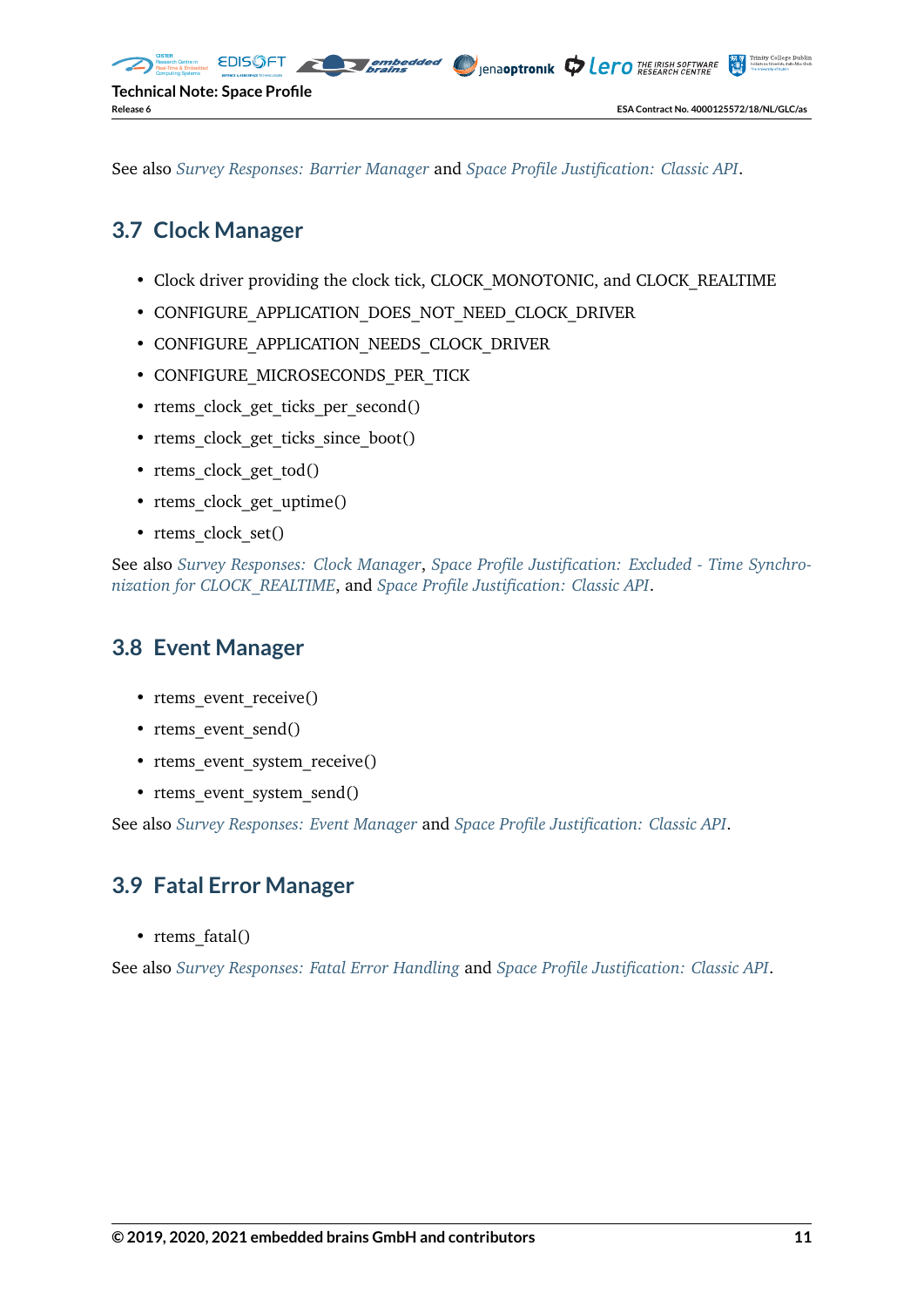See also *Survey Responses: Barrier Manager* and *Space Profile Justification: Classic API*.

## 3.7 Clock Manager

- Clock driver providing the clock tick, CLOCK_MONOTONIC, and CLOCK_REALTIME
- CONFIGURE_APPLICATION_DOES_NOT_NEED_CLOCK_DRIVER
- CONFIGURE_APPLICATION_NEEDS_CLOCK_DRIVER
- CONFIGURE_MICROSECONDS_PER_TICK
- rtems_clock_get_ticks_per_second()
- rtems_clock_get_ticks_since_boot()
- rtems_clock_get_tod()
- rtems_clock_get_uptime()
- rtems_clock_set()

See also *Survey Responses: Clock Manager*, *Space Profile Justification: Excluded - Time Synchronization for CLOCK_REALTIME*, and *Space Profile Justification: Classic API*.

## 3.8 Event Manager

- rtems_event_receive()
- rtems_event_send()
- rtems_event_system_receive()
- rtems_event_system_send()

See also *Survey Responses: Event Manager* and *Space Profile Justification: Classic API*.

## 3.9 Fatal Error Manager

- rtems_fatal()

See also *Survey Responses: Fatal Error Handling* and *Space Profile Justification: Classic API*.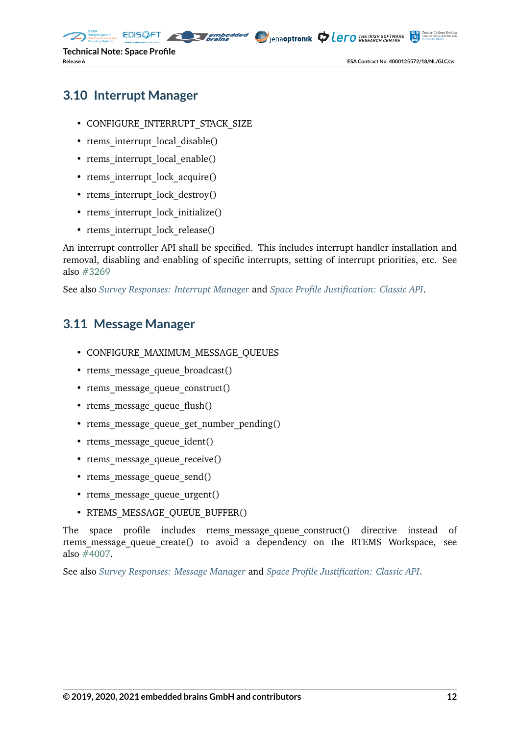## 3.10 Interrupt Manager

- CONFIGURE_INTERRUPT_STACK_SIZE
- rtems_interrupt_local_disable()
- rtems_interrupt_local_enable()
- rtems_interrupt_lock_acquire()
- rtems_interrupt_lock_destroy()
- rtems_interrupt_lock_initialize()
- rtems_interrupt_lock_release()

An interrupt controller API shall be specified. This includes interrupt handler installation and removal, disabling and enabling of specific interrupts, setting of interrupt priorities, etc. See also #3269

See also *Survey Responses: Interrupt Manager* and *Space Profile Justification: Classic API*.

## 3.11 Message Manager

- CONFIGURE_MAXIMUM_MESSAGE_QUEUES
- rtems_message_queue_broadcast()
- rtems_message_queue_construct()
- rtems_message_queue_flush()
- rtems_message_queue_get_number_pending()
- rtems_message_queue_ident()
- rtems_message_queue_receive()
- rtems_message_queue_send()
- rtems_message_queue_urgent()
- RTEMS_MESSAGE_QUEUE_BUFFER()

The space profile includes rtems_message_queue_construct() directive instead of rtems_message_queue_create() to avoid a dependency on the RTEMS Workspace, see also #4007.

See also *Survey Responses: Message Manager* and *Space Profile Justification: Classic API*.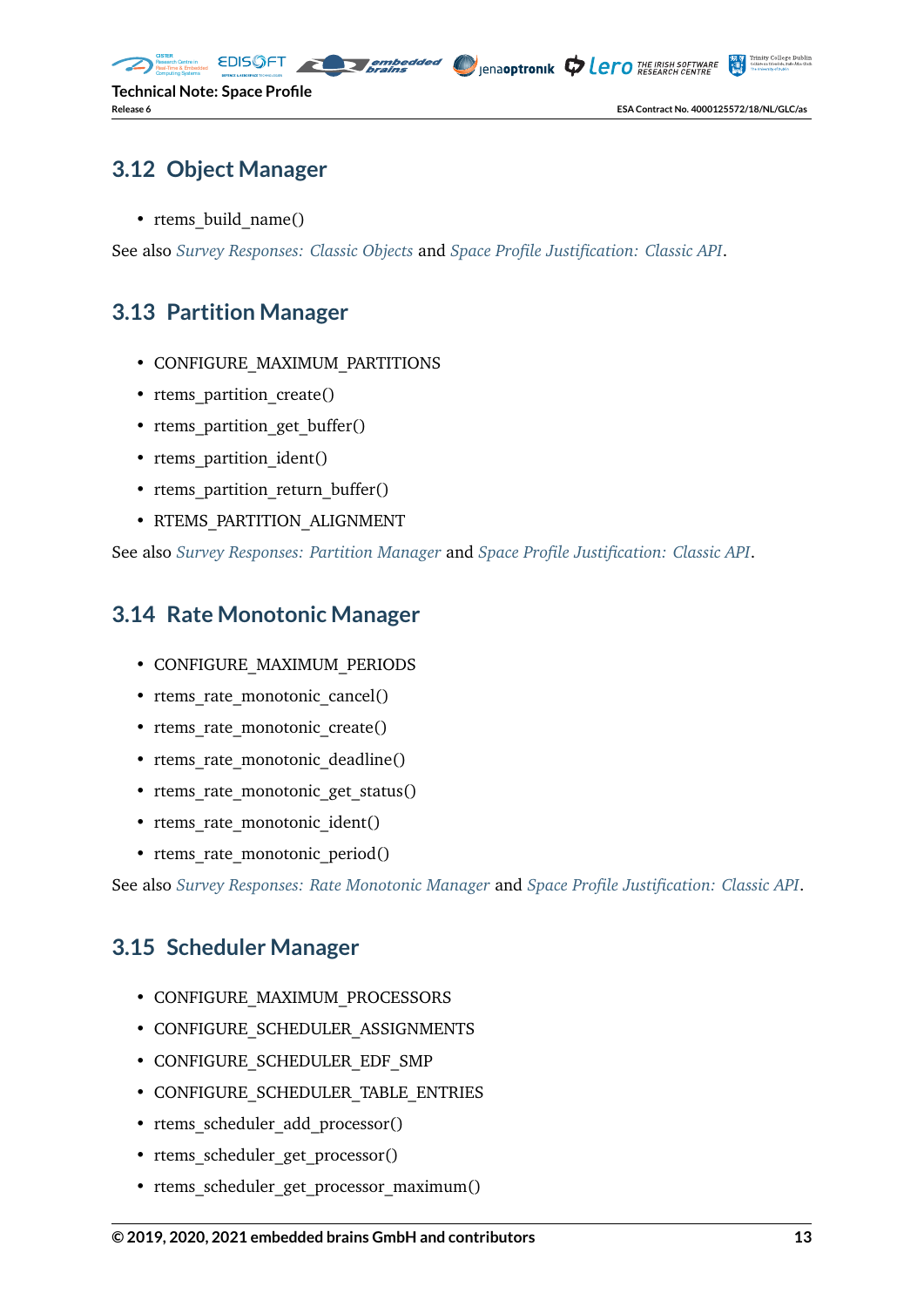## 3.12 Object Manager

- rtems_build_name()

See also *Survey Responses: Classic Objects* and *Space Profile Justification: Classic API*.

## 3.13 Partition Manager

- CONFIGURE_MAXIMUM_PARTITIONS
- rtems_partition_create()
- rtems_partition_get_buffer()
- rtems_partition_ident()
- rtems_partition_return_buffer()
- RTEMS_PARTITION_ALIGNMENT

See also *Survey Responses: Partition Manager* and *Space Profile Justification: Classic API*.

## 3.14 Rate Monotonic Manager

- CONFIGURE_MAXIMUM_PERIODS
- rtems_rate_monotonic_cancel()
- rtems_rate_monotonic_create()
- rtems_rate_monotonic_deadline()
- rtems_rate_monotonic_get_status()
- rtems_rate_monotonic_ident()
- rtems_rate_monotonic_period()

See also *Survey Responses: Rate Monotonic Manager* and *Space Profile Justification: Classic API*.

## 3.15 Scheduler Manager

- CONFIGURE_MAXIMUM_PROCESSORS
- CONFIGURE_SCHEDULER_ASSIGNMENTS
- CONFIGURE_SCHEDULER_EDF_SMP
- CONFIGURE_SCHEDULER_TABLE_ENTRIES
- rtems_scheduler_add_processor()
- rtems_scheduler_get_processor()
- rtems_scheduler_get_processor_maximum()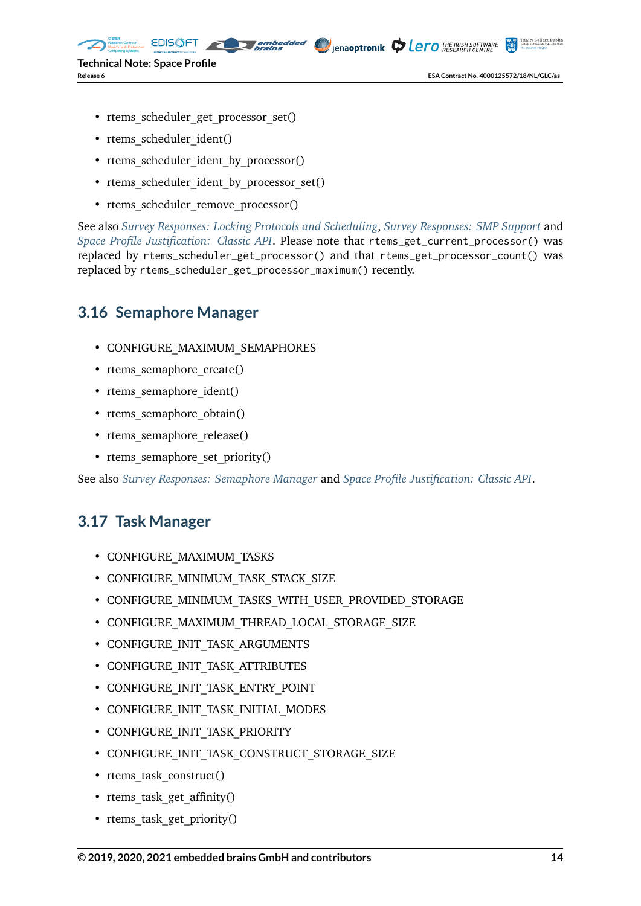- rtems_scheduler_get_processor_set()
- rtems_scheduler_ident()
- rtems_scheduler_ident_by_processor()
- rtems_scheduler_ident_by_processor_set()
- rtems_scheduler_remove_processor()

See also *Survey Responses: Locking Protocols and Scheduling*, *Survey Responses: SMP Support* and *Space Profile Justification: Classic API*. Please note that `rtems_get_current_processor()` was replaced by `rtems_scheduler_get_processor()` and that `rtems_get_processor_count()` was replaced by `rtems_scheduler_get_processor_maximum()` recently.

## 3.16 Semaphore Manager

- CONFIGURE_MAXIMUM_SEMAPHORES
- rtems_semaphore_create()
- rtems_semaphore_ident()
- rtems_semaphore_obtain()
- rtems_semaphore_release()
- rtems_semaphore_set_priority()

See also *Survey Responses: Semaphore Manager* and *Space Profile Justification: Classic API*.

## 3.17 Task Manager

- CONFIGURE_MAXIMUM_TASKS
- CONFIGURE_MINIMUM_TASK_STACK_SIZE
- CONFIGURE_MINIMUM_TASKS_WITH_USER_PROVIDED_STORAGE
- CONFIGURE_MAXIMUM_THREAD_LOCAL_STORAGE_SIZE
- CONFIGURE_INIT_TASK_ARGUMENTS
- CONFIGURE_INIT_TASK_ATTRIBUTES
- CONFIGURE_INIT_TASK_ENTRY_POINT
- CONFIGURE_INIT_TASK_INITIAL_MODES
- CONFIGURE_INIT_TASK_PRIORITY
- CONFIGURE_INIT_TASK_CONSTRUCT_STORAGE_SIZE
- rtems_task_construct()
- rtems_task_get_affinity()
- rtems_task_get_priority()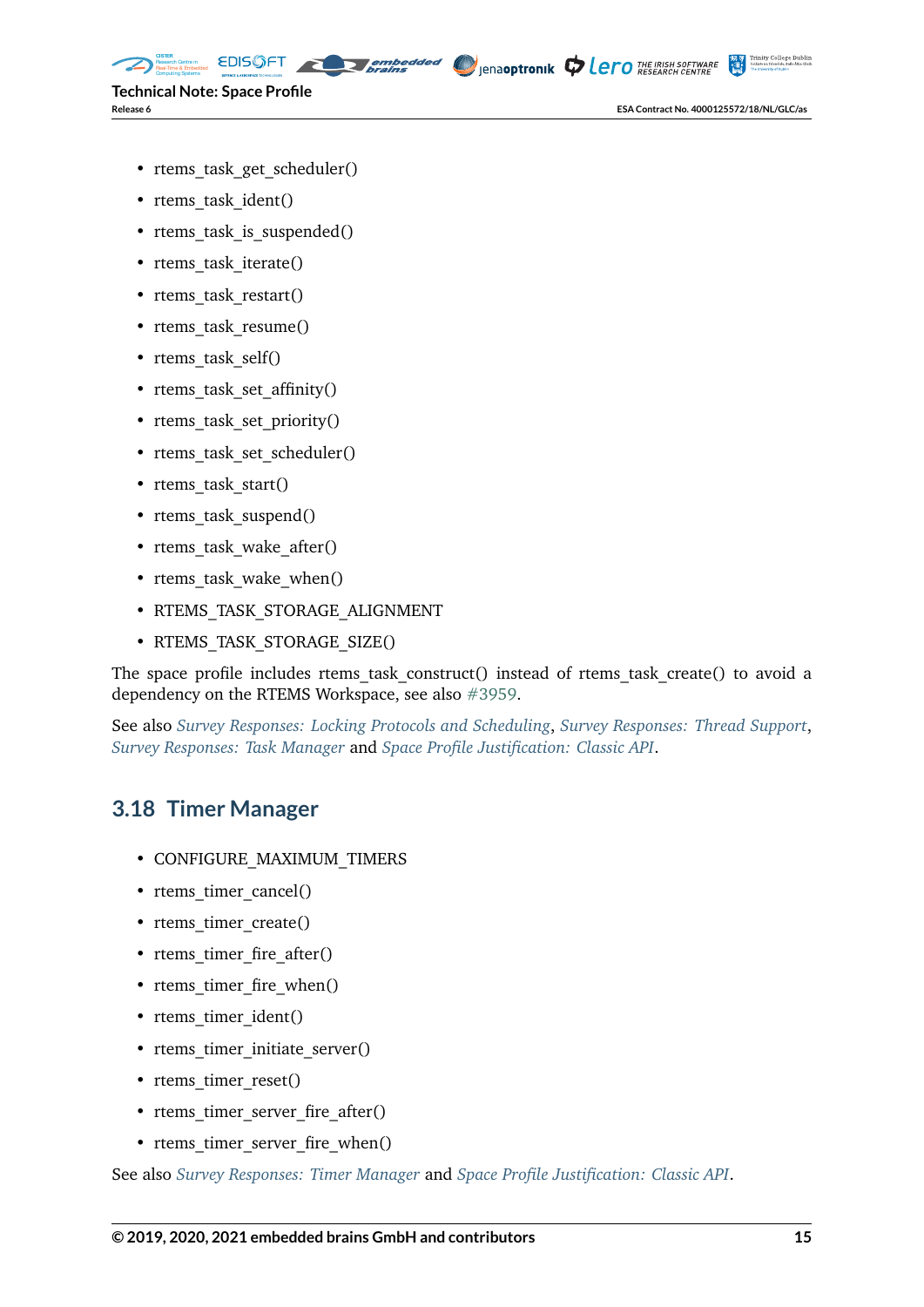- rtems_task_get_scheduler()
- rtems_task_ident()
- rtems_task_is_suspended()
- rtems_task_iterate()
- rtems_task_restart()
- rtems_task_resume()
- rtems_task_self()
- rtems_task_set_affinity()
- rtems_task_set_priority()
- rtems_task_set_scheduler()
- rtems_task_start()
- rtems_task_suspend()
- rtems_task_wake_after()
- rtems_task_wake_when()
- RTEMS_TASK_STORAGE_ALIGNMENT
- RTEMS_TASK_STORAGE_SIZE()

The space profile includes rtems_task_construct() instead of rtems_task_create() to avoid a dependency on the RTEMS Workspace, see also #3959.

See also *Survey Responses: Locking Protocols and Scheduling*, *Survey Responses: Thread Support*, *Survey Responses: Task Manager* and *Space Profile Justification: Classic API*.

## 3.18 Timer Manager

- CONFIGURE_MAXIMUM_TIMERS
- rtems_timer_cancel()
- rtems_timer_create()
- rtems_timer_fire_after()
- rtems_timer_fire_when()
- rtems_timer_ident()
- rtems_timer_initiate_server()
- rtems_timer_reset()
- rtems_timer_server_fire_after()
- rtems_timer_server_fire_when()

See also *Survey Responses: Timer Manager* and *Space Profile Justification: Classic API*.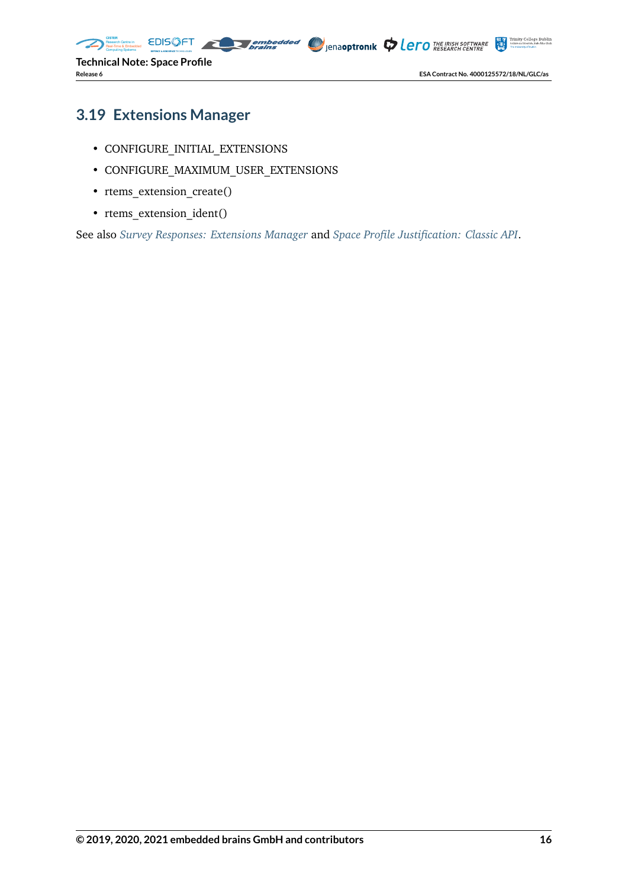## 3.19 Extensions Manager

- CONFIGURE_INITIAL_EXTENSIONS
- CONFIGURE_MAXIMUM_USER_EXTENSIONS
- rtems_extension_create()
- rtems_extension_ident()

See also *Survey Responses: Extensions Manager* and *Space Profile Justification: Classic API*.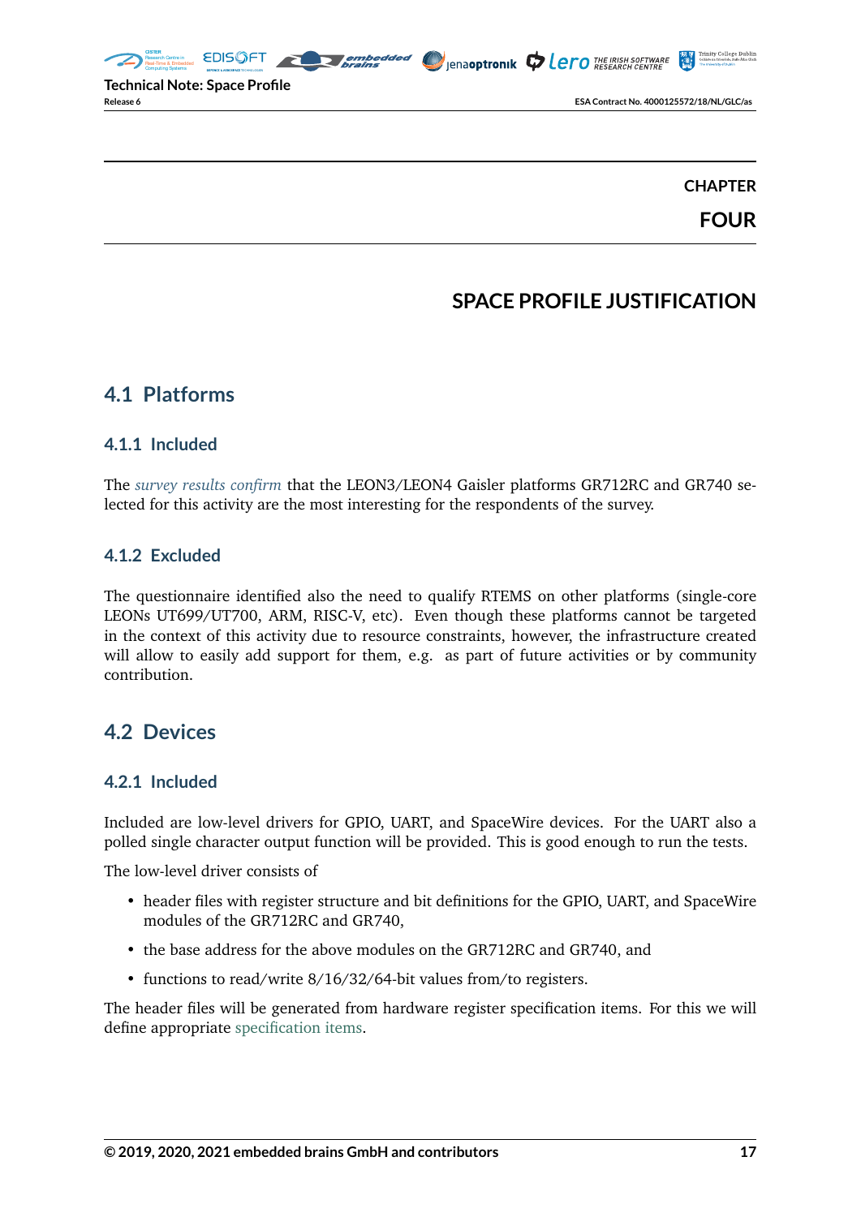# CHAPTER FOUR

# SPACE PROFILE JUSTIFICATION

## 4.1 Platforms

### 4.1.1 Included

The *survey results confirm* that the LEON3/LEON4 Gaisler platforms GR712RC and GR740 selected for this activity are the most interesting for the respondents of the survey.

### 4.1.2 Excluded

The questionnaire identified also the need to qualify RTEMS on other platforms (single-core LEONs UT699/UT700, ARM, RISC-V, etc). Even though these platforms cannot be targeted in the context of this activity due to resource constraints, however, the infrastructure created will allow to easily add support for them, e.g. as part of future activities or by community contribution.

## 4.2 Devices

### 4.2.1 Included

Included are low-level drivers for GPIO, UART, and SpaceWire devices. For the UART also a polled single character output function will be provided. This is good enough to run the tests.

The low-level driver consists of

- header files with register structure and bit definitions for the GPIO, UART, and SpaceWire modules of the GR712RC and GR740,
- the base address for the above modules on the GR712RC and GR740, and
- functions to read/write 8/16/32/64-bit values from/to registers.

The header files will be generated from hardware register specification items. For this we will define appropriate specification items.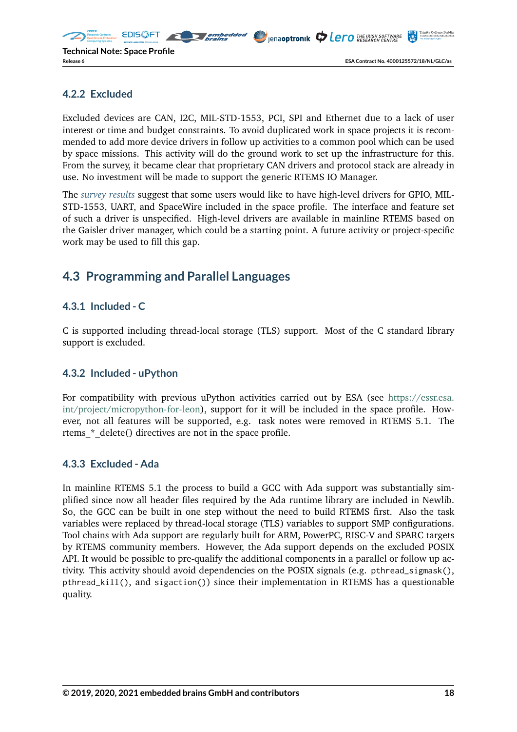### 4.2.2 Excluded

Excluded devices are CAN, I2C, MIL-STD-1553, PCI, SPI and Ethernet due to a lack of user interest or time and budget constraints. To avoid duplicated work in space projects it is recommended to add more device drivers in follow up activities to a common pool which can be used by space missions. This activity will do the ground work to set up the infrastructure for this. From the survey, it became clear that proprietary CAN drivers and protocol stack are already in use. No investment will be made to support the generic RTEMS IO Manager.

The *survey results* suggest that some users would like to have high-level drivers for GPIO, MIL-STD-1553, UART, and SpaceWire included in the space profile. The interface and feature set of such a driver is unspecified. High-level drivers are available in mainline RTEMS based on the Gaisler driver manager, which could be a starting point. A future activity or project-specific work may be used to fill this gap.

## 4.3 Programming and Parallel Languages

### 4.3.1 Included - C

C is supported including thread-local storage (TLS) support. Most of the C standard library support is excluded.

### 4.3.2 Included - uPython

For compatibility with previous uPython activities carried out by ESA (see https://essr.esa.int/project/micropython-for-leon), support for it will be included in the space profile. However, not all features will be supported, e.g. task notes were removed in RTEMS 5.1. The rtems_*_delete() directives are not in the space profile.

### 4.3.3 Excluded - Ada

In mainline RTEMS 5.1 the process to build a GCC with Ada support was substantially simplified since now all header files required by the Ada runtime library are included in Newlib. So, the GCC can be built in one step without the need to build RTEMS first. Also the task variables were replaced by thread-local storage (TLS) variables to support SMP configurations. Tool chains with Ada support are regularly built for ARM, PowerPC, RISC-V and SPARC targets by RTEMS community members. However, the Ada support depends on the excluded POSIX API. It would be possible to pre-qualify the additional components in a parallel or follow up activity. This activity should avoid dependencies on the POSIX signals (e.g. `pthread_sigmask()`, `pthread_kill()`, and `sigaction()`) since their implementation in RTEMS has a questionable quality.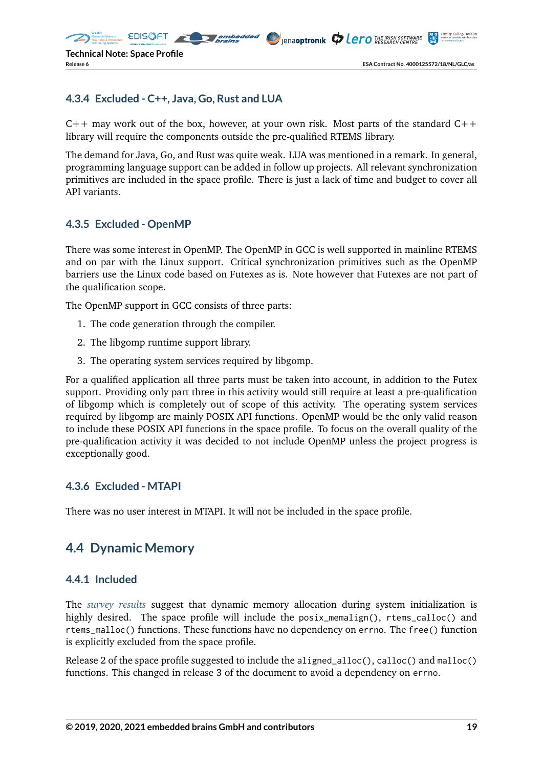### 4.3.4 Excluded - C++, Java, Go, Rust and LUA

C++ may work out of the box, however, at your own risk. Most parts of the standard C++ library will require the components outside the pre-qualified RTEMS library.

The demand for Java, Go, and Rust was quite weak. LUA was mentioned in a remark. In general, programming language support can be added in follow up projects. All relevant synchronization primitives are included in the space profile. There is just a lack of time and budget to cover all API variants.

### 4.3.5 Excluded - OpenMP

There was some interest in OpenMP. The OpenMP in GCC is well supported in mainline RTEMS and on par with the Linux support. Critical synchronization primitives such as the OpenMP barriers use the Linux code based on Futexes as is. Note however that Futexes are not part of the qualification scope.

The OpenMP support in GCC consists of three parts:

1. The code generation through the compiler.
2. The libgomp runtime support library.
3. The operating system services required by libgomp.

For a qualified application all three parts must be taken into account, in addition to the Futex support. Providing only part three in this activity would still require at least a pre-qualification of libgomp which is completely out of scope of this activity. The operating system services required by libgomp are mainly POSIX API functions. OpenMP would be the only valid reason to include these POSIX API functions in the space profile. To focus on the overall quality of the pre-qualification activity it was decided to not include OpenMP unless the project progress is exceptionally good.

### 4.3.6 Excluded - MTAPI

There was no user interest in MTAPI. It will not be included in the space profile.

## 4.4 Dynamic Memory

### 4.4.1 Included

The *survey results* suggest that dynamic memory allocation during system initialization is highly desired. The space profile will include the `posix_memalign()`, `rtems_calloc()` and `rtems_malloc()` functions. These functions have no dependency on `errno`. The `free()` function is explicitly excluded from the space profile.

Release 2 of the space profile suggested to include the `aligned_alloc()`, `calloc()` and `malloc()` functions. This changed in release 3 of the document to avoid a dependency on `errno`.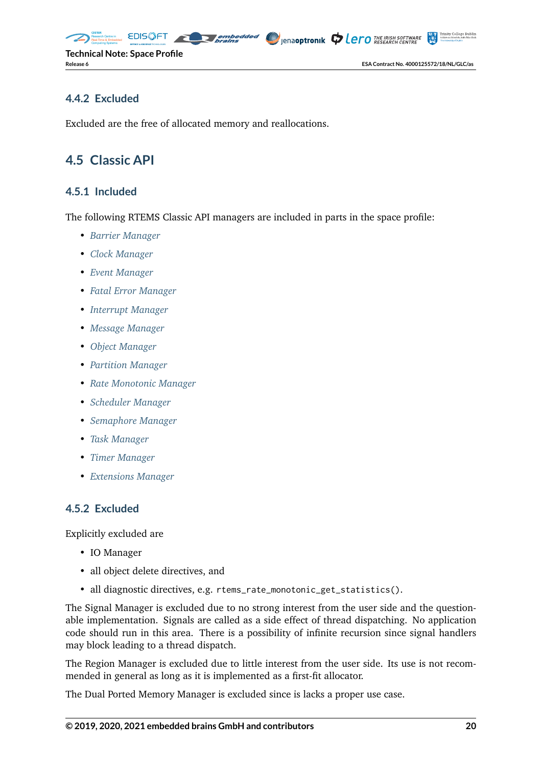### 4.4.2 Excluded

Excluded are the free of allocated memory and reallocations.

## 4.5 Classic API

### 4.5.1 Included

The following RTEMS Classic API managers are included in parts in the space profile:

- *Barrier Manager*
- *Clock Manager*
- *Event Manager*
- *Fatal Error Manager*
- *Interrupt Manager*
- *Message Manager*
- *Object Manager*
- *Partition Manager*
- *Rate Monotonic Manager*
- *Scheduler Manager*
- *Semaphore Manager*
- *Task Manager*
- *Timer Manager*
- *Extensions Manager*

### 4.5.2 Excluded

Explicitly excluded are

- IO Manager
- all object delete directives, and
- all diagnostic directives, e.g. `rtems_rate_monotonic_get_statistics()`.

The Signal Manager is excluded due to no strong interest from the user side and the questionable implementation. Signals are called as a side effect of thread dispatching. No application code should run in this area. There is a possibility of infinite recursion since signal handlers may block leading to a thread dispatch.

The Region Manager is excluded due to little interest from the user side. Its use is not recommended in general as long as it is implemented as a first-fit allocator.

The Dual Ported Memory Manager is excluded since is lacks a proper use case.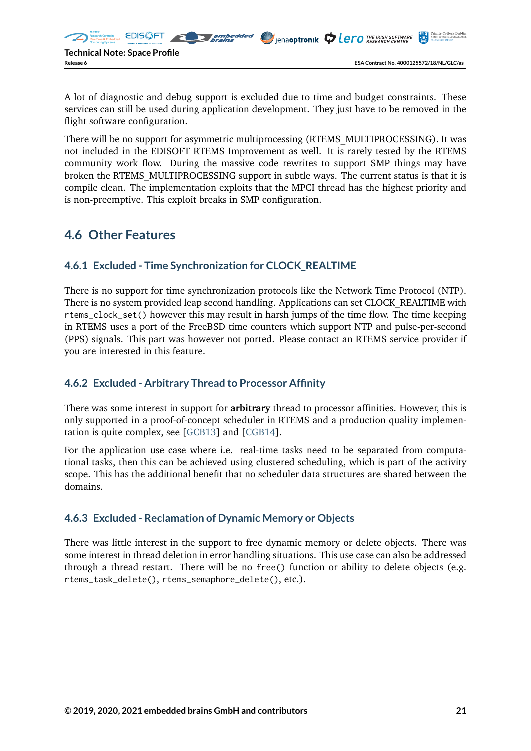A lot of diagnostic and debug support is excluded due to time and budget constraints. These services can still be used during application development. They just have to be removed in the flight software configuration.

There will be no support for asymmetric multiprocessing (RTEMS_MULTIPROCESSING). It was not included in the EDISOFT RTEMS Improvement as well. It is rarely tested by the RTEMS community work flow. During the massive code rewrites to support SMP things may have broken the RTEMS_MULTIPROCESSING support in subtle ways. The current status is that it is compile clean. The implementation exploits that the MPCI thread has the highest priority and is non-preemptive. This exploit breaks in SMP configuration.

## 4.6 Other Features

### 4.6.1 Excluded - Time Synchronization for CLOCK_REALTIME

There is no support for time synchronization protocols like the Network Time Protocol (NTP). There is no system provided leap second handling. Applications can set CLOCK_REALTIME with `rtems_clock_set()` however this may result in harsh jumps of the time flow. The time keeping in RTEMS uses a port of the FreeBSD time counters which support NTP and pulse-per-second (PPS) signals. This part was however not ported. Please contact an RTEMS service provider if you are interested in this feature.

### 4.6.2 Excluded - Arbitrary Thread to Processor Affinity

There was some interest in support for **arbitrary** thread to processor affinities. However, this is only supported in a proof-of-concept scheduler in RTEMS and a production quality implementation is quite complex, see [GCB13] and [CGB14].

For the application use case where i.e. real-time tasks need to be separated from computational tasks, then this can be achieved using clustered scheduling, which is part of the activity scope. This has the additional benefit that no scheduler data structures are shared between the domains.

### 4.6.3 Excluded - Reclamation of Dynamic Memory or Objects

There was little interest in the support to free dynamic memory or delete objects. There was some interest in thread deletion in error handling situations. This use case can also be addressed through a thread restart. There will be no `free()` function or ability to delete objects (e.g. `rtems_task_delete()`, `rtems_semaphore_delete()`, etc.).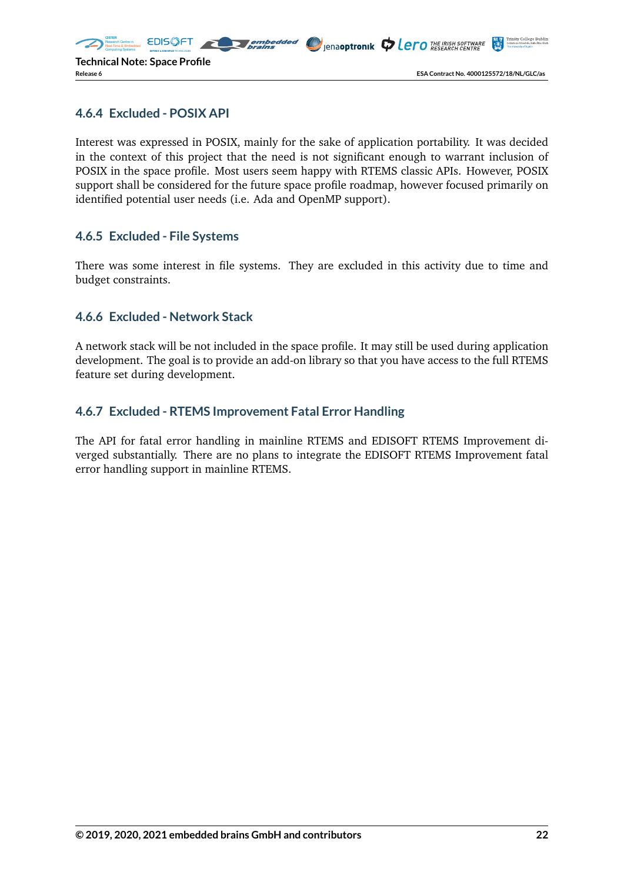### 4.6.4 Excluded - POSIX API

Interest was expressed in POSIX, mainly for the sake of application portability. It was decided in the context of this project that the need is not significant enough to warrant inclusion of POSIX in the space profile. Most users seem happy with RTEMS classic APIs. However, POSIX support shall be considered for the future space profile roadmap, however focused primarily on identified potential user needs (i.e. Ada and OpenMP support).

### 4.6.5 Excluded - File Systems

There was some interest in file systems. They are excluded in this activity due to time and budget constraints.

### 4.6.6 Excluded - Network Stack

A network stack will be not included in the space profile. It may still be used during application development. The goal is to provide an add-on library so that you have access to the full RTEMS feature set during development.

### 4.6.7 Excluded - RTEMS Improvement Fatal Error Handling

The API for fatal error handling in mainline RTEMS and EDISOFT RTEMS Improvement diverged substantially. There are no plans to integrate the EDISOFT RTEMS Improvement fatal error handling support in mainline RTEMS.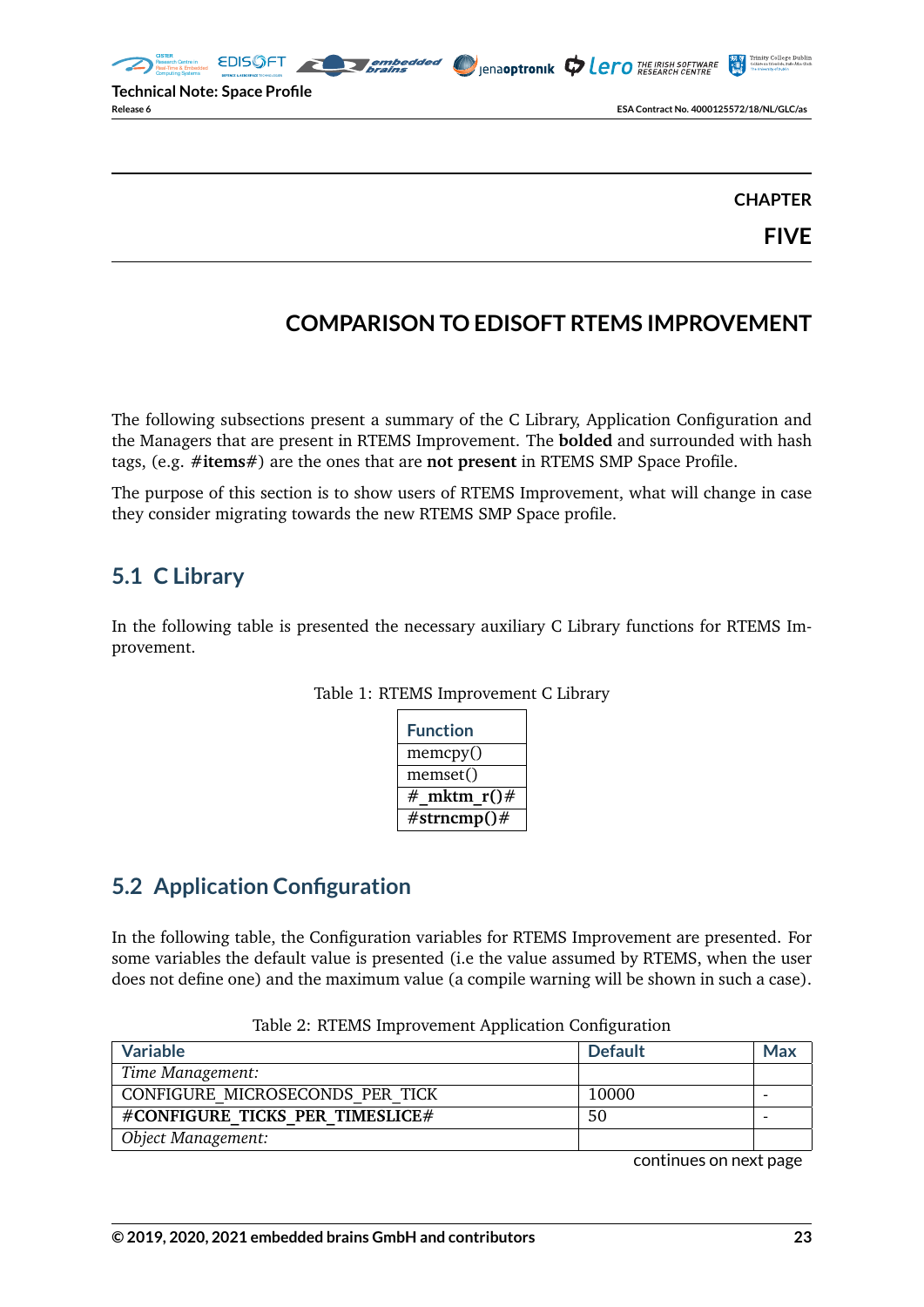CHAPTER

FIVE

# COMPARISON TO EDISOFT RTEMS IMPROVEMENT

The following subsections present a summary of the C Library, Application Configuration and the Managers that are present in RTEMS Improvement. The **bolded** and surrounded with hash tags, (e.g. **#items#**) are the ones that are **not present** in RTEMS SMP Space Profile.

The purpose of this section is to show users of RTEMS Improvement, what will change in case they consider migrating towards the new RTEMS SMP Space profile.

## 5.1 C Library

In the following table is presented the necessary auxiliary C Library functions for RTEMS Improvement.

Table 1: RTEMS Improvement C Library

| Function |
|---|
| memcpy() |
| memset() |
| **#_mktm_r()#** |
| **#strncmp()#** |

## 5.2 Application Configuration

In the following table, the Configuration variables for RTEMS Improvement are presented. For some variables the default value is presented (i.e the value assumed by RTEMS, when the user does not define one) and the maximum value (a compile warning will be shown in such a case).

Table 2: RTEMS Improvement Application Configuration

| Variable | Default | Max |
|---|---|---|
| *Time Management:* | | |
| CONFIGURE_MICROSECONDS_PER_TICK | 10000 | - |
| **#CONFIGURE_TICKS_PER_TIMESLICE#** | 50 | - |
| *Object Management:* | | |

continues on next page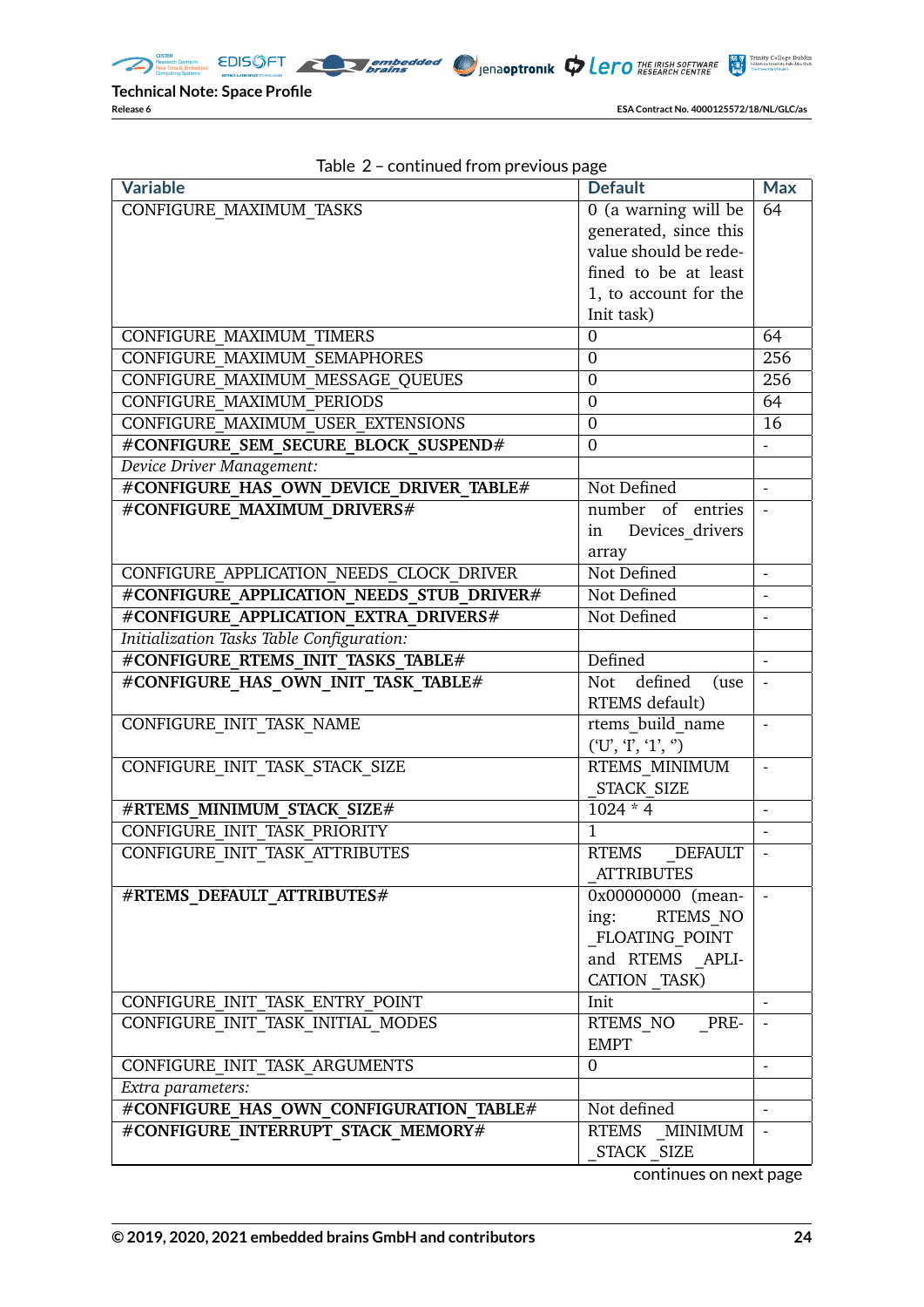Table 2 – continued from previous page

| Variable | Default | Max |
|---|---|---|
| CONFIGURE_MAXIMUM_TASKS | 0 (a warning will be generated, since this value should be redefined to be at least 1, to account for the Init task) | 64 |
| CONFIGURE_MAXIMUM_TIMERS | 0 | 64 |
| CONFIGURE_MAXIMUM_SEMAPHORES | 0 | 256 |
| CONFIGURE_MAXIMUM_MESSAGE_QUEUES | 0 | 256 |
| CONFIGURE_MAXIMUM_PERIODS | 0 | 64 |
| CONFIGURE_MAXIMUM_USER_EXTENSIONS | 0 | 16 |
| **#CONFIGURE_SEM_SECURE_BLOCK_SUSPEND#** | 0 | - |
| *Device Driver Management:* | | |
| **#CONFIGURE_HAS_OWN_DEVICE_DRIVER_TABLE#** | Not Defined | - |
| **#CONFIGURE_MAXIMUM_DRIVERS#** | number of entries in Devices_drivers array | - |
| CONFIGURE_APPLICATION_NEEDS_CLOCK_DRIVER | Not Defined | - |
| **#CONFIGURE_APPLICATION_NEEDS_STUB_DRIVER#** | Not Defined | - |
| **#CONFIGURE_APPLICATION_EXTRA_DRIVERS#** | Not Defined | - |
| *Initialization Tasks Table Configuration:* | | |
| **#CONFIGURE_RTEMS_INIT_TASKS_TABLE#** | Defined | - |
| **#CONFIGURE_HAS_OWN_INIT_TASK_TABLE#** | Not defined (use RTEMS default) | - |
| CONFIGURE_INIT_TASK_NAME | rtems_build_name ('U', 'I', '1', '') | - |
| CONFIGURE_INIT_TASK_STACK_SIZE | RTEMS_MINIMUM_STACK_SIZE | - |
| **#RTEMS_MINIMUM_STACK_SIZE#** | 1024 * 4 | - |
| CONFIGURE_INIT_TASK_PRIORITY | 1 | - |
| CONFIGURE_INIT_TASK_ATTRIBUTES | RTEMS_DEFAULT_ATTRIBUTES | - |
| **#RTEMS_DEFAULT_ATTRIBUTES#** | 0x00000000 (meaning: RTEMS_NO_FLOATING_POINT and RTEMS_APPLICATION_TASK) | - |
| CONFIGURE_INIT_TASK_ENTRY_POINT | Init | - |
| CONFIGURE_INIT_TASK_INITIAL_MODES | RTEMS_NO_PREEMPT | - |
| CONFIGURE_INIT_TASK_ARGUMENTS | 0 | - |
| *Extra parameters:* | | |
| **#CONFIGURE_HAS_OWN_CONFIGURATION_TABLE#** | Not defined | - |
| **#CONFIGURE_INTERRUPT_STACK_MEMORY#** | RTEMS_MINIMUM_STACK_SIZE | - |

continues on next page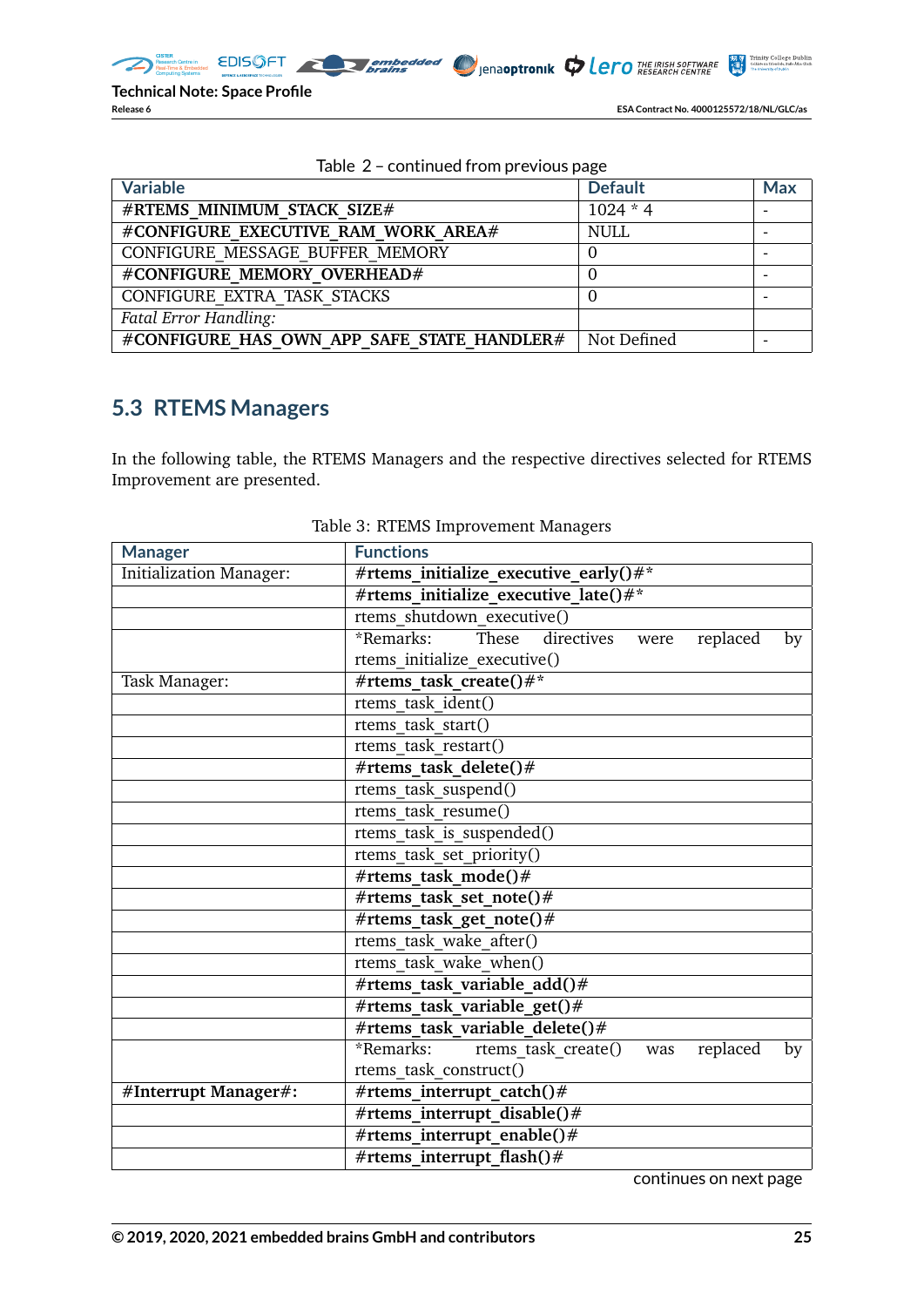Table 2 – continued from previous page

| Variable | Default | Max |
|---|---|---|
| **#RTEMS_MINIMUM_STACK_SIZE#** | 1024 * 4 | - |
| **#CONFIGURE_EXECUTIVE_RAM_WORK_AREA#** | NULL | - |
| CONFIGURE_MESSAGE_BUFFER_MEMORY | 0 | - |
| **#CONFIGURE_MEMORY_OVERHEAD#** | 0 | - |
| CONFIGURE_EXTRA_TASK_STACKS | 0 | - |
| *Fatal Error Handling:* | | |
| **#CONFIGURE_HAS_OWN_APP_SAFE_STATE_HANDLER#** | Not Defined | - |

## 5.3 RTEMS Managers

In the following table, the RTEMS Managers and the respective directives selected for RTEMS Improvement are presented.

Table 3: RTEMS Improvement Managers

| Manager | Functions |
|---|---|
| Initialization Manager: | **#rtems_initialize_executive_early()#*** |
| | **#rtems_initialize_executive_late()#*** |
| | rtems_shutdown_executive() |
| | *Remarks: These directives were replaced by rtems_initialize_executive() |
| Task Manager: | **#rtems_task_create()#*** |
| | rtems_task_ident() |
| | rtems_task_start() |
| | rtems_task_restart() |
| | **#rtems_task_delete()#** |
| | rtems_task_suspend() |
| | rtems_task_resume() |
| | rtems_task_is_suspended() |
| | rtems_task_set_priority() |
| | **#rtems_task_mode()#** |
| | **#rtems_task_set_note()#** |
| | **#rtems_task_get_note()#** |
| | rtems_task_wake_after() |
| | rtems_task_wake_when() |
| | **#rtems_task_variable_add()#** |
| | **#rtems_task_variable_get()#** |
| | **#rtems_task_variable_delete()#** |
| | *Remarks: rtems_task_create() was replaced by rtems_task_construct() |
| **#Interrupt Manager#:** | **#rtems_interrupt_catch()#** |
| | **#rtems_interrupt_disable()#** |
| | **#rtems_interrupt_enable()#** |
| | **#rtems_interrupt_flash()#** |

continues on next page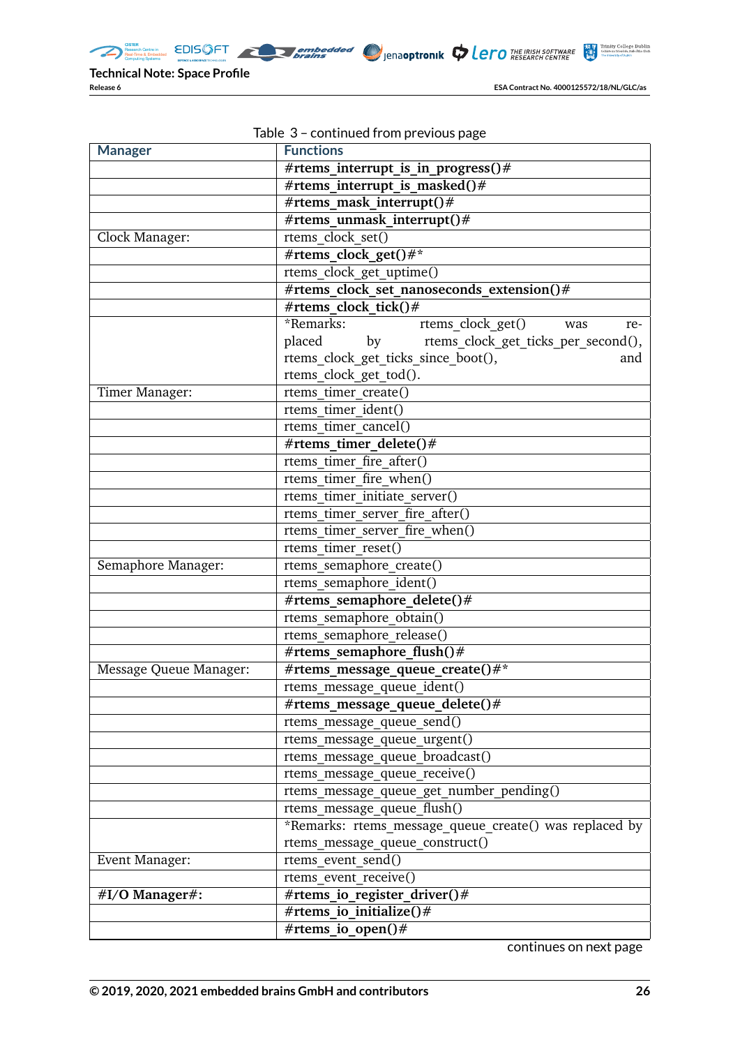Table 3 – continued from previous page

| Manager | Functions |
|---|---|
| | **#rtems_interrupt_is_in_progress()#** |
| | **#rtems_interrupt_is_masked()#** |
| | **#rtems_mask_interrupt()#** |
| | **#rtems_unmask_interrupt()#** |
| Clock Manager: | rtems_clock_set() |
| | **#rtems_clock_get()#*** |
| | rtems_clock_get_uptime() |
| | **#rtems_clock_set_nanoseconds_extension()#** |
| | **#rtems_clock_tick()#** |
| | *Remarks: rtems_clock_get() was replaced by rtems_clock_get_ticks_per_second(), rtems_clock_get_ticks_since_boot(), and rtems_clock_get_tod(). |
| Timer Manager: | rtems_timer_create() |
| | rtems_timer_ident() |
| | rtems_timer_cancel() |
| | **#rtems_timer_delete()#** |
| | rtems_timer_fire_after() |
| | rtems_timer_fire_when() |
| | rtems_timer_initiate_server() |
| | rtems_timer_server_fire_after() |
| | rtems_timer_server_fire_when() |
| | rtems_timer_reset() |
| Semaphore Manager: | rtems_semaphore_create() |
| | rtems_semaphore_ident() |
| | **#rtems_semaphore_delete()#** |
| | rtems_semaphore_obtain() |
| | rtems_semaphore_release() |
| | **#rtems_semaphore_flush()#** |
| Message Queue Manager: | **#rtems_message_queue_create()#*** |
| | rtems_message_queue_ident() |
| | **#rtems_message_queue_delete()#** |
| | rtems_message_queue_send() |
| | rtems_message_queue_urgent() |
| | rtems_message_queue_broadcast() |
| | rtems_message_queue_receive() |
| | rtems_message_queue_get_number_pending() |
| | rtems_message_queue_flush() |
| | *Remarks: rtems_message_queue_create() was replaced by rtems_message_queue_construct() |
| Event Manager: | rtems_event_send() |
| | rtems_event_receive() |
| **#I/O Manager#:** | **#rtems_io_register_driver()#** |
| | **#rtems_io_initialize()#** |
| | **#rtems_io_open()#** |

continues on next page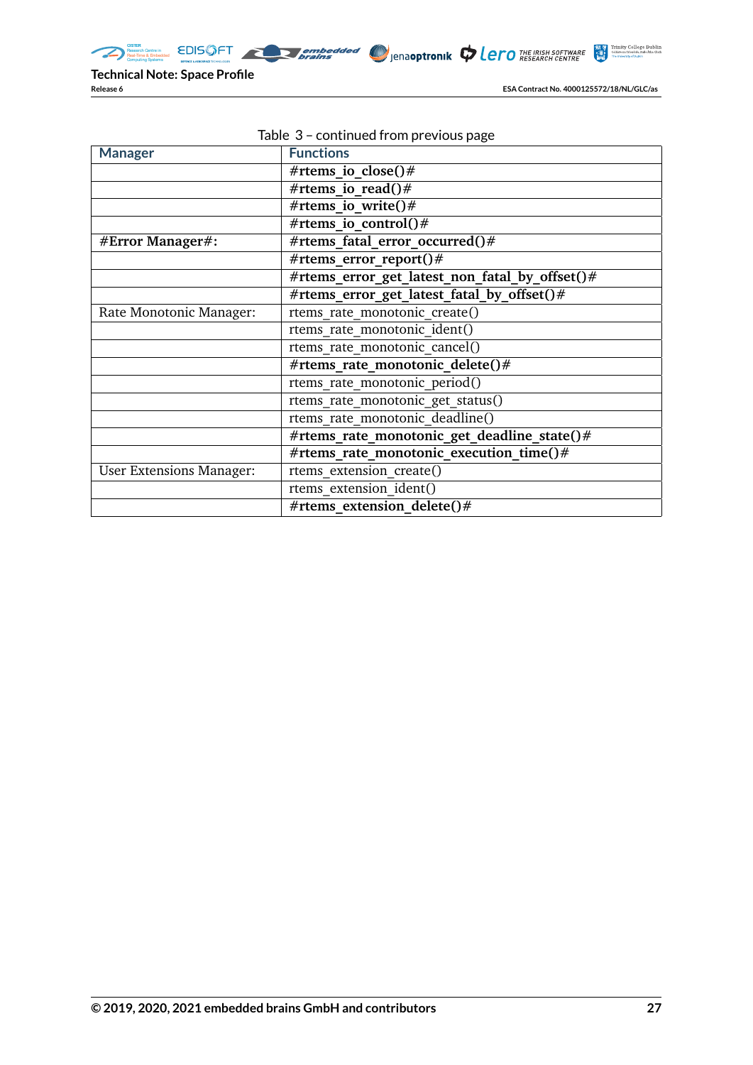Table 3 – continued from previous page

| Manager | Functions |
|---|---|
| | **#rtems_io_close()#** |
| | **#rtems_io_read()#** |
| | **#rtems_io_write()#** |
| | **#rtems_io_control()#** |
| **#Error Manager#:** | **#rtems_fatal_error_occurred()#** |
| | **#rtems_error_report()#** |
| | **#rtems_error_get_latest_non_fatal_by_offset()#** |
| | **#rtems_error_get_latest_fatal_by_offset()#** |
| Rate Monotonic Manager: | rtems_rate_monotonic_create() |
| | rtems_rate_monotonic_ident() |
| | rtems_rate_monotonic_cancel() |
| | **#rtems_rate_monotonic_delete()#** |
| | rtems_rate_monotonic_period() |
| | rtems_rate_monotonic_get_status() |
| | rtems_rate_monotonic_deadline() |
| | **#rtems_rate_monotonic_get_deadline_state()#** |
| | **#rtems_rate_monotonic_execution_time()#** |
| User Extensions Manager: | rtems_extension_create() |
| | rtems_extension_ident() |
| | **#rtems_extension_delete()#** |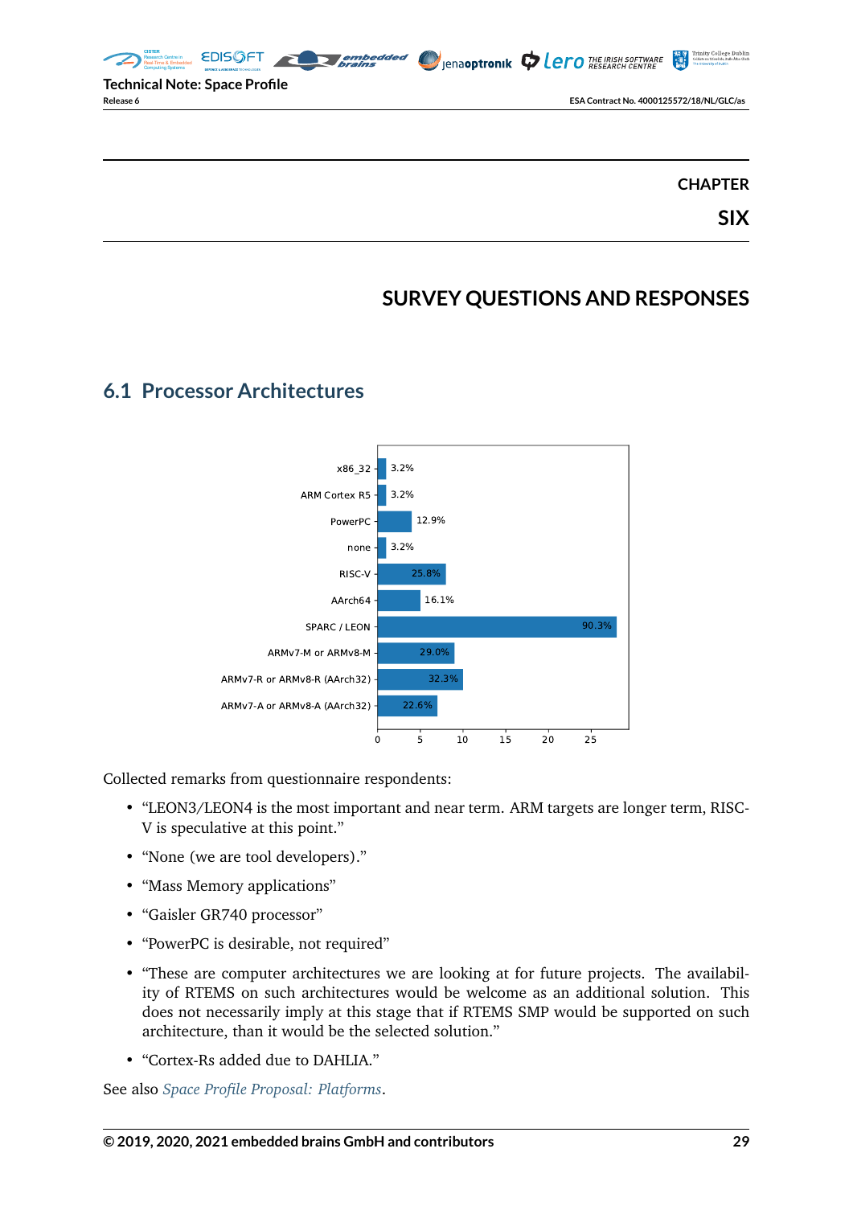# CHAPTER SIX

# SURVEY QUESTIONS AND RESPONSES

## 6.1 Processor Architectures

| Architecture | Responses |
|---|---|
| x86_32 | 3.2% |
| ARM Cortex R5 | 3.2% |
| PowerPC | 12.9% |
| none | 3.2% |
| RISC-V | 25.8% |
| AArch64 | 16.1% |
| SPARC / LEON | 90.3% |
| ARMv7-M or ARMv8-M | 29.0% |
| ARMv7-R or ARMv8-R (AArch32) | 32.3% |
| ARMv7-A or ARMv8-A (AArch32) | 22.6% |

Collected remarks from questionnaire respondents:

- "LEON3/LEON4 is the most important and near term. ARM targets are longer term, RISC-V is speculative at this point."
- "None (we are tool developers)."
- "Mass Memory applications"
- "Gaisler GR740 processor"
- "PowerPC is desirable, not required"
- "These are computer architectures we are looking at for future projects. The availability of RTEMS on such architectures would be welcome as an additional solution. This does not necessarily imply at this stage that if RTEMS SMP would be supported on such architecture, than it would be the selected solution."
- "Cortex-Rs added due to DAHLIA."

See also *Space Profile Proposal: Platforms*.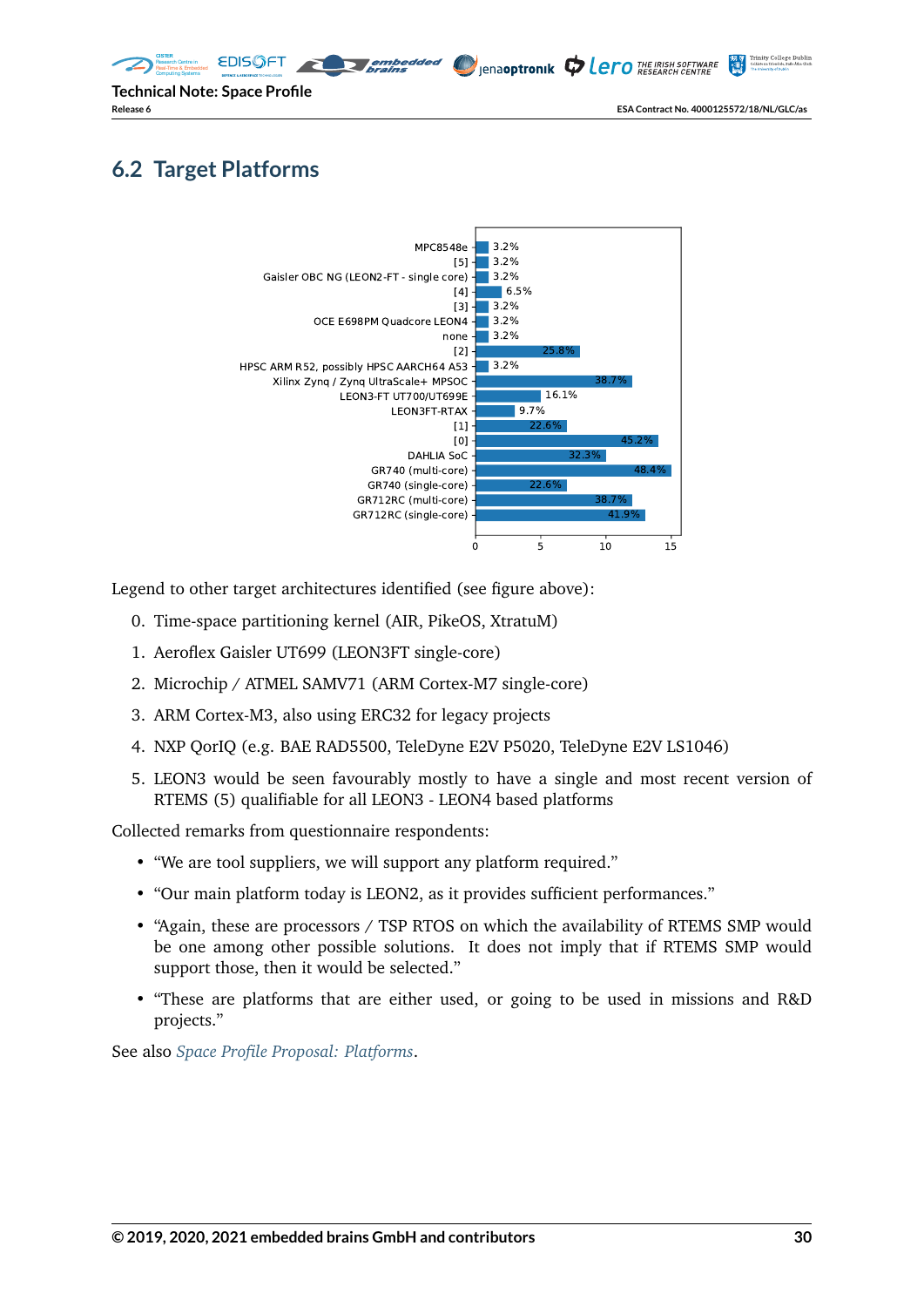## 6.2 Target Platforms

| Platform | Percentage |
|---|---|
| MPC8548e | 3.2% |
| [5] | 3.2% |
| Gaisler OBC NG (LEON2-FT - single core) | 3.2% |
| [4] | 6.5% |
| [3] | 3.2% |
| OCE E698PM Quadcore LEON4 | 3.2% |
| none | 3.2% |
| [2] | 25.8% |
| HPSC ARM R52, possibly HPSC AARCH64 A53 | 3.2% |
| Xilinx Zynq / Zynq UltraScale+ MPSOC | 38.7% |
| LEON3-FT UT700/UT699E | 16.1% |
| LEON3FT-RTAX | 9.7% |
| [1] | 22.6% |
| [0] | 45.2% |
| DAHLIA SoC | 32.3% |
| GR740 (multi-core) | 48.4% |
| GR740 (single-core) | 22.6% |
| GR712RC (multi-core) | 38.7% |
| GR712RC (single-core) | 41.9% |

Legend to other target architectures identified (see figure above):

0. Time-space partitioning kernel (AIR, PikeOS, XtratuM)
1. Aeroflex Gaisler UT699 (LEON3FT single-core)
2. Microchip / ATMEL SAMV71 (ARM Cortex-M7 single-core)
3. ARM Cortex-M3, also using ERC32 for legacy projects
4. NXP QorIQ (e.g. BAE RAD5500, TeleDyne E2V P5020, TeleDyne E2V LS1046)
5. LEON3 would be seen favourably mostly to have a single and most recent version of RTEMS (5) qualifiable for all LEON3 - LEON4 based platforms

Collected remarks from questionnaire respondents:

- "We are tool suppliers, we will support any platform required."
- "Our main platform today is LEON2, as it provides sufficient performances."
- "Again, these are processors / TSP RTOS on which the availability of RTEMS SMP would be one among other possible solutions. It does not imply that if RTEMS SMP would support those, then it would be selected."
- "These are platforms that are either used, or going to be used in missions and R&D projects."

See also *Space Profile Proposal: Platforms*.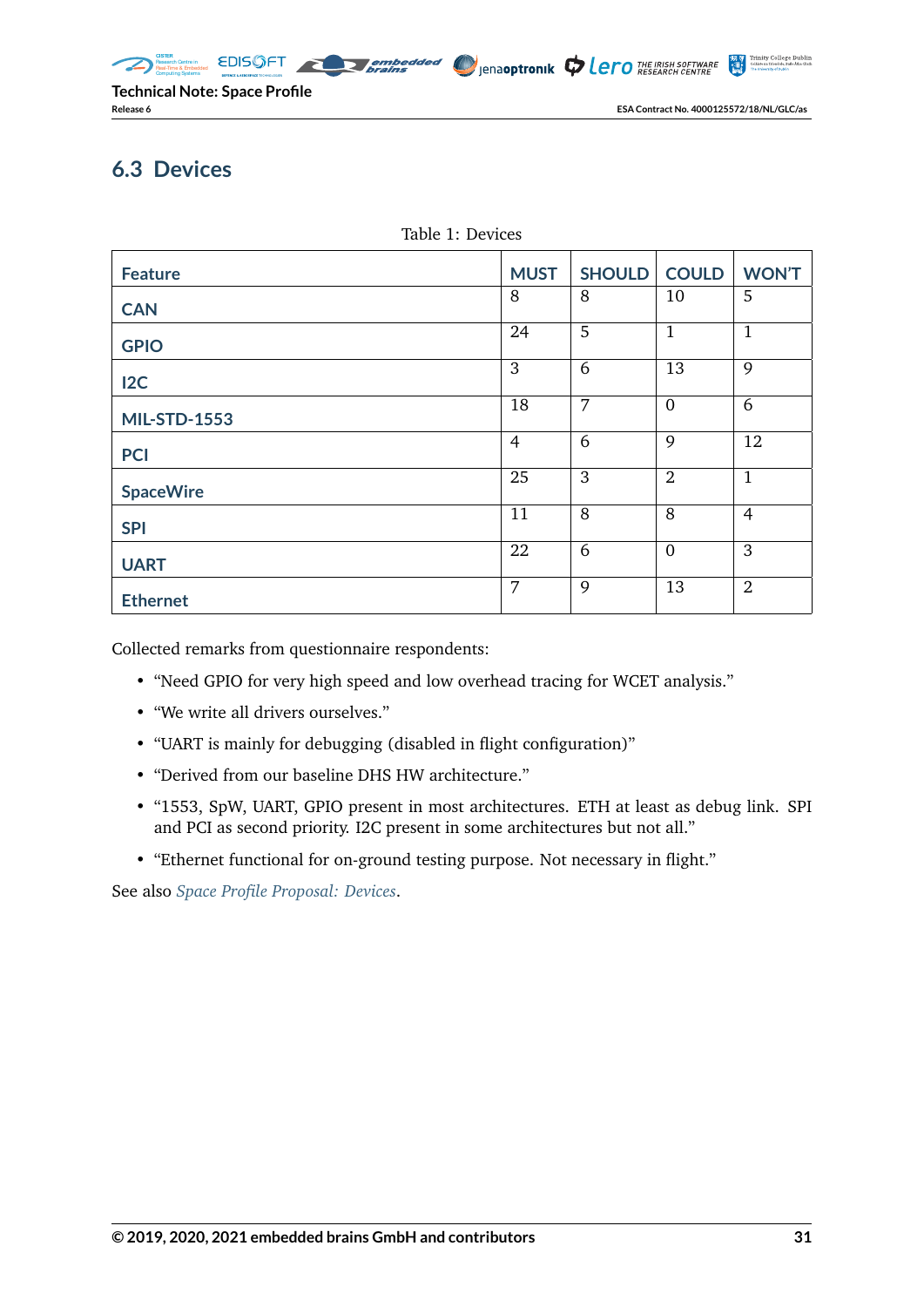## 6.3 Devices

Table 1: Devices

| Feature | MUST | SHOULD | COULD | WON'T |
|---|---|---|---|---|
| CAN | 8 | 8 | 10 | 5 |
| GPIO | 24 | 5 | 1 | 1 |
| I2C | 3 | 6 | 13 | 9 |
| MIL-STD-1553 | 18 | 7 | 0 | 6 |
| PCI | 4 | 6 | 9 | 12 |
| SpaceWire | 25 | 3 | 2 | 1 |
| SPI | 11 | 8 | 8 | 4 |
| UART | 22 | 6 | 0 | 3 |
| Ethernet | 7 | 9 | 13 | 2 |

Collected remarks from questionnaire respondents:

- "Need GPIO for very high speed and low overhead tracing for WCET analysis."
- "We write all drivers ourselves."
- "UART is mainly for debugging (disabled in flight configuration)"
- "Derived from our baseline DHS HW architecture."
- "1553, SpW, UART, GPIO present in most architectures. ETH at least as debug link. SPI and PCI as second priority. I2C present in some architectures but not all."
- "Ethernet functional for on-ground testing purpose. Not necessary in flight."

See also *Space Profile Proposal: Devices*.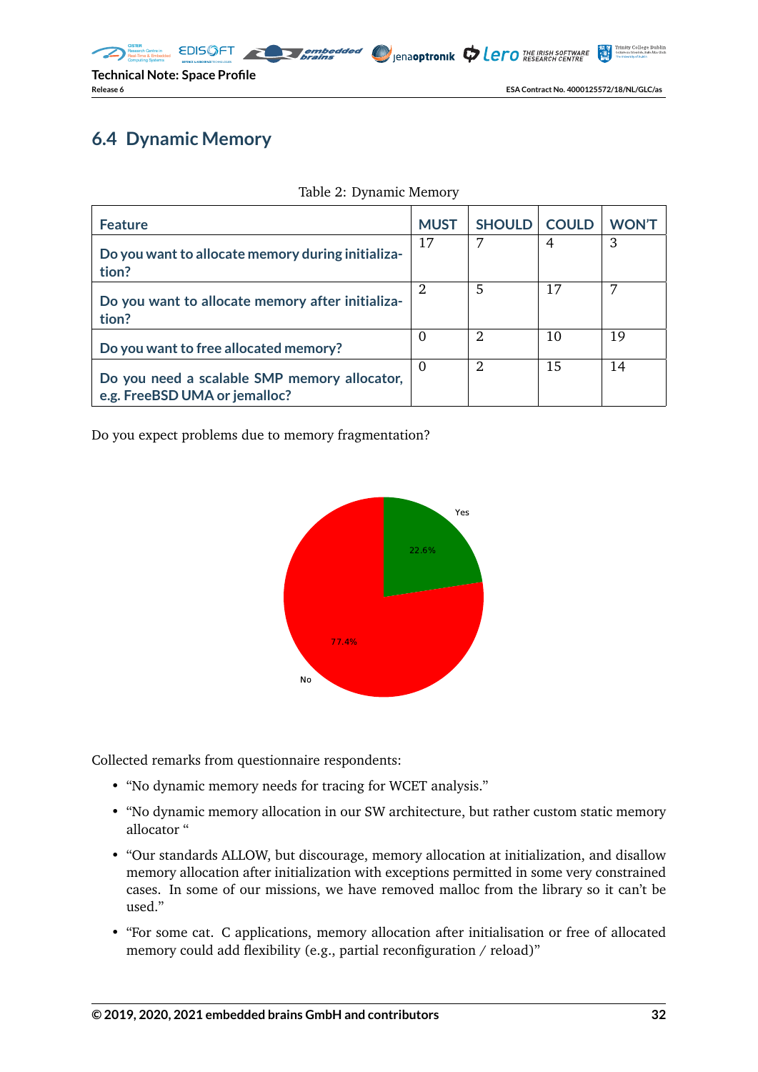## 6.4 Dynamic Memory

Table 2: Dynamic Memory

| Feature | MUST | SHOULD | COULD | WON'T |
|---|---|---|---|---|
| Do you want to allocate memory during initialization? | 17 | 7 | 4 | 3 |
| Do you want to allocate memory after initialization? | 2 | 5 | 17 | 7 |
| Do you want to free allocated memory? | 0 | 2 | 10 | 19 |
| Do you need a scalable SMP memory allocator, e.g. FreeBSD UMA or jemalloc? | 0 | 2 | 15 | 14 |

Do you expect problems due to memory fragmentation?

Yes: 22.6%

No: 77.4%

Collected remarks from questionnaire respondents:

- "No dynamic memory needs for tracing for WCET analysis."
- "No dynamic memory allocation in our SW architecture, but rather custom static memory allocator "
- "Our standards ALLOW, but discourage, memory allocation at initialization, and disallow memory allocation after initialization with exceptions permitted in some very constrained cases. In some of our missions, we have removed malloc from the library so it can't be used."
- "For some cat. C applications, memory allocation after initialisation or free of allocated memory could add flexibility (e.g., partial reconfiguration / reload)"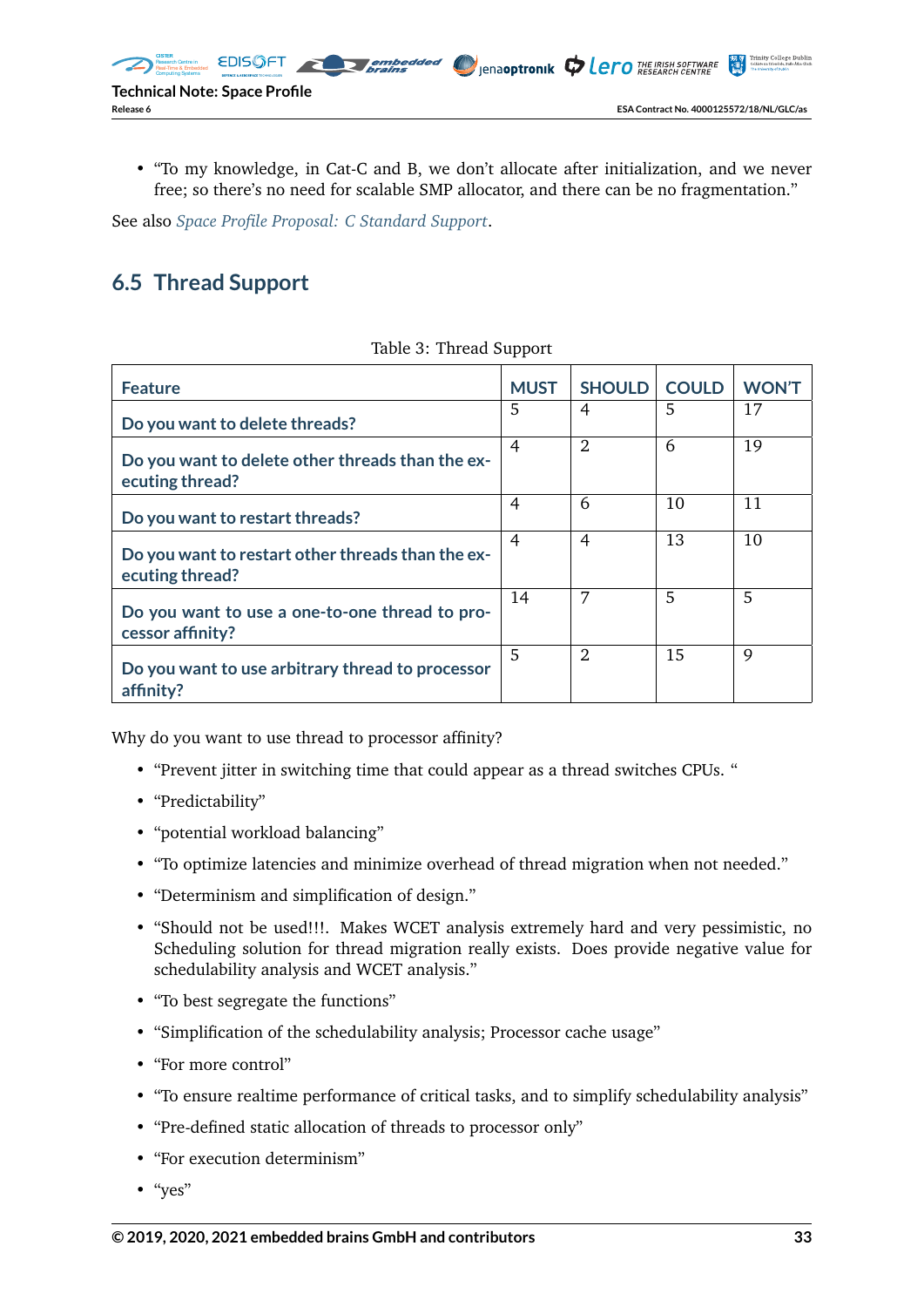- "To my knowledge, in Cat-C and B, we don't allocate after initialization, and we never free; so there's no need for scalable SMP allocator, and there can be no fragmentation."

See also *Space Profile Proposal: C Standard Support*.

## 6.5 Thread Support

Table 3: Thread Support

| Feature | MUST | SHOULD | COULD | WON'T |
|---|---|---|---|---|
| Do you want to delete threads? | 5 | 4 | 5 | 17 |
| Do you want to delete other threads than the executing thread? | 4 | 2 | 6 | 19 |
| Do you want to restart threads? | 4 | 6 | 10 | 11 |
| Do you want to restart other threads than the executing thread? | 4 | 4 | 13 | 10 |
| Do you want to use a one-to-one thread to processor affinity? | 14 | 7 | 5 | 5 |
| Do you want to use arbitrary thread to processor affinity? | 5 | 2 | 15 | 9 |

Why do you want to use thread to processor affinity?

- "Prevent jitter in switching time that could appear as a thread switches CPUs. "
- "Predictability"
- "potential workload balancing"
- "To optimize latencies and minimize overhead of thread migration when not needed."
- "Determinism and simplification of design."
- "Should not be used!!!. Makes WCET analysis extremely hard and very pessimistic, no Scheduling solution for thread migration really exists. Does provide negative value for schedulability analysis and WCET analysis."
- "To best segregate the functions"
- "Simplification of the schedulability analysis; Processor cache usage"
- "For more control"
- "To ensure realtime performance of critical tasks, and to simplify schedulability analysis"
- "Pre-defined static allocation of threads to processor only"
- "For execution determinism"
- "yes"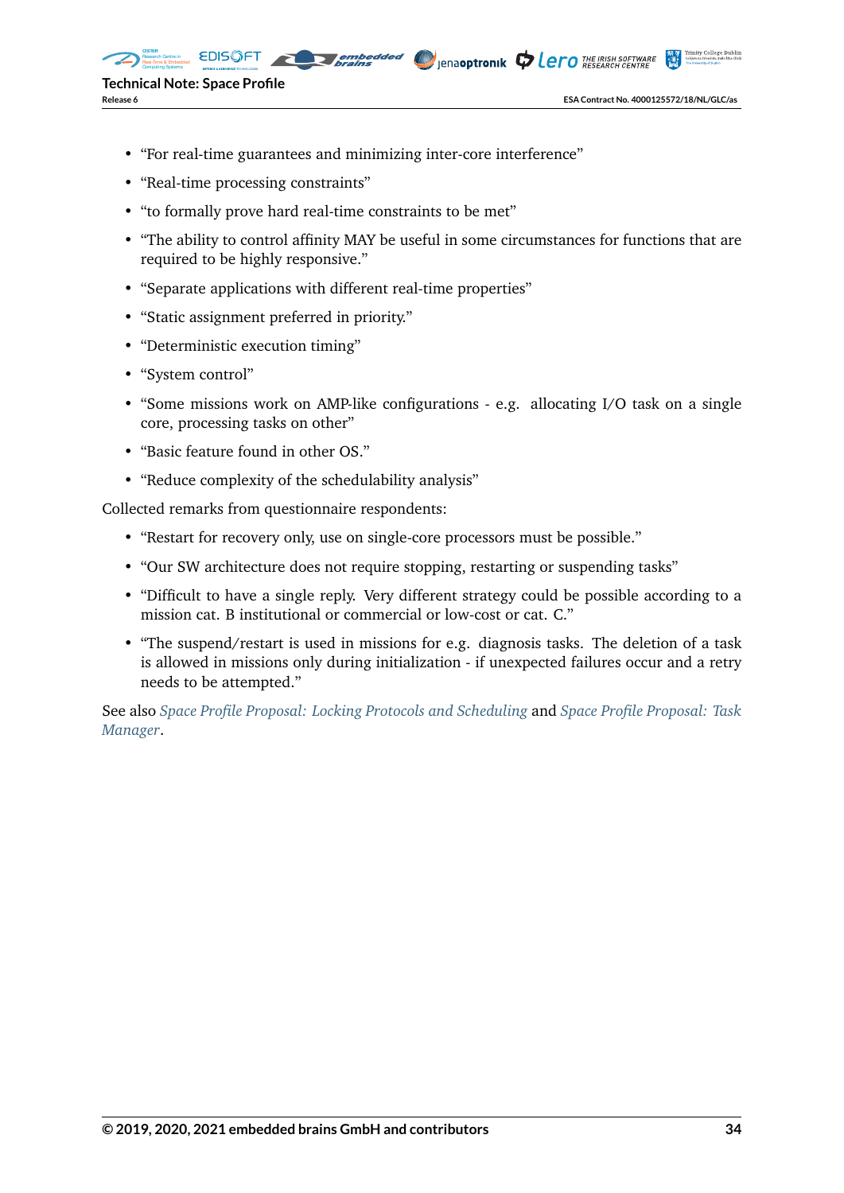- “For real-time guarantees and minimizing inter-core interference”
- “Real-time processing constraints”
- “to formally prove hard real-time constraints to be met”
- “The ability to control affinity MAY be useful in some circumstances for functions that are required to be highly responsive.”
- “Separate applications with different real-time properties”
- “Static assignment preferred in priority.”
- “Deterministic execution timing”
- “System control”
- “Some missions work on AMP-like configurations - e.g. allocating I/O task on a single core, processing tasks on other”
- “Basic feature found in other OS.”
- “Reduce complexity of the schedulability analysis”

Collected remarks from questionnaire respondents:

- “Restart for recovery only, use on single-core processors must be possible.”
- “Our SW architecture does not require stopping, restarting or suspending tasks”
- “Difficult to have a single reply. Very different strategy could be possible according to a mission cat. B institutional or commercial or low-cost or cat. C.”
- “The suspend/restart is used in missions for e.g. diagnosis tasks. The deletion of a task is allowed in missions only during initialization - if unexpected failures occur and a retry needs to be attempted.”

See also *Space Profile Proposal: Locking Protocols and Scheduling* and *Space Profile Proposal: Task Manager*.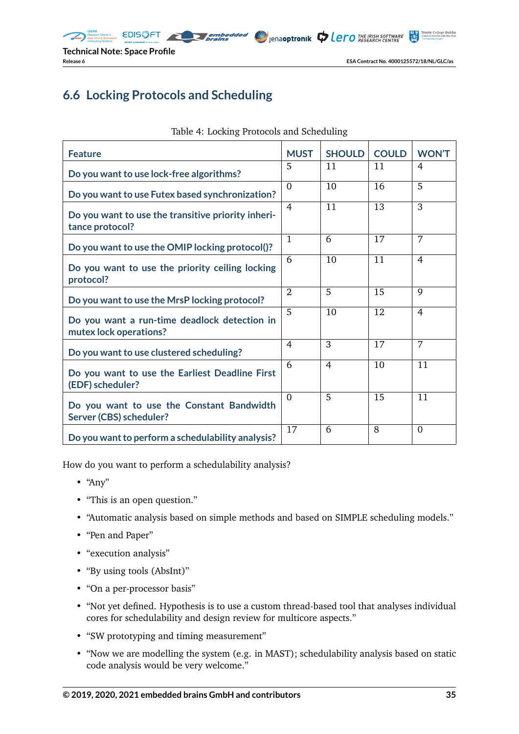## 6.6 Locking Protocols and Scheduling

Table 4: Locking Protocols and Scheduling

| Feature | MUST | SHOULD | COULD | WON'T |
|---|---|---|---|---|
| Do you want to use lock-free algorithms? | 5 | 11 | 11 | 4 |
| Do you want to use Futex based synchronization? | 0 | 10 | 16 | 5 |
| Do you want to use the transitive priority inheritance protocol? | 4 | 11 | 13 | 3 |
| Do you want to use the OMIP locking protocol()? | 1 | 6 | 17 | 7 |
| Do you want to use the priority ceiling locking protocol? | 6 | 10 | 11 | 4 |
| Do you want to use the MrsP locking protocol? | 2 | 5 | 15 | 9 |
| Do you want a run-time deadlock detection in mutex lock operations? | 5 | 10 | 12 | 4 |
| Do you want to use clustered scheduling? | 4 | 3 | 17 | 7 |
| Do you want to use the Earliest Deadline First (EDF) scheduler? | 6 | 4 | 10 | 11 |
| Do you want to use the Constant Bandwidth Server (CBS) scheduler? | 0 | 5 | 15 | 11 |
| Do you want to perform a schedulability analysis? | 17 | 6 | 8 | 0 |

How do you want to perform a schedulability analysis?

- "Any"
- "This is an open question."
- "Automatic analysis based on simple methods and based on SIMPLE scheduling models."
- "Pen and Paper"
- "execution analysis"
- "By using tools (AbsInt)"
- "On a per-processor basis"
- "Not yet defined. Hypothesis is to use a custom thread-based tool that analyses individual cores for schedulability and design review for multicore aspects."
- "SW prototyping and timing measurement"
- "Now we are modelling the system (e.g. in MAST); schedulability analysis based on static code analysis would be very welcome."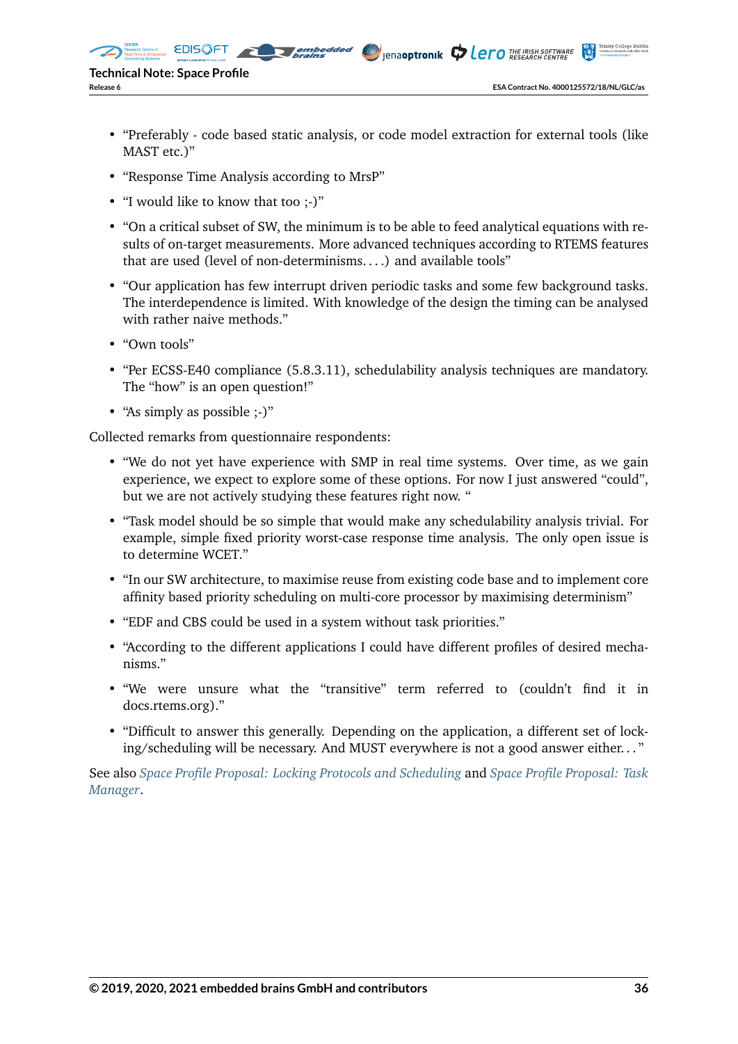- "Preferably - code based static analysis, or code model extraction for external tools (like MAST etc.)"
- "Response Time Analysis according to MrsP"
- "I would like to know that too ;-)"
- "On a critical subset of SW, the minimum is to be able to feed analytical equations with results of on-target measurements. More advanced techniques according to RTEMS features that are used (level of non-determinisms. . . .) and available tools"
- "Our application has few interrupt driven periodic tasks and some few background tasks. The interdependence is limited. With knowledge of the design the timing can be analysed with rather naive methods."
- "Own tools"
- "Per ECSS-E40 compliance (5.8.3.11), schedulability analysis techniques are mandatory. The "how" is an open question!"
- "As simply as possible ;-)"

Collected remarks from questionnaire respondents:

- "We do not yet have experience with SMP in real time systems. Over time, as we gain experience, we expect to explore some of these options. For now I just answered "could", but we are not actively studying these features right now. "
- "Task model should be so simple that would make any schedulability analysis trivial. For example, simple fixed priority worst-case response time analysis. The only open issue is to determine WCET."
- "In our SW architecture, to maximise reuse from existing code base and to implement core affinity based priority scheduling on multi-core processor by maximising determinism"
- "EDF and CBS could be used in a system without task priorities."
- "According to the different applications I could have different profiles of desired mechanisms."
- "We were unsure what the "transitive" term referred to (couldn't find it in docs.rtems.org)."
- "Difficult to answer this generally. Depending on the application, a different set of locking/scheduling will be necessary. And MUST everywhere is not a good answer either. . . "

See also *Space Profile Proposal: Locking Protocols and Scheduling* and *Space Profile Proposal: Task Manager*.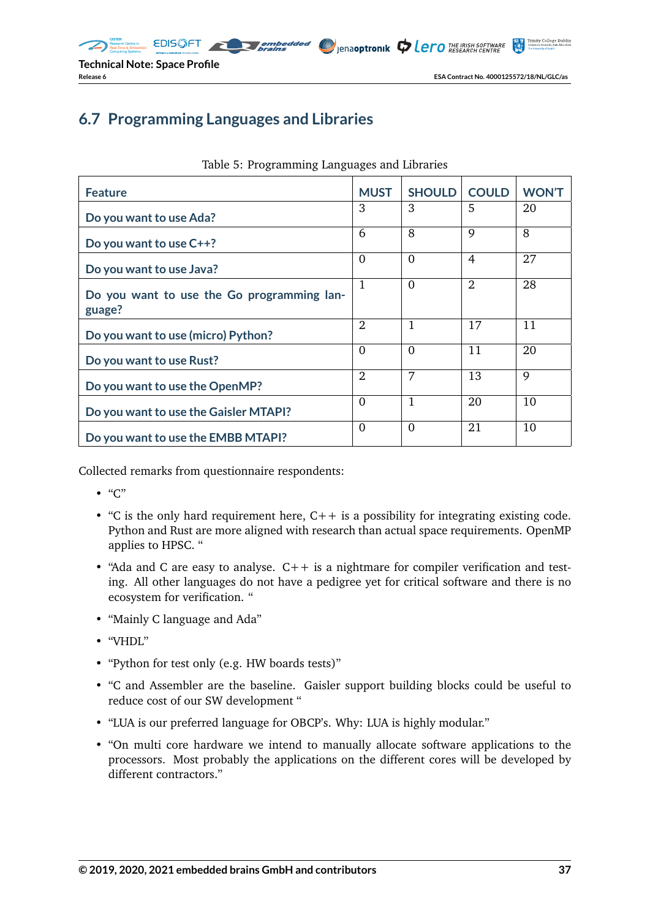## 6.7 Programming Languages and Libraries

Table 5: Programming Languages and Libraries

| Feature | MUST | SHOULD | COULD | WON'T |
|---|---|---|---|---|
| Do you want to use Ada? | 3 | 3 | 5 | 20 |
| Do you want to use C++? | 6 | 8 | 9 | 8 |
| Do you want to use Java? | 0 | 0 | 4 | 27 |
| Do you want to use the Go programming language? | 1 | 0 | 2 | 28 |
| Do you want to use (micro) Python? | 2 | 1 | 17 | 11 |
| Do you want to use Rust? | 0 | 0 | 11 | 20 |
| Do you want to use the OpenMP? | 2 | 7 | 13 | 9 |
| Do you want to use the Gaisler MTAPI? | 0 | 1 | 20 | 10 |
| Do you want to use the EMBB MTAPI? | 0 | 0 | 21 | 10 |

Collected remarks from questionnaire respondents:

- "C"
- "C is the only hard requirement here, C++ is a possibility for integrating existing code. Python and Rust are more aligned with research than actual space requirements. OpenMP applies to HPSC. "
- "Ada and C are easy to analyse. C++ is a nightmare for compiler verification and testing. All other languages do not have a pedigree yet for critical software and there is no ecosystem for verification. "
- "Mainly C language and Ada"
- "VHDL"
- "Python for test only (e.g. HW boards tests)"
- "C and Assembler are the baseline. Gaisler support building blocks could be useful to reduce cost of our SW development "
- "LUA is our preferred language for OBCP's. Why: LUA is highly modular."
- "On multi core hardware we intend to manually allocate software applications to the processors. Most probably the applications on the different cores will be developed by different contractors."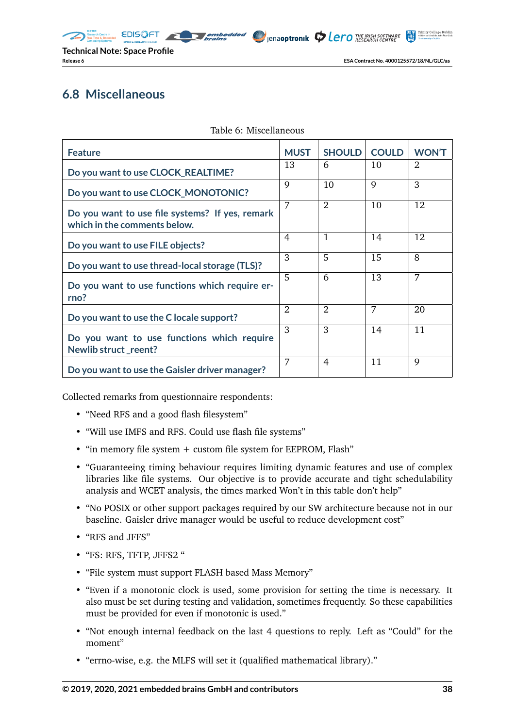## 6.8 Miscellaneous

Table 6: Miscellaneous

| Feature | MUST | SHOULD | COULD | WON'T |
|---|---|---|---|---|
| Do you want to use CLOCK_REALTIME? | 13 | 6 | 10 | 2 |
| Do you want to use CLOCK_MONOTONIC? | 9 | 10 | 9 | 3 |
| Do you want to use file systems? If yes, remark which in the comments below. | 7 | 2 | 10 | 12 |
| Do you want to use FILE objects? | 4 | 1 | 14 | 12 |
| Do you want to use thread-local storage (TLS)? | 3 | 5 | 15 | 8 |
| Do you want to use functions which require errno? | 5 | 6 | 13 | 7 |
| Do you want to use the C locale support? | 2 | 2 | 7 | 20 |
| Do you want to use functions which require Newlib struct _reent? | 3 | 3 | 14 | 11 |
| Do you want to use the Gaisler driver manager? | 7 | 4 | 11 | 9 |

Collected remarks from questionnaire respondents:

- "Need RFS and a good flash filesystem"
- "Will use IMFS and RFS. Could use flash file systems"
- "in memory file system + custom file system for EEPROM, Flash"
- "Guaranteeing timing behaviour requires limiting dynamic features and use of complex libraries like file systems. Our objective is to provide accurate and tight schedulability analysis and WCET analysis, the times marked Won't in this table don't help"
- "No POSIX or other support packages required by our SW architecture because not in our baseline. Gaisler drive manager would be useful to reduce development cost"
- "RFS and JFFS"
- "FS: RFS, TFTP, JFFS2 "
- "File system must support FLASH based Mass Memory"
- "Even if a monotonic clock is used, some provision for setting the time is necessary. It also must be set during testing and validation, sometimes frequently. So these capabilities must be provided for even if monotonic is used."
- "Not enough internal feedback on the last 4 questions to reply. Left as "Could" for the moment"
- "errno-wise, e.g. the MLFS will set it (qualified mathematical library)."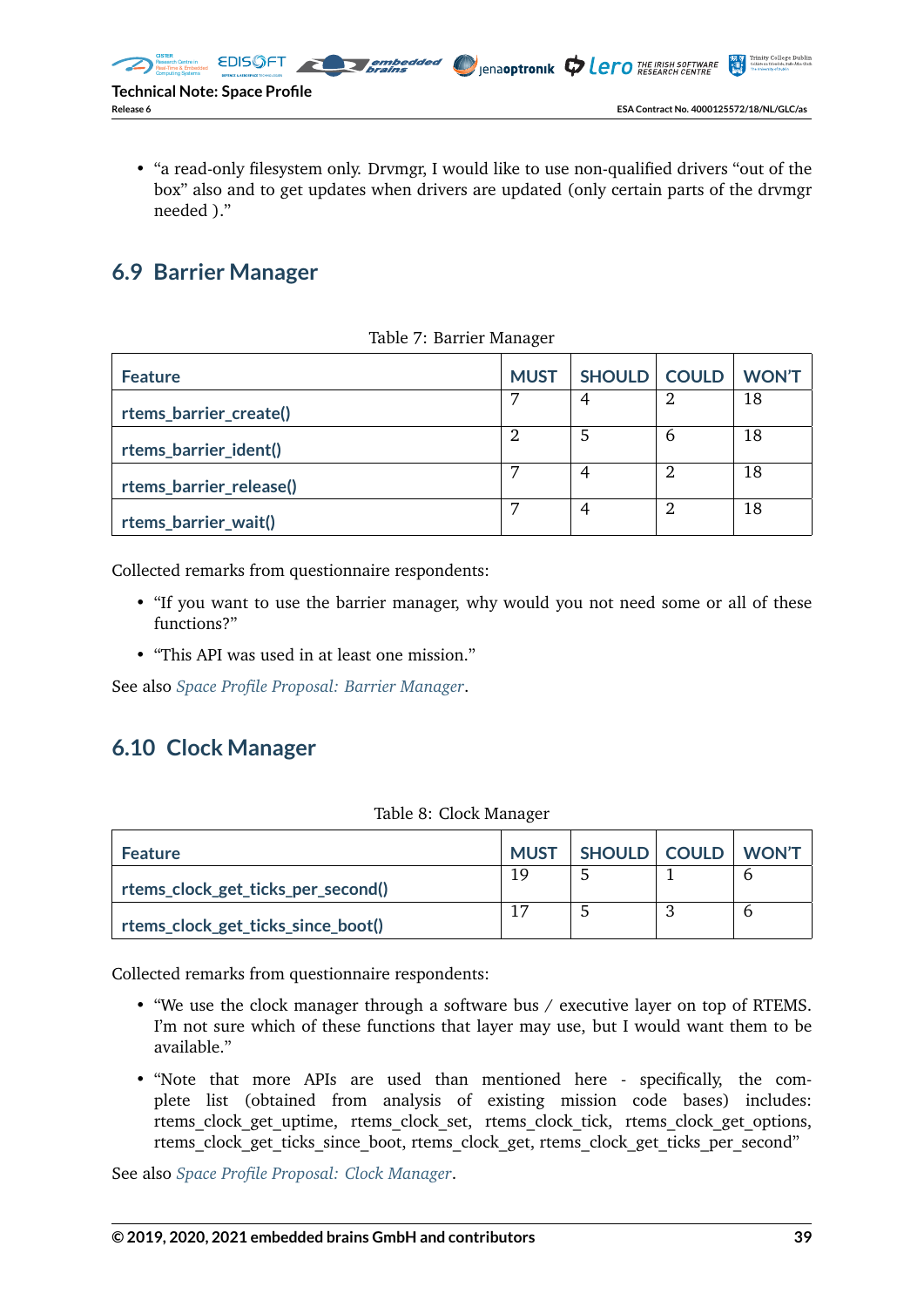- “a read-only filesystem only. Drvmgr, I would like to use non-qualified drivers “out of the box” also and to get updates when drivers are updated (only certain parts of the drvmgr needed ).”

## 6.9 Barrier Manager

Table 7: Barrier Manager

| Feature | MUST | SHOULD | COULD | WON'T |
|---|---|---|---|---|
| rtems_barrier_create() | 7 | 4 | 2 | 18 |
| rtems_barrier_ident() | 2 | 5 | 6 | 18 |
| rtems_barrier_release() | 7 | 4 | 2 | 18 |
| rtems_barrier_wait() | 7 | 4 | 2 | 18 |

Collected remarks from questionnaire respondents:

- “If you want to use the barrier manager, why would you not need some or all of these functions?”
- “This API was used in at least one mission.”

See also *Space Profile Proposal: Barrier Manager*.

## 6.10 Clock Manager

Table 8: Clock Manager

| Feature | MUST | SHOULD | COULD | WON'T |
|---|---|---|---|---|
| rtems_clock_get_ticks_per_second() | 19 | 5 | 1 | 6 |
| rtems_clock_get_ticks_since_boot() | 17 | 5 | 3 | 6 |

Collected remarks from questionnaire respondents:

- “We use the clock manager through a software bus / executive layer on top of RTEMS. I'm not sure which of these functions that layer may use, but I would want them to be available.”
- “Note that more APIs are used than mentioned here - specifically, the complete list (obtained from analysis of existing mission code bases) includes: rtems_clock_get_uptime, rtems_clock_set, rtems_clock_tick, rtems_clock_get_options, rtems_clock_get_ticks_since_boot, rtems_clock_get, rtems_clock_get_ticks_per_second”

See also *Space Profile Proposal: Clock Manager*.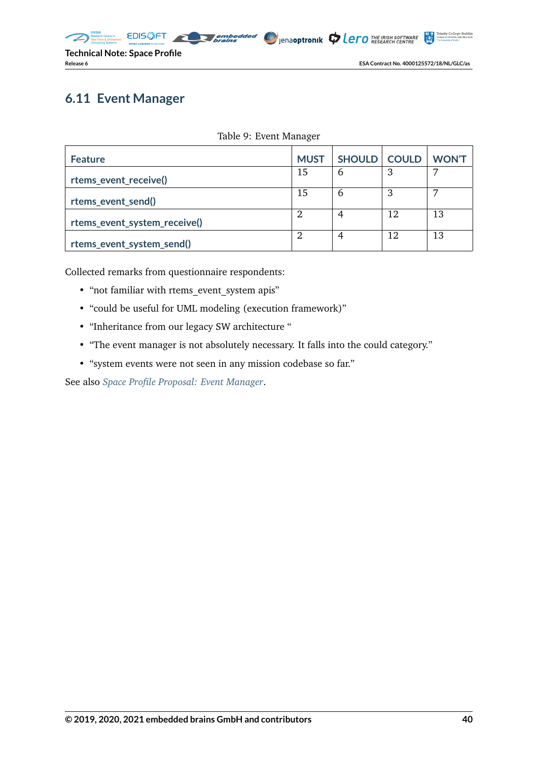## 6.11 Event Manager

Table 9: Event Manager

| Feature | MUST | SHOULD | COULD | WON'T |
|---|---|---|---|---|
| rtems_event_receive() | 15 | 6 | 3 | 7 |
| rtems_event_send() | 15 | 6 | 3 | 7 |
| rtems_event_system_receive() | 2 | 4 | 12 | 13 |
| rtems_event_system_send() | 2 | 4 | 12 | 13 |

Collected remarks from questionnaire respondents:

- "not familiar with rtems_event_system apis"
- "could be useful for UML modeling (execution framework)"
- "Inheritance from our legacy SW architecture "
- "The event manager is not absolutely necessary. It falls into the could category."
- "system events were not seen in any mission codebase so far."

See also *Space Profile Proposal: Event Manager*.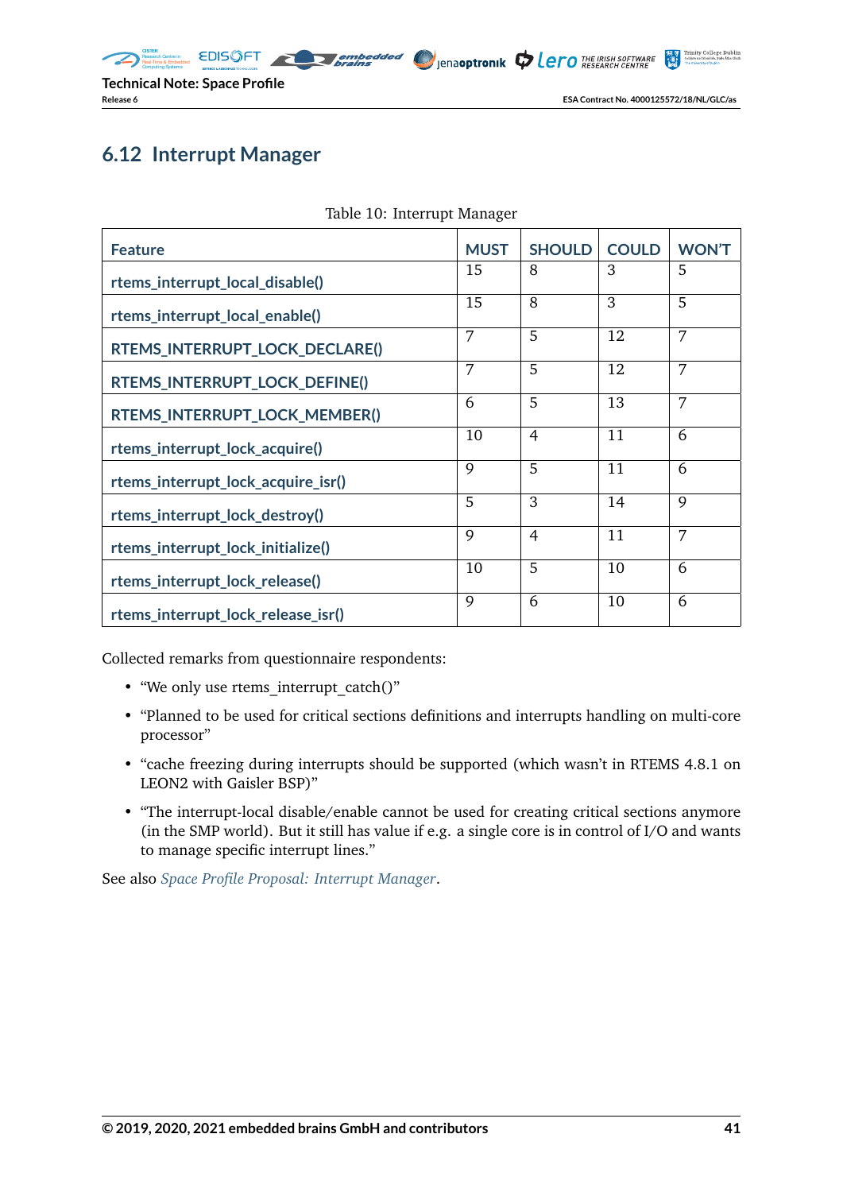## 6.12 Interrupt Manager

Table 10: Interrupt Manager

| Feature | MUST | SHOULD | COULD | WON'T |
|---|---|---|---|---|
| rtems_interrupt_local_disable() | 15 | 8 | 3 | 5 |
| rtems_interrupt_local_enable() | 15 | 8 | 3 | 5 |
| RTEMS_INTERRUPT_LOCK_DECLARE() | 7 | 5 | 12 | 7 |
| RTEMS_INTERRUPT_LOCK_DEFINE() | 7 | 5 | 12 | 7 |
| RTEMS_INTERRUPT_LOCK_MEMBER() | 6 | 5 | 13 | 7 |
| rtems_interrupt_lock_acquire() | 10 | 4 | 11 | 6 |
| rtems_interrupt_lock_acquire_isr() | 9 | 5 | 11 | 6 |
| rtems_interrupt_lock_destroy() | 5 | 3 | 14 | 9 |
| rtems_interrupt_lock_initialize() | 9 | 4 | 11 | 7 |
| rtems_interrupt_lock_release() | 10 | 5 | 10 | 6 |
| rtems_interrupt_lock_release_isr() | 9 | 6 | 10 | 6 |

Collected remarks from questionnaire respondents:

- "We only use rtems_interrupt_catch()"
- "Planned to be used for critical sections definitions and interrupts handling on multi-core processor"
- "cache freezing during interrupts should be supported (which wasn't in RTEMS 4.8.1 on LEON2 with Gaisler BSP)"
- "The interrupt-local disable/enable cannot be used for creating critical sections anymore (in the SMP world). But it still has value if e.g. a single core is in control of I/O and wants to manage specific interrupt lines."

See also *Space Profile Proposal: Interrupt Manager*.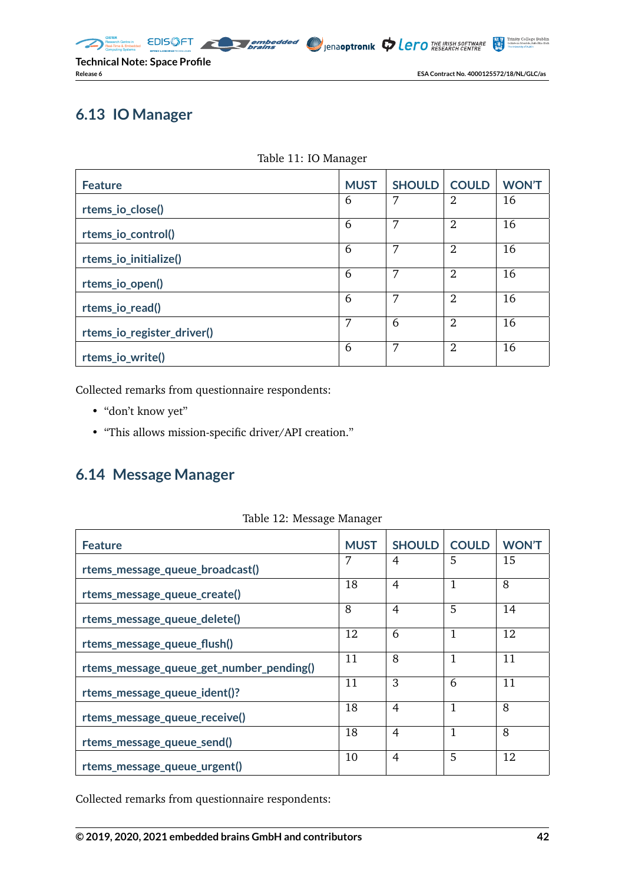## 6.13 IO Manager

Table 11: IO Manager

| Feature | MUST | SHOULD | COULD | WON'T |
|---|---|---|---|---|
| rtems_io_close() | 6 | 7 | 2 | 16 |
| rtems_io_control() | 6 | 7 | 2 | 16 |
| rtems_io_initialize() | 6 | 7 | 2 | 16 |
| rtems_io_open() | 6 | 7 | 2 | 16 |
| rtems_io_read() | 6 | 7 | 2 | 16 |
| rtems_io_register_driver() | 7 | 6 | 2 | 16 |
| rtems_io_write() | 6 | 7 | 2 | 16 |

Collected remarks from questionnaire respondents:

- "don't know yet"
- "This allows mission-specific driver/API creation."

## 6.14 Message Manager

Table 12: Message Manager

| Feature | MUST | SHOULD | COULD | WON'T |
|---|---|---|---|---|
| rtems_message_queue_broadcast() | 7 | 4 | 5 | 15 |
| rtems_message_queue_create() | 18 | 4 | 1 | 8 |
| rtems_message_queue_delete() | 8 | 4 | 5 | 14 |
| rtems_message_queue_flush() | 12 | 6 | 1 | 12 |
| rtems_message_queue_get_number_pending() | 11 | 8 | 1 | 11 |
| rtems_message_queue_ident()? | 11 | 3 | 6 | 11 |
| rtems_message_queue_receive() | 18 | 4 | 1 | 8 |
| rtems_message_queue_send() | 18 | 4 | 1 | 8 |
| rtems_message_queue_urgent() | 10 | 4 | 5 | 12 |

Collected remarks from questionnaire respondents: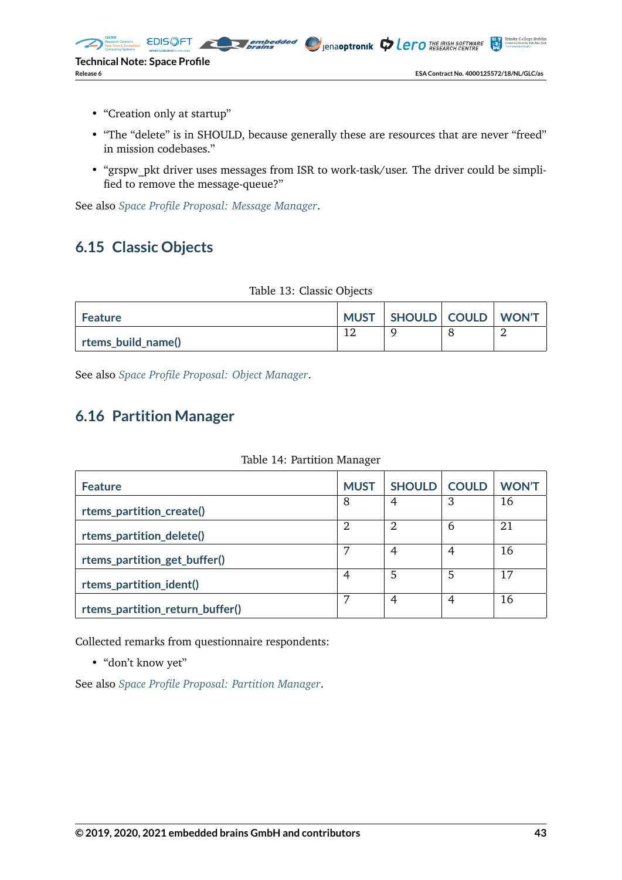- “Creation only at startup”
- “The “delete” is in SHOULD, because generally these are resources that are never “freed” in mission codebases.”
- “grspw_pkt driver uses messages from ISR to work-task/user. The driver could be simplified to remove the message-queue?”

See also *Space Profile Proposal: Message Manager*.

## 6.15 Classic Objects

Table 13: Classic Objects

| Feature | MUST | SHOULD | COULD | WON’T |
|---|---|---|---|---|
| rtems_build_name() | 12 | 9 | 8 | 2 |

See also *Space Profile Proposal: Object Manager*.

## 6.16 Partition Manager

Table 14: Partition Manager

| Feature | MUST | SHOULD | COULD | WON’T |
|---|---|---|---|---|
| rtems_partition_create() | 8 | 4 | 3 | 16 |
| rtems_partition_delete() | 2 | 2 | 6 | 21 |
| rtems_partition_get_buffer() | 7 | 4 | 4 | 16 |
| rtems_partition_ident() | 4 | 5 | 5 | 17 |
| rtems_partition_return_buffer() | 7 | 4 | 4 | 16 |

Collected remarks from questionnaire respondents:

- “don’t know yet”

See also *Space Profile Proposal: Partition Manager*.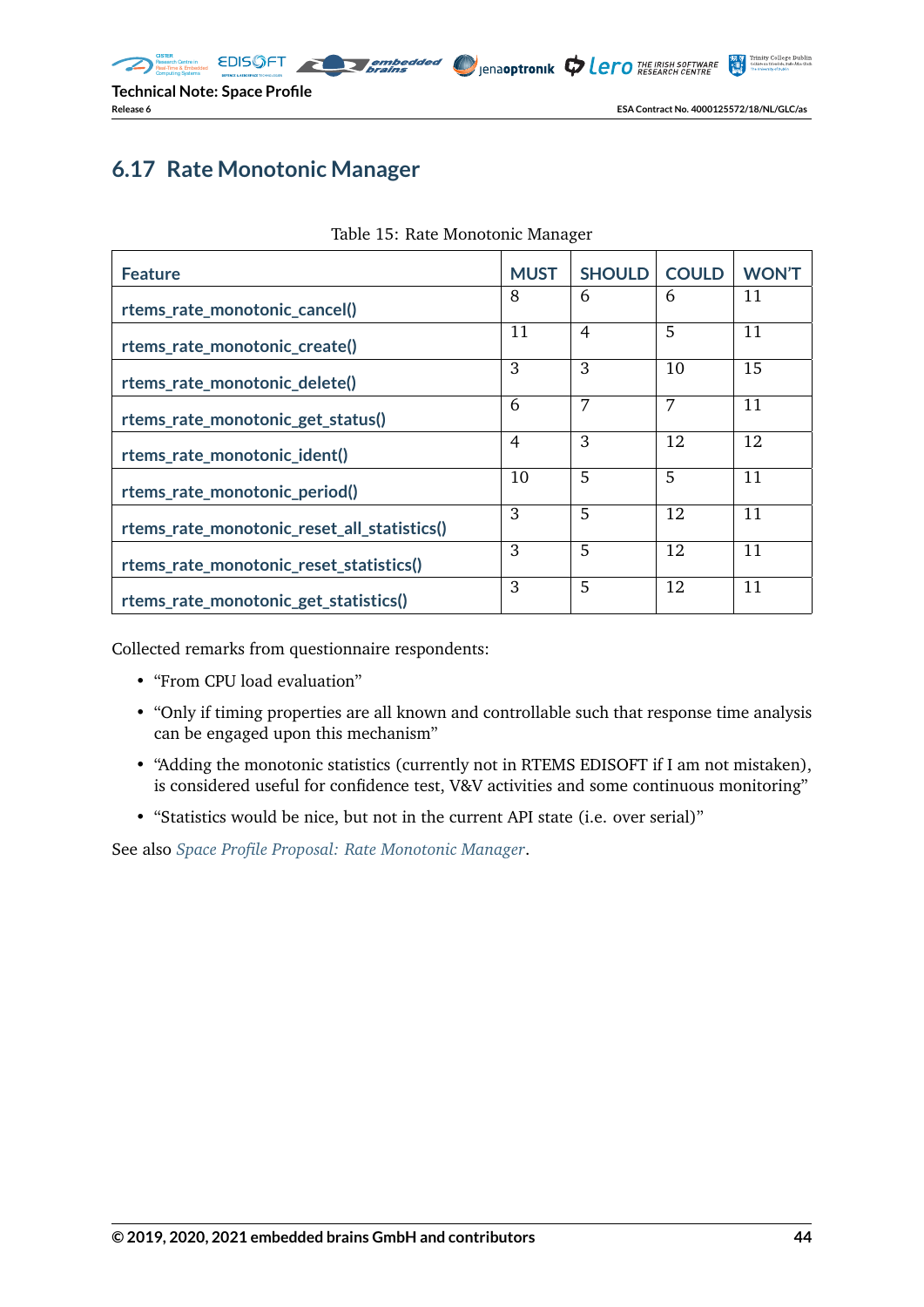## 6.17 Rate Monotonic Manager

Table 15: Rate Monotonic Manager

| Feature | MUST | SHOULD | COULD | WON'T |
|---|---|---|---|---|
| rtems_rate_monotonic_cancel() | 8 | 6 | 6 | 11 |
| rtems_rate_monotonic_create() | 11 | 4 | 5 | 11 |
| rtems_rate_monotonic_delete() | 3 | 3 | 10 | 15 |
| rtems_rate_monotonic_get_status() | 6 | 7 | 7 | 11 |
| rtems_rate_monotonic_ident() | 4 | 3 | 12 | 12 |
| rtems_rate_monotonic_period() | 10 | 5 | 5 | 11 |
| rtems_rate_monotonic_reset_all_statistics() | 3 | 5 | 12 | 11 |
| rtems_rate_monotonic_reset_statistics() | 3 | 5 | 12 | 11 |
| rtems_rate_monotonic_get_statistics() | 3 | 5 | 12 | 11 |

Collected remarks from questionnaire respondents:

- "From CPU load evaluation"
- "Only if timing properties are all known and controllable such that response time analysis can be engaged upon this mechanism"
- "Adding the monotonic statistics (currently not in RTEMS EDISOFT if I am not mistaken), is considered useful for confidence test, V&V activities and some continuous monitoring"
- "Statistics would be nice, but not in the current API state (i.e. over serial)"

See also *Space Profile Proposal: Rate Monotonic Manager*.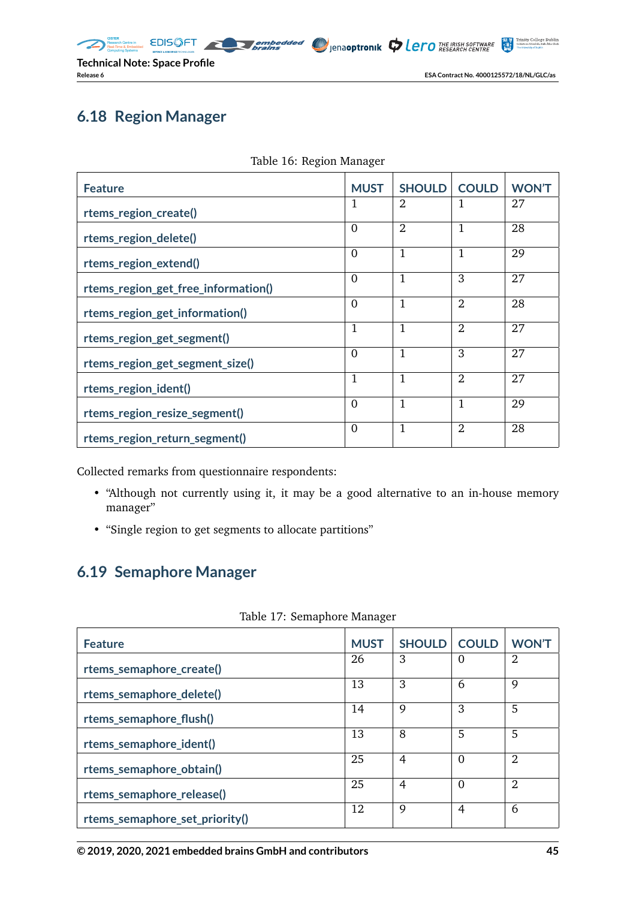## 6.18 Region Manager

Table 16: Region Manager

| Feature | MUST | SHOULD | COULD | WON'T |
|---|---|---|---|---|
| rtems_region_create() | 1 | 2 | 1 | 27 |
| rtems_region_delete() | 0 | 2 | 1 | 28 |
| rtems_region_extend() | 0 | 1 | 1 | 29 |
| rtems_region_get_free_information() | 0 | 1 | 3 | 27 |
| rtems_region_get_information() | 0 | 1 | 2 | 28 |
| rtems_region_get_segment() | 1 | 1 | 2 | 27 |
| rtems_region_get_segment_size() | 0 | 1 | 3 | 27 |
| rtems_region_ident() | 1 | 1 | 2 | 27 |
| rtems_region_resize_segment() | 0 | 1 | 1 | 29 |
| rtems_region_return_segment() | 0 | 1 | 2 | 28 |

Collected remarks from questionnaire respondents:

- "Although not currently using it, it may be a good alternative to an in-house memory manager"
- "Single region to get segments to allocate partitions"

## 6.19 Semaphore Manager

Table 17: Semaphore Manager

| Feature | MUST | SHOULD | COULD | WON'T |
|---|---|---|---|---|
| rtems_semaphore_create() | 26 | 3 | 0 | 2 |
| rtems_semaphore_delete() | 13 | 3 | 6 | 9 |
| rtems_semaphore_flush() | 14 | 9 | 3 | 5 |
| rtems_semaphore_ident() | 13 | 8 | 5 | 5 |
| rtems_semaphore_obtain() | 25 | 4 | 0 | 2 |
| rtems_semaphore_release() | 25 | 4 | 0 | 2 |
| rtems_semaphore_set_priority() | 12 | 9 | 4 | 6 |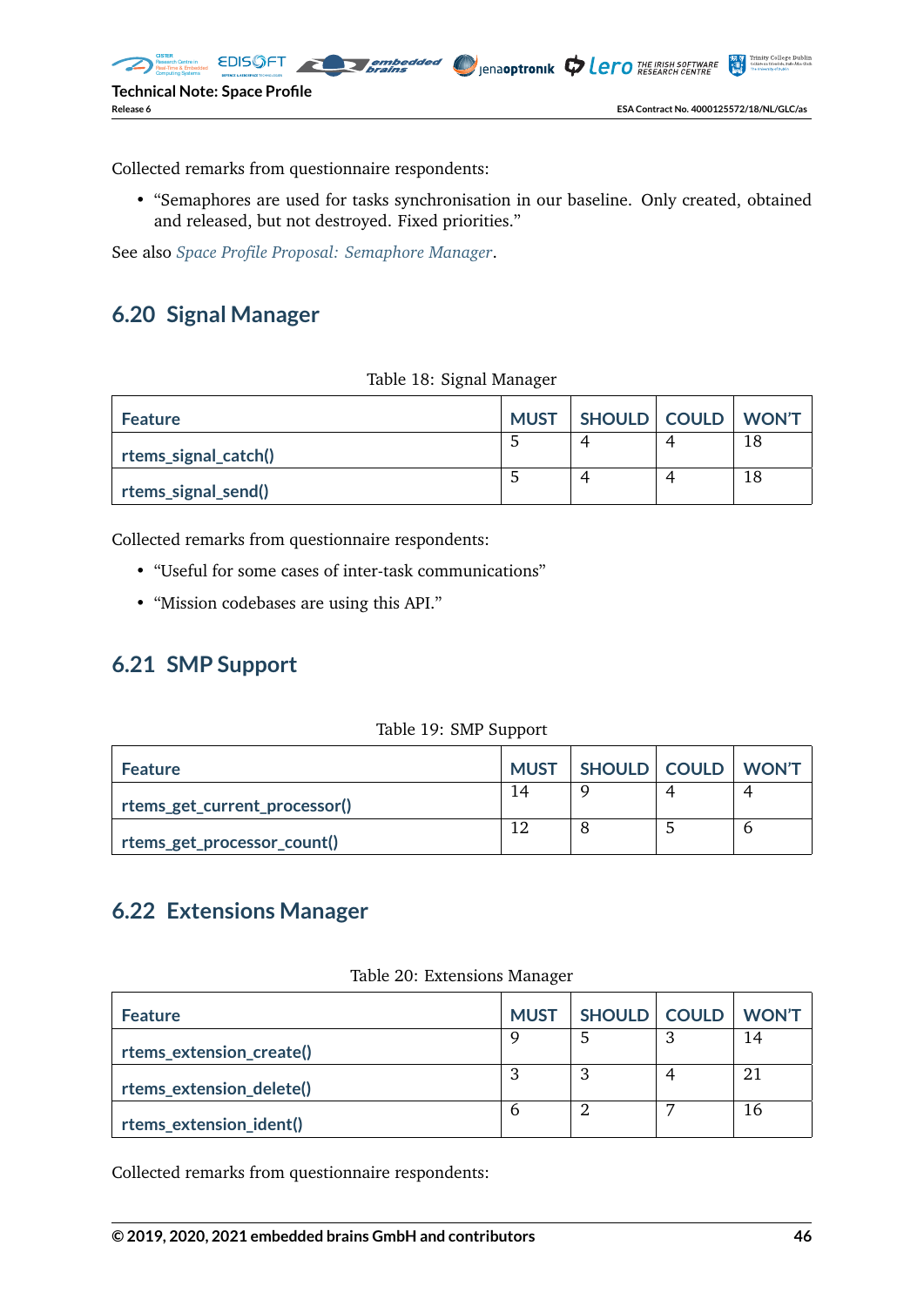Collected remarks from questionnaire respondents:

- "Semaphores are used for tasks synchronisation in our baseline. Only created, obtained and released, but not destroyed. Fixed priorities."

See also *Space Profile Proposal: Semaphore Manager*.

## 6.20 Signal Manager

Table 18: Signal Manager

| Feature | MUST | SHOULD | COULD | WON'T |
|---|---|---|---|---|
| **rtems_signal_catch()** | 5 | 4 | 4 | 18 |
| **rtems_signal_send()** | 5 | 4 | 4 | 18 |

Collected remarks from questionnaire respondents:

- "Useful for some cases of inter-task communications"
- "Mission codebases are using this API."

## 6.21 SMP Support

Table 19: SMP Support

| Feature | MUST | SHOULD | COULD | WON'T |
|---|---|---|---|---|
| **rtems_get_current_processor()** | 14 | 9 | 4 | 4 |
| **rtems_get_processor_count()** | 12 | 8 | 5 | 6 |

## 6.22 Extensions Manager

Table 20: Extensions Manager

| Feature | MUST | SHOULD | COULD | WON'T |
|---|---|---|---|---|
| **rtems_extension_create()** | 9 | 5 | 3 | 14 |
| **rtems_extension_delete()** | 3 | 3 | 4 | 21 |
| **rtems_extension_ident()** | 6 | 2 | 7 | 16 |

Collected remarks from questionnaire respondents: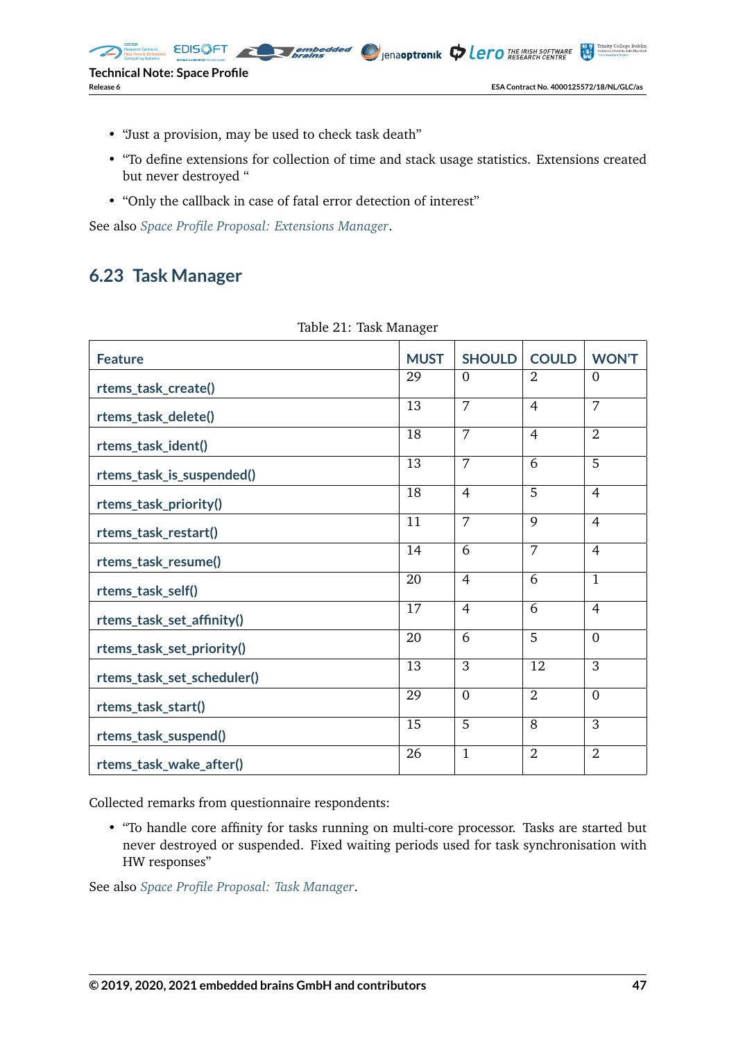- “Just a provision, may be used to check task death”
- “To define extensions for collection of time and stack usage statistics. Extensions created but never destroyed “
- “Only the callback in case of fatal error detection of interest”

See also *Space Profile Proposal: Extensions Manager*.

## 6.23 Task Manager

Table 21: Task Manager

| Feature | MUST | SHOULD | COULD | WON’T |
|---|---|---|---|---|
| rtems_task_create() | 29 | 0 | 2 | 0 |
| rtems_task_delete() | 13 | 7 | 4 | 7 |
| rtems_task_ident() | 18 | 7 | 4 | 2 |
| rtems_task_is_suspended() | 13 | 7 | 6 | 5 |
| rtems_task_priority() | 18 | 4 | 5 | 4 |
| rtems_task_restart() | 11 | 7 | 9 | 4 |
| rtems_task_resume() | 14 | 6 | 7 | 4 |
| rtems_task_self() | 20 | 4 | 6 | 1 |
| rtems_task_set_affinity() | 17 | 4 | 6 | 4 |
| rtems_task_set_priority() | 20 | 6 | 5 | 0 |
| rtems_task_set_scheduler() | 13 | 3 | 12 | 3 |
| rtems_task_start() | 29 | 0 | 2 | 0 |
| rtems_task_suspend() | 15 | 5 | 8 | 3 |
| rtems_task_wake_after() | 26 | 1 | 2 | 2 |

Collected remarks from questionnaire respondents:

- “To handle core affinity for tasks running on multi-core processor. Tasks are started but never destroyed or suspended. Fixed waiting periods used for task synchronisation with HW responses”

See also *Space Profile Proposal: Task Manager*.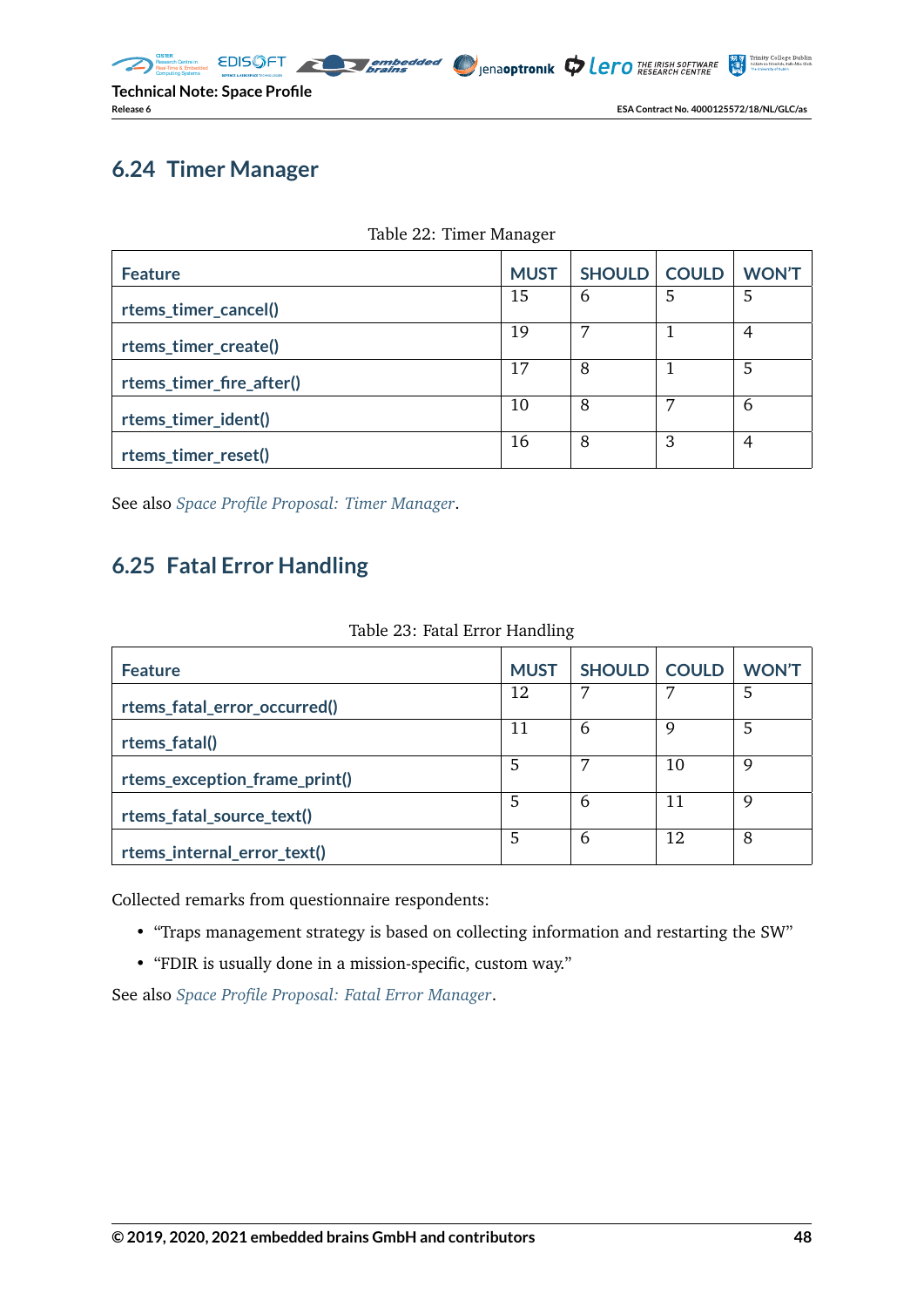## 6.24 Timer Manager

Table 22: Timer Manager

| Feature | MUST | SHOULD | COULD | WON'T |
|---|---|---|---|---|
| rtems_timer_cancel() | 15 | 6 | 5 | 5 |
| rtems_timer_create() | 19 | 7 | 1 | 4 |
| rtems_timer_fire_after() | 17 | 8 | 1 | 5 |
| rtems_timer_ident() | 10 | 8 | 7 | 6 |
| rtems_timer_reset() | 16 | 8 | 3 | 4 |

See also *Space Profile Proposal: Timer Manager*.

## 6.25 Fatal Error Handling

Table 23: Fatal Error Handling

| Feature | MUST | SHOULD | COULD | WON'T |
|---|---|---|---|---|
| rtems_fatal_error_occurred() | 12 | 7 | 7 | 5 |
| rtems_fatal() | 11 | 6 | 9 | 5 |
| rtems_exception_frame_print() | 5 | 7 | 10 | 9 |
| rtems_fatal_source_text() | 5 | 6 | 11 | 9 |
| rtems_internal_error_text() | 5 | 6 | 12 | 8 |

Collected remarks from questionnaire respondents:

- "Traps management strategy is based on collecting information and restarting the SW"
- "FDIR is usually done in a mission-specific, custom way."

See also *Space Profile Proposal: Fatal Error Manager*.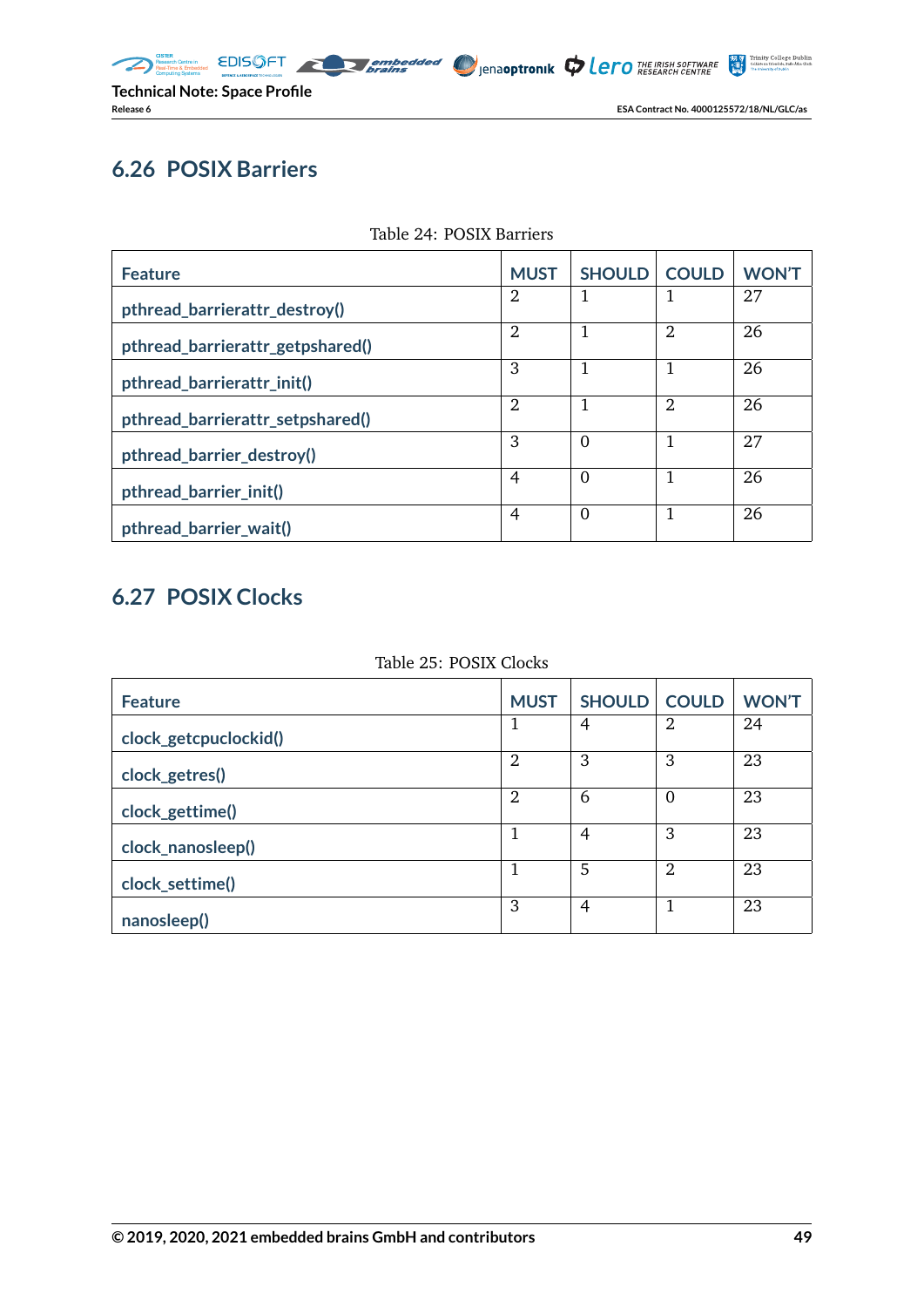## 6.26 POSIX Barriers

Table 24: POSIX Barriers

| Feature | MUST | SHOULD | COULD | WON'T |
|---|---|---|---|---|
| pthread_barrierattr_destroy() | 2 | 1 | 1 | 27 |
| pthread_barrierattr_getpshared() | 2 | 1 | 2 | 26 |
| pthread_barrierattr_init() | 3 | 1 | 1 | 26 |
| pthread_barrierattr_setpshared() | 2 | 1 | 2 | 26 |
| pthread_barrier_destroy() | 3 | 0 | 1 | 27 |
| pthread_barrier_init() | 4 | 0 | 1 | 26 |
| pthread_barrier_wait() | 4 | 0 | 1 | 26 |

## 6.27 POSIX Clocks

Table 25: POSIX Clocks

| Feature | MUST | SHOULD | COULD | WON'T |
|---|---|---|---|---|
| clock_getcpuclockid() | 1 | 4 | 2 | 24 |
| clock_getres() | 2 | 3 | 3 | 23 |
| clock_gettime() | 2 | 6 | 0 | 23 |
| clock_nanosleep() | 1 | 4 | 3 | 23 |
| clock_settime() | 1 | 5 | 2 | 23 |
| nanosleep() | 3 | 4 | 1 | 23 |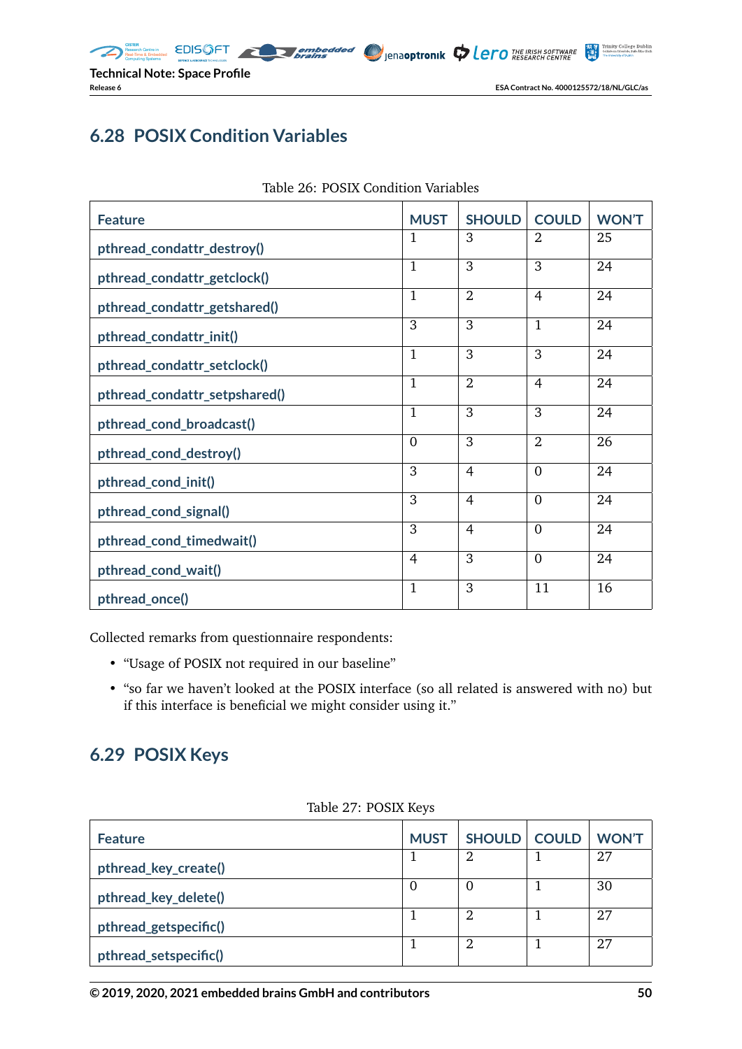## 6.28 POSIX Condition Variables

Table 26: POSIX Condition Variables

| Feature | MUST | SHOULD | COULD | WON'T |
|---|---|---|---|---|
| pthread_condattr_destroy() | 1 | 3 | 2 | 25 |
| pthread_condattr_getclock() | 1 | 3 | 3 | 24 |
| pthread_condattr_getshared() | 1 | 2 | 4 | 24 |
| pthread_condattr_init() | 3 | 3 | 1 | 24 |
| pthread_condattr_setclock() | 1 | 3 | 3 | 24 |
| pthread_condattr_setpshared() | 1 | 2 | 4 | 24 |
| pthread_cond_broadcast() | 1 | 3 | 3 | 24 |
| pthread_cond_destroy() | 0 | 3 | 2 | 26 |
| pthread_cond_init() | 3 | 4 | 0 | 24 |
| pthread_cond_signal() | 3 | 4 | 0 | 24 |
| pthread_cond_timedwait() | 3 | 4 | 0 | 24 |
| pthread_cond_wait() | 4 | 3 | 0 | 24 |
| pthread_once() | 1 | 3 | 11 | 16 |

Collected remarks from questionnaire respondents:

- "Usage of POSIX not required in our baseline"
- "so far we haven't looked at the POSIX interface (so all related is answered with no) but if this interface is beneficial we might consider using it."

## 6.29 POSIX Keys

Table 27: POSIX Keys

| Feature | MUST | SHOULD | COULD | WON'T |
|---|---|---|---|---|
| pthread_key_create() | 1 | 2 | 1 | 27 |
| pthread_key_delete() | 0 | 0 | 1 | 30 |
| pthread_getspecific() | 1 | 2 | 1 | 27 |
| pthread_setspecific() | 1 | 2 | 1 | 27 |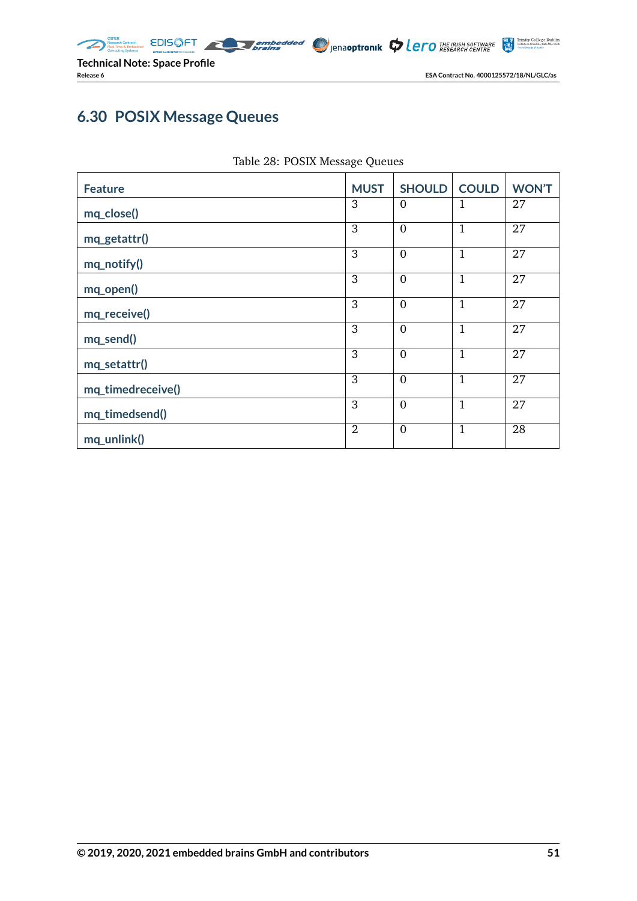## 6.30 POSIX Message Queues

Table 28: POSIX Message Queues

| Feature | MUST | SHOULD | COULD | WON'T |
|---|---|---|---|---|
| mq_close() | 3 | 0 | 1 | 27 |
| mq_getattr() | 3 | 0 | 1 | 27 |
| mq_notify() | 3 | 0 | 1 | 27 |
| mq_open() | 3 | 0 | 1 | 27 |
| mq_receive() | 3 | 0 | 1 | 27 |
| mq_send() | 3 | 0 | 1 | 27 |
| mq_setattr() | 3 | 0 | 1 | 27 |
| mq_timedreceive() | 3 | 0 | 1 | 27 |
| mq_timedsend() | 3 | 0 | 1 | 27 |
| mq_unlink() | 2 | 0 | 1 | 28 |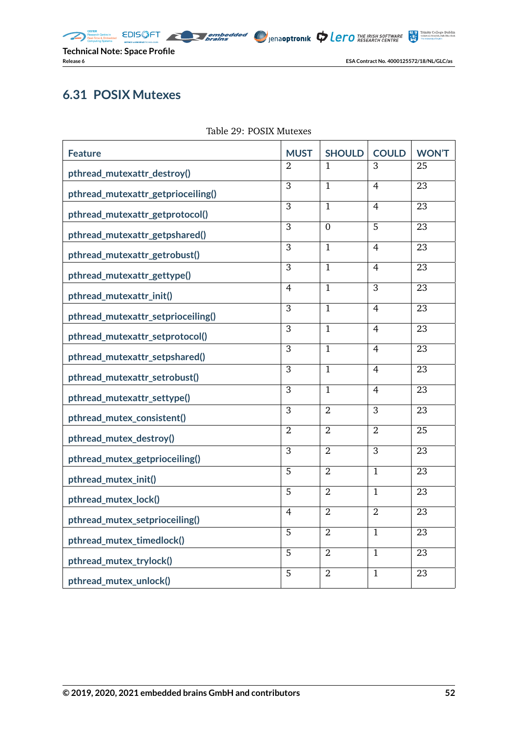## 6.31 POSIX Mutexes

Table 29: POSIX Mutexes

| Feature | MUST | SHOULD | COULD | WON'T |
|---|---|---|---|---|
| pthread_mutexattr_destroy() | 2 | 1 | 3 | 25 |
| pthread_mutexattr_getprioceiling() | 3 | 1 | 4 | 23 |
| pthread_mutexattr_getprotocol() | 3 | 1 | 4 | 23 |
| pthread_mutexattr_getpshared() | 3 | 0 | 5 | 23 |
| pthread_mutexattr_getrobust() | 3 | 1 | 4 | 23 |
| pthread_mutexattr_gettype() | 3 | 1 | 4 | 23 |
| pthread_mutexattr_init() | 4 | 1 | 3 | 23 |
| pthread_mutexattr_setprioceiling() | 3 | 1 | 4 | 23 |
| pthread_mutexattr_setprotocol() | 3 | 1 | 4 | 23 |
| pthread_mutexattr_setpshared() | 3 | 1 | 4 | 23 |
| pthread_mutexattr_setrobust() | 3 | 1 | 4 | 23 |
| pthread_mutexattr_settype() | 3 | 1 | 4 | 23 |
| pthread_mutex_consistent() | 3 | 2 | 3 | 23 |
| pthread_mutex_destroy() | 2 | 2 | 2 | 25 |
| pthread_mutex_getprioceiling() | 3 | 2 | 3 | 23 |
| pthread_mutex_init() | 5 | 2 | 1 | 23 |
| pthread_mutex_lock() | 5 | 2 | 1 | 23 |
| pthread_mutex_setprioceiling() | 4 | 2 | 2 | 23 |
| pthread_mutex_timedlock() | 5 | 2 | 1 | 23 |
| pthread_mutex_trylock() | 5 | 2 | 1 | 23 |
| pthread_mutex_unlock() | 5 | 2 | 1 | 23 |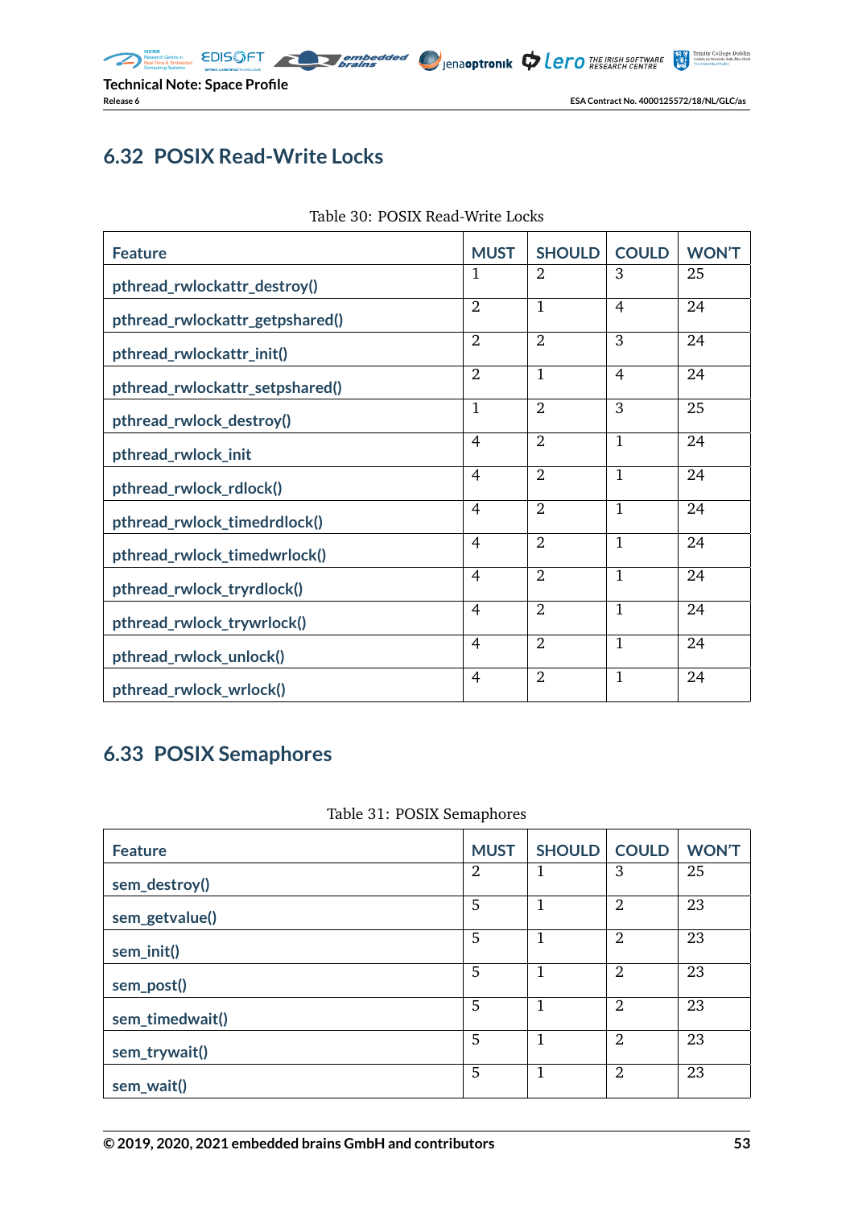## 6.32 POSIX Read-Write Locks

Table 30: POSIX Read-Write Locks

| Feature | MUST | SHOULD | COULD | WON'T |
|---|---|---|---|---|
| pthread_rwlockattr_destroy() | 1 | 2 | 3 | 25 |
| pthread_rwlockattr_getpshared() | 2 | 1 | 4 | 24 |
| pthread_rwlockattr_init() | 2 | 2 | 3 | 24 |
| pthread_rwlockattr_setpshared() | 2 | 1 | 4 | 24 |
| pthread_rwlock_destroy() | 1 | 2 | 3 | 25 |
| pthread_rwlock_init | 4 | 2 | 1 | 24 |
| pthread_rwlock_rdlock() | 4 | 2 | 1 | 24 |
| pthread_rwlock_timedrdlock() | 4 | 2 | 1 | 24 |
| pthread_rwlock_timedwrlock() | 4 | 2 | 1 | 24 |
| pthread_rwlock_tryrdlock() | 4 | 2 | 1 | 24 |
| pthread_rwlock_trywrlock() | 4 | 2 | 1 | 24 |
| pthread_rwlock_unlock() | 4 | 2 | 1 | 24 |
| pthread_rwlock_wrlock() | 4 | 2 | 1 | 24 |

## 6.33 POSIX Semaphores

Table 31: POSIX Semaphores

| Feature | MUST | SHOULD | COULD | WON'T |
|---|---|---|---|---|
| sem_destroy() | 2 | 1 | 3 | 25 |
| sem_getvalue() | 5 | 1 | 2 | 23 |
| sem_init() | 5 | 1 | 2 | 23 |
| sem_post() | 5 | 1 | 2 | 23 |
| sem_timedwait() | 5 | 1 | 2 | 23 |
| sem_trywait() | 5 | 1 | 2 | 23 |
| sem_wait() | 5 | 1 | 2 | 23 |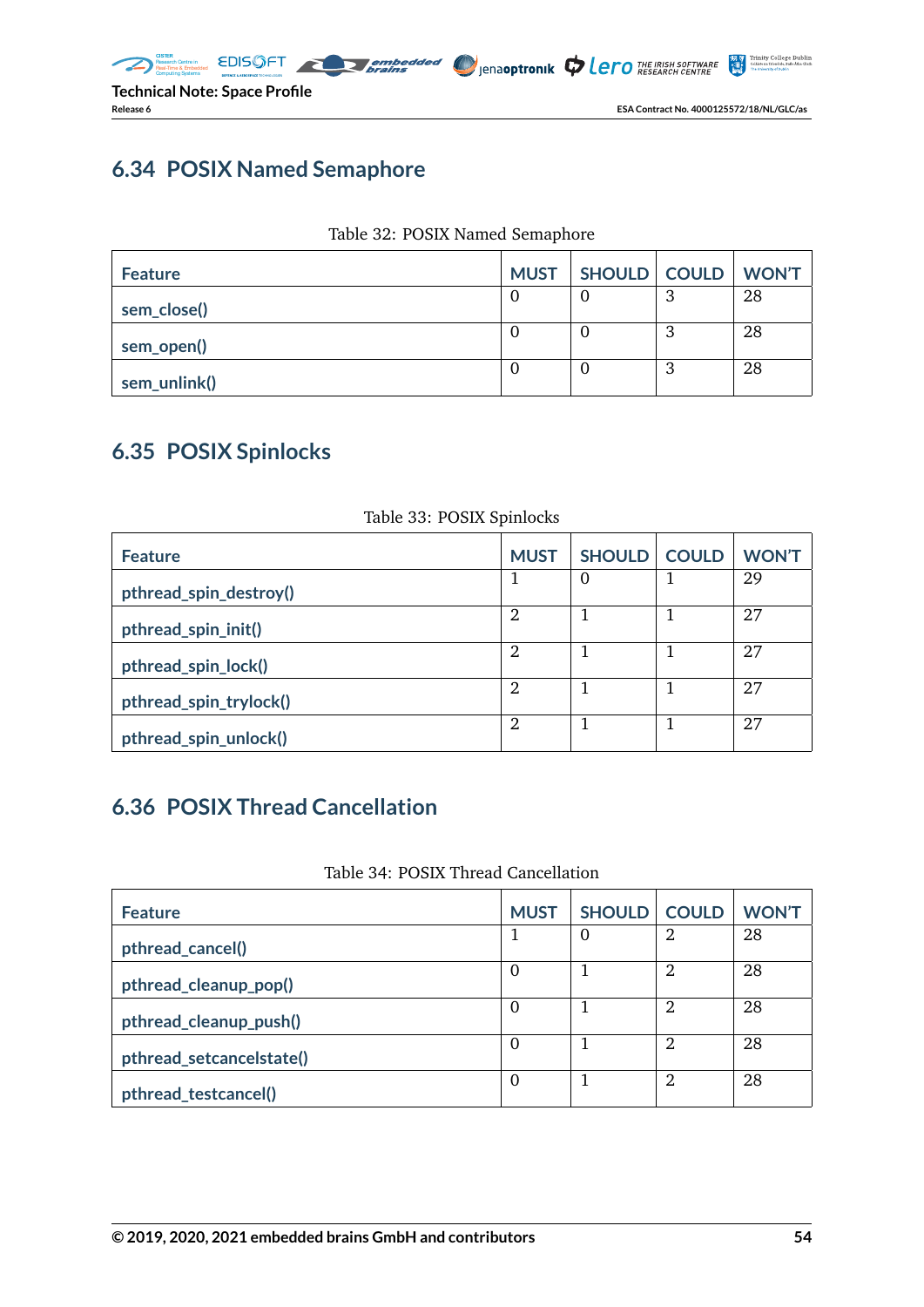## 6.34 POSIX Named Semaphore

Table 32: POSIX Named Semaphore

| Feature | MUST | SHOULD | COULD | WON'T |
|---|---|---|---|---|
| sem_close() | 0 | 0 | 3 | 28 |
| sem_open() | 0 | 0 | 3 | 28 |
| sem_unlink() | 0 | 0 | 3 | 28 |

## 6.35 POSIX Spinlocks

Table 33: POSIX Spinlocks

| Feature | MUST | SHOULD | COULD | WON'T |
|---|---|---|---|---|
| pthread_spin_destroy() | 1 | 0 | 1 | 29 |
| pthread_spin_init() | 2 | 1 | 1 | 27 |
| pthread_spin_lock() | 2 | 1 | 1 | 27 |
| pthread_spin_trylock() | 2 | 1 | 1 | 27 |
| pthread_spin_unlock() | 2 | 1 | 1 | 27 |

## 6.36 POSIX Thread Cancellation

Table 34: POSIX Thread Cancellation

| Feature | MUST | SHOULD | COULD | WON'T |
|---|---|---|---|---|
| pthread_cancel() | 1 | 0 | 2 | 28 |
| pthread_cleanup_pop() | 0 | 1 | 2 | 28 |
| pthread_cleanup_push() | 0 | 1 | 2 | 28 |
| pthread_setcancelstate() | 0 | 1 | 2 | 28 |
| pthread_testcancel() | 0 | 1 | 2 | 28 |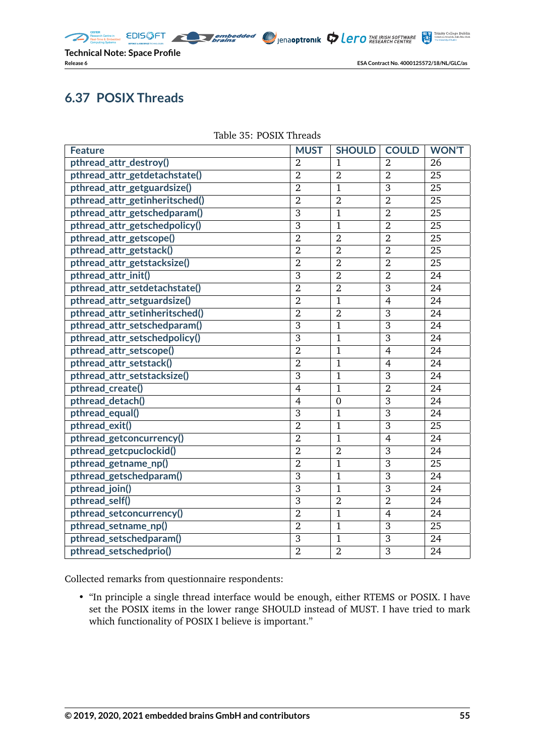## 6.37 POSIX Threads

Table 35: POSIX Threads

| Feature | MUST | SHOULD | COULD | WON'T |
|---|---|---|---|---|
| pthread_attr_destroy() | 2 | 1 | 2 | 26 |
| pthread_attr_getdetachstate() | 2 | 2 | 2 | 25 |
| pthread_attr_getguardsize() | 2 | 1 | 3 | 25 |
| pthread_attr_getinheritsched() | 2 | 2 | 2 | 25 |
| pthread_attr_getschedparam() | 3 | 1 | 2 | 25 |
| pthread_attr_getschedpolicy() | 3 | 1 | 2 | 25 |
| pthread_attr_getscope() | 2 | 2 | 2 | 25 |
| pthread_attr_getstack() | 2 | 2 | 2 | 25 |
| pthread_attr_getstacksize() | 2 | 2 | 2 | 25 |
| pthread_attr_init() | 3 | 2 | 2 | 24 |
| pthread_attr_setdetachstate() | 2 | 2 | 3 | 24 |
| pthread_attr_setguardsize() | 2 | 1 | 4 | 24 |
| pthread_attr_setinheritsched() | 2 | 2 | 3 | 24 |
| pthread_attr_setschedparam() | 3 | 1 | 3 | 24 |
| pthread_attr_setschedpolicy() | 3 | 1 | 3 | 24 |
| pthread_attr_setscope() | 2 | 1 | 4 | 24 |
| pthread_attr_setstack() | 2 | 1 | 4 | 24 |
| pthread_attr_setstacksize() | 3 | 1 | 3 | 24 |
| pthread_create() | 4 | 1 | 2 | 24 |
| pthread_detach() | 4 | 0 | 3 | 24 |
| pthread_equal() | 3 | 1 | 3 | 24 |
| pthread_exit() | 2 | 1 | 3 | 25 |
| pthread_getconcurrency() | 2 | 1 | 4 | 24 |
| pthread_getcpuclockid() | 2 | 2 | 3 | 24 |
| pthread_getname_np() | 2 | 1 | 3 | 25 |
| pthread_getschedparam() | 3 | 1 | 3 | 24 |
| pthread_join() | 3 | 1 | 3 | 24 |
| pthread_self() | 3 | 2 | 2 | 24 |
| pthread_setconcurrency() | 2 | 1 | 4 | 24 |
| pthread_setname_np() | 2 | 1 | 3 | 25 |
| pthread_setschedparam() | 3 | 1 | 3 | 24 |
| pthread_setschedprio() | 2 | 2 | 3 | 24 |

Collected remarks from questionnaire respondents:

- "In principle a single thread interface would be enough, either RTEMS or POSIX. I have set the POSIX items in the lower range SHOULD instead of MUST. I have tried to mark which functionality of POSIX I believe is important."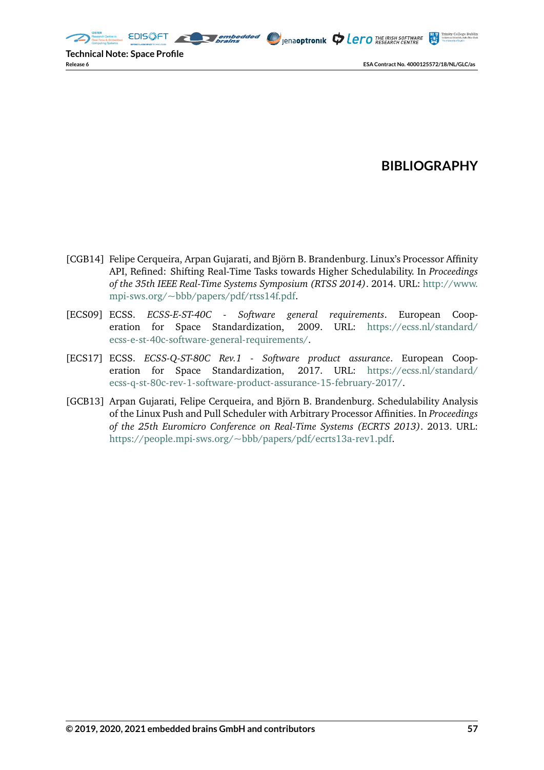# BIBLIOGRAPHY

[CGB14] Felipe Cerqueira, Arpan Gujarati, and Björn B. Brandenburg. Linux's Processor Affinity API, Refined: Shifting Real-Time Tasks towards Higher Schedulability. In *Proceedings of the 35th IEEE Real-Time Systems Symposium (RTSS 2014)*. 2014. URL: http://www.mpi-sws.org/~bbb/papers/pdf/rtss14f.pdf.

[ECS09] ECSS. *ECSS-E-ST-40C - Software general requirements*. European Cooperation for Space Standardization, 2009. URL: https://ecss.nl/standard/ecss-e-st-40c-software-general-requirements/.

[ECS17] ECSS. *ECSS-Q-ST-80C Rev.1 - Software product assurance*. European Cooperation for Space Standardization, 2017. URL: https://ecss.nl/standard/ecss-q-st-80c-rev-1-software-product-assurance-15-february-2017/.

[GCB13] Arpan Gujarati, Felipe Cerqueira, and Björn B. Brandenburg. Schedulability Analysis of the Linux Push and Pull Scheduler with Arbitrary Processor Affinities. In *Proceedings of the 25th Euromicro Conference on Real-Time Systems (ECRTS 2013)*. 2013. URL: https://people.mpi-sws.org/~bbb/papers/pdf/ecrts13a-rev1.pdf.